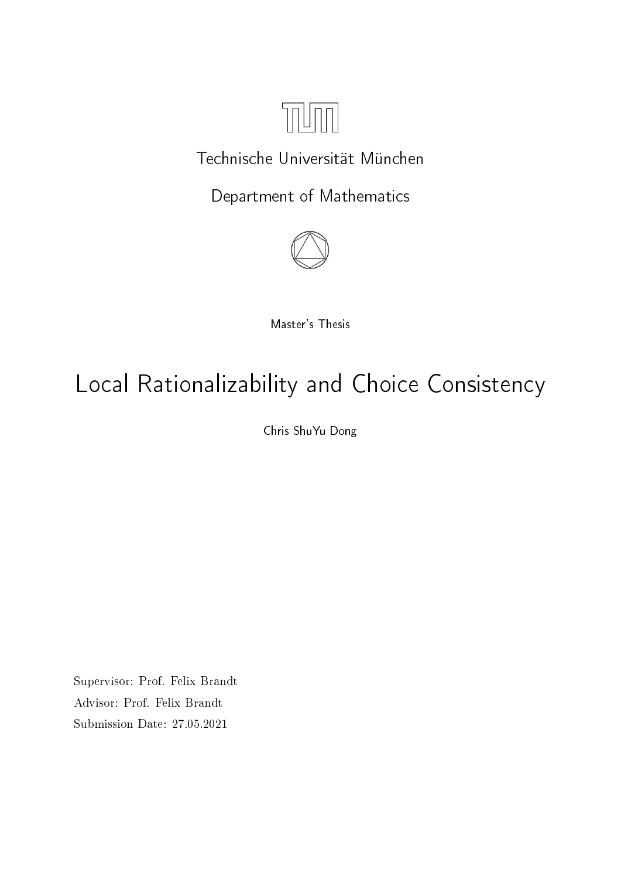Technische Universität München

Department of Mathematics

Master's Thesis

# Local Rationalizability and Choice Consistency

Chris ShuYu Dong

Supervisor: Prof. Felix Brandt

Advisor: Prof. Felix Brandt

Submission Date: 27.05.2021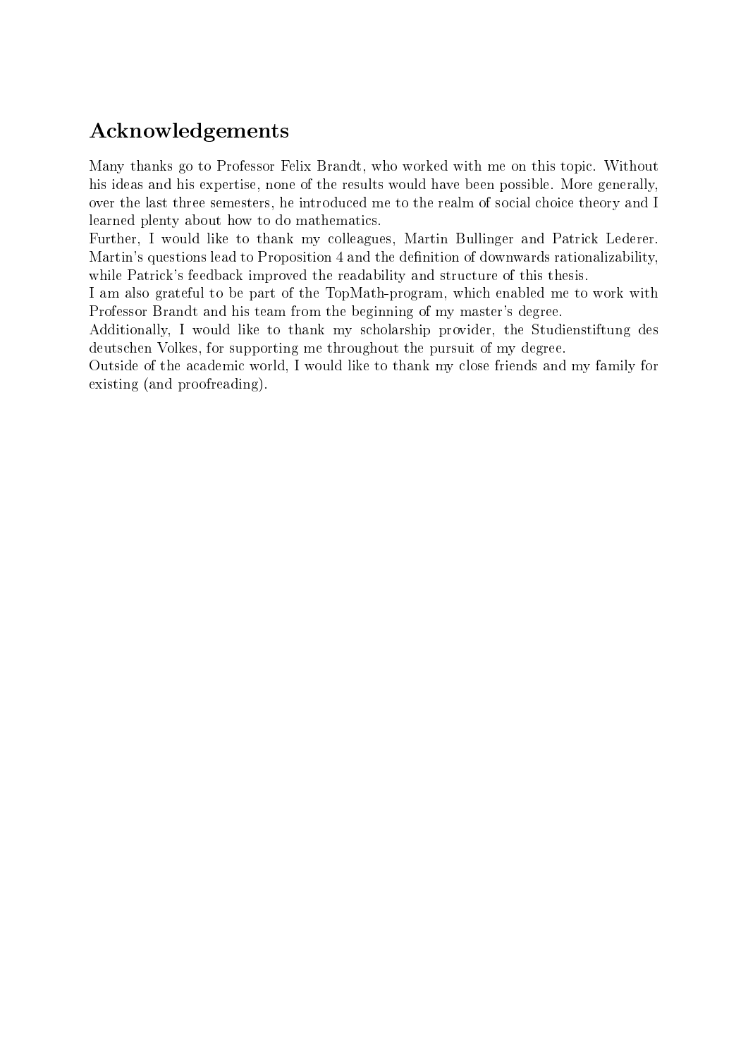## Acknowledgements

Many thanks go to Professor Felix Brandt, who worked with me on this topic. Without his ideas and his expertise, none of the results would have been possible. More generally, over the last three semesters, he introduced me to the realm of social choice theory and I learned plenty about how to do mathematics.

Further, I would like to thank my colleagues, Martin Bullinger and Patrick Lederer. Martin's questions lead to Proposition 4 and the definition of downwards rationalizability, while Patrick's feedback improved the readability and structure of this thesis.

I am also grateful to be part of the TopMath-program, which enabled me to work with Professor Brandt and his team from the beginning of my master's degree.

Additionally, I would like to thank my scholarship provider, the Studienstiftung des deutschen Volkes, for supporting me throughout the pursuit of my degree.

Outside of the academic world, I would like to thank my close friends and my family for existing (and proofreading).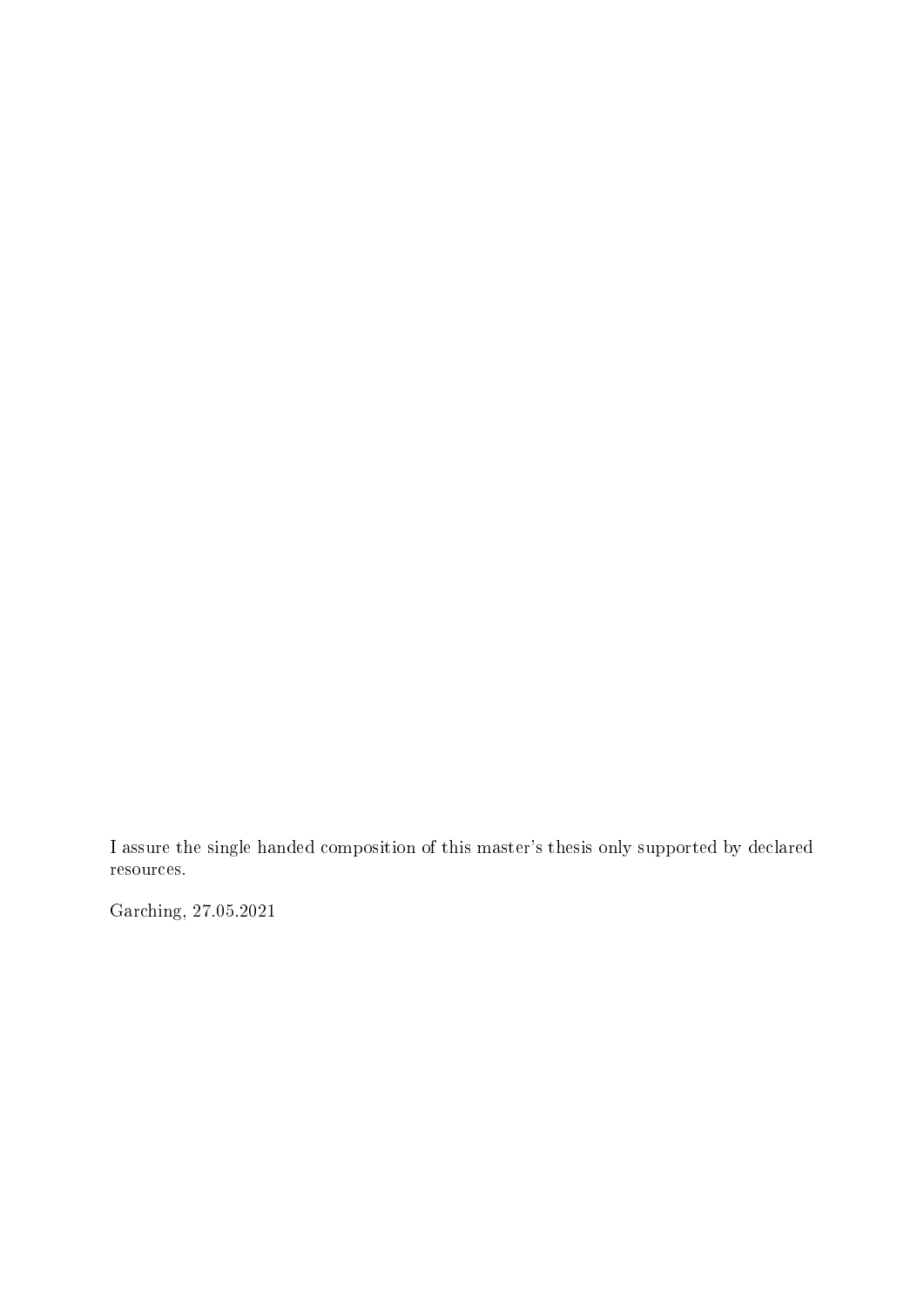I assure the single handed composition of this master's thesis only supported by declared resources.

Garching, 27.05.2021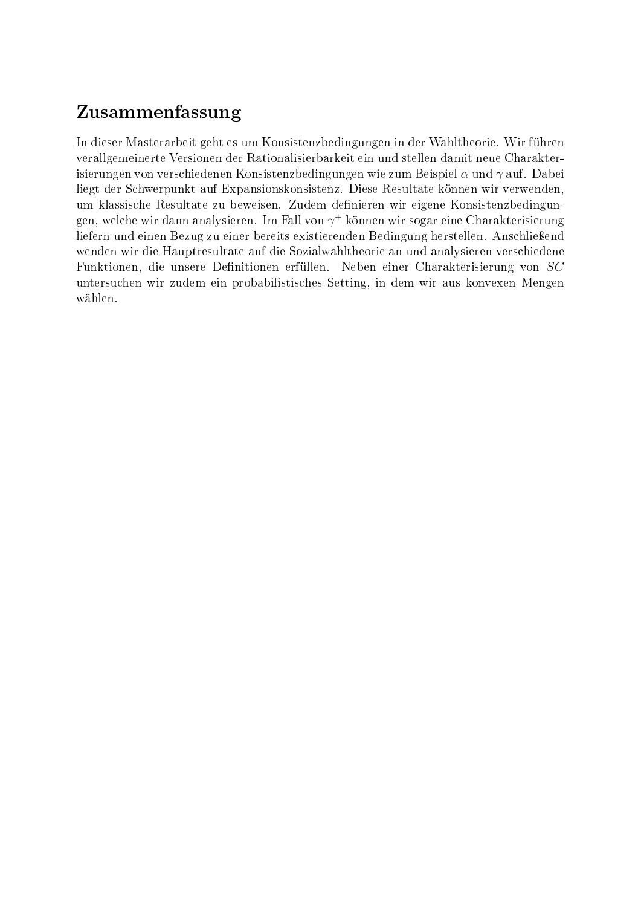## Zusammenfassung

In dieser Masterarbeit geht es um Konsistenzbedingungen in der Wahltheorie. Wir führen verallgemeinerte Versionen der Rationalisierbarkeit ein und stellen damit neue Charakterisierungen von verschiedenen Konsistenzbedingungen wie zum Beispiel $\alpha$ und $\gamma$ auf. Dabei liegt der Schwerpunkt auf Expansionskonsistenz. Diese Resultate können wir verwenden, um klassische Resultate zu beweisen. Zudem definieren wir eigene Konsistenzbedingungen, welche wir dann analysieren. Im Fall von $\gamma^+$ können wir sogar eine Charakterisierung liefern und einen Bezug zu einer bereits existierenden Bedingung herstellen. Anschließend wenden wir die Hauptresultate auf die Sozialwahltheorie an und analysieren verschiedene Funktionen, die unsere Definitionen erfüllen. Neben einer Charakterisierung von $SC$ untersuchen wir zudem ein probabilistisches Setting, in dem wir aus konvexen Mengen wählen.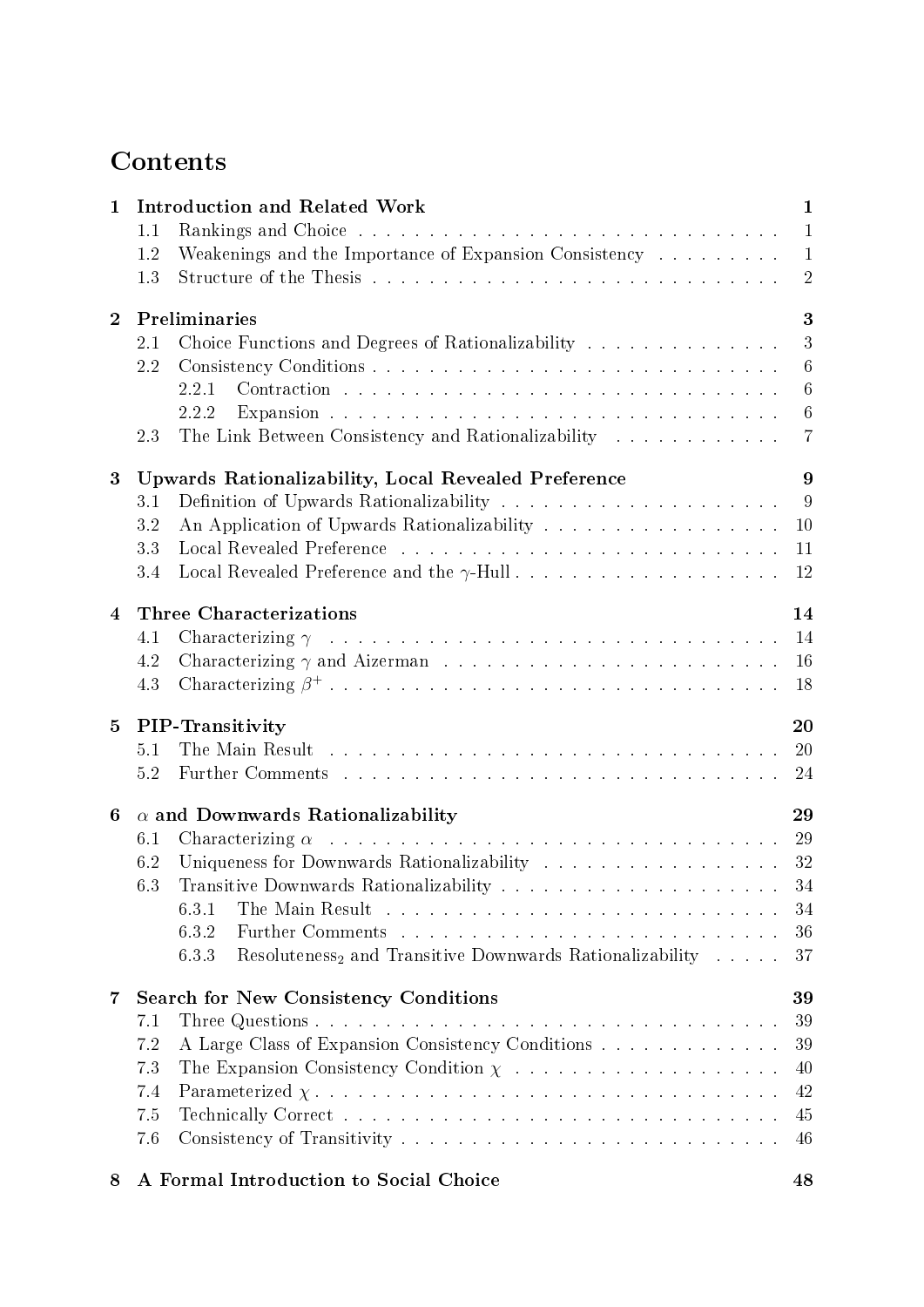# Contents

**1 Introduction and Related Work** — 1
- 1.1 Rankings and Choice — 1
- 1.2 Weakenings and the Importance of Expansion Consistency — 1
- 1.3 Structure of the Thesis — 2

**2 Preliminaries** — 3
- 2.1 Choice Functions and Degrees of Rationalizability — 3
- 2.2 Consistency Conditions — 6
  - 2.2.1 Contraction — 6
  - 2.2.2 Expansion — 6
- 2.3 The Link Between Consistency and Rationalizability — 7

**3 Upwards Rationalizability, Local Revealed Preference** — 9
- 3.1 Definition of Upwards Rationalizability — 9
- 3.2 An Application of Upwards Rationalizability — 10
- 3.3 Local Revealed Preference — 11
- 3.4 Local Revealed Preference and the $\gamma$-Hull — 12

**4 Three Characterizations** — 14
- 4.1 Characterizing $\gamma$ — 14
- 4.2 Characterizing $\gamma$ and Aizerman — 16
- 4.3 Characterizing $\beta^+$ — 18

**5 PIP-Transitivity** — 20
- 5.1 The Main Result — 20
- 5.2 Further Comments — 24

**6 $\alpha$ and Downwards Rationalizability** — 29
- 6.1 Characterizing $\alpha$ — 29
- 6.2 Uniqueness for Downwards Rationalizability — 32
- 6.3 Transitive Downwards Rationalizability — 34
  - 6.3.1 The Main Result — 34
  - 6.3.2 Further Comments — 36
  - 6.3.3 Resoluteness$_2$ and Transitive Downwards Rationalizability — 37

**7 Search for New Consistency Conditions** — 39
- 7.1 Three Questions — 39
- 7.2 A Large Class of Expansion Consistency Conditions — 39
- 7.3 The Expansion Consistency Condition $\chi$ — 40
- 7.4 Parameterized $\chi$ — 42
- 7.5 Technically Correct — 45
- 7.6 Consistency of Transitivity — 46

**8 A Formal Introduction to Social Choice** — 48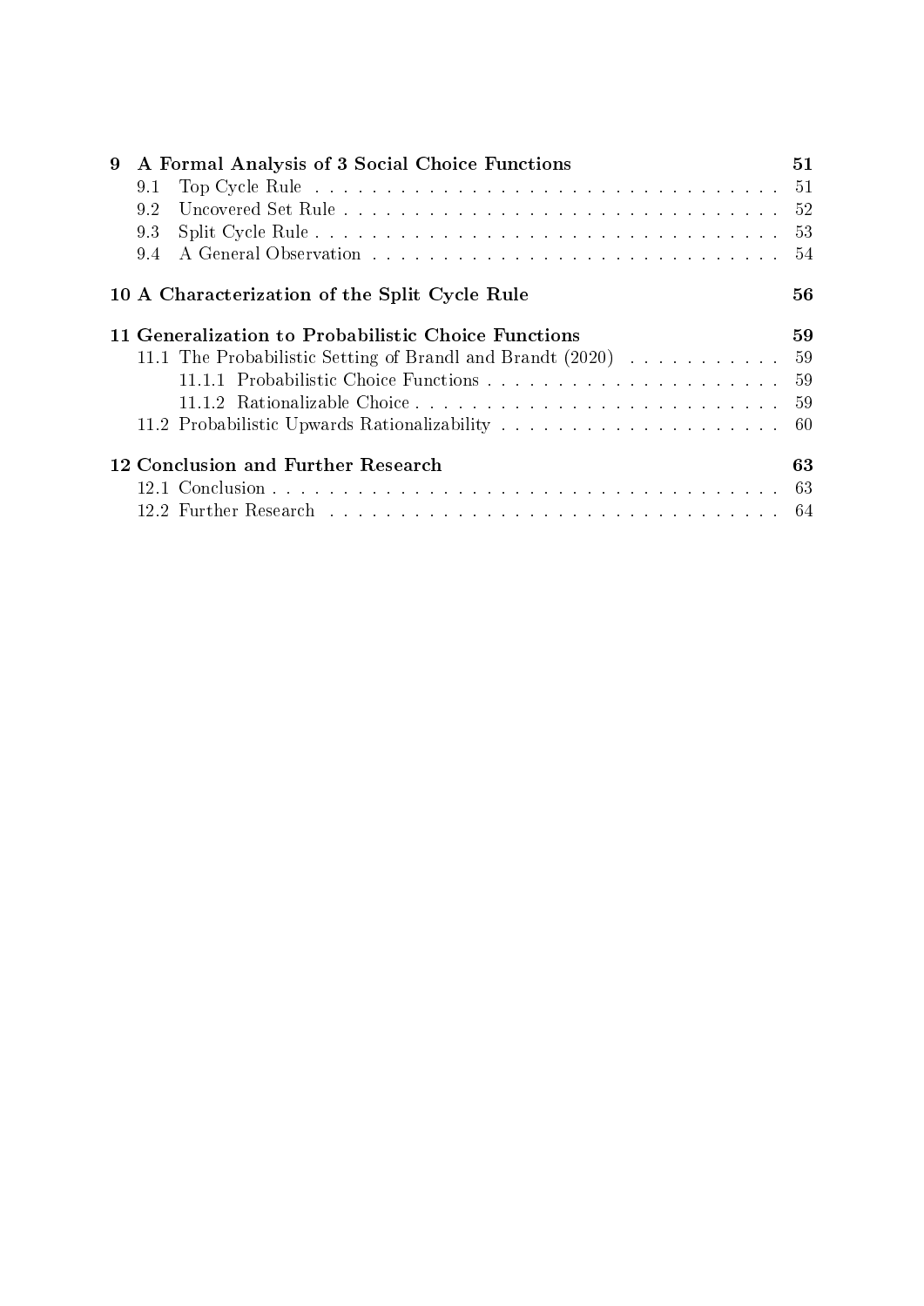**9 A Formal Analysis of 3 Social Choice Functions** 51
- 9.1 Top Cycle Rule 51
- 9.2 Uncovered Set Rule 52
- 9.3 Split Cycle Rule 53
- 9.4 A General Observation 54

**10 A Characterization of the Split Cycle Rule** 56

**11 Generalization to Probabilistic Choice Functions** 59
- 11.1 The Probabilistic Setting of Brandl and Brandt (2020) 59
  - 11.1.1 Probabilistic Choice Functions 59
  - 11.1.2 Rationalizable Choice 59
- 11.2 Probabilistic Upwards Rationalizability 60

**12 Conclusion and Further Research** 63
- 12.1 Conclusion 63
- 12.2 Further Research 64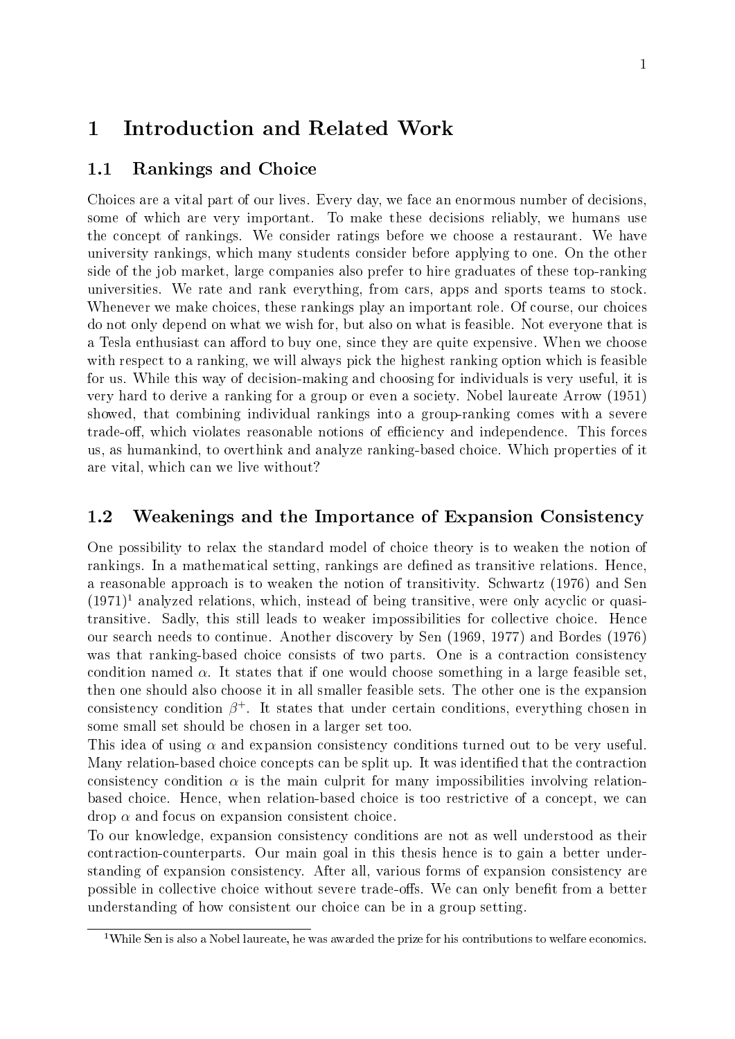# 1 Introduction and Related Work

## 1.1 Rankings and Choice

Choices are a vital part of our lives. Every day, we face an enormous number of decisions, some of which are very important. To make these decisions reliably, we humans use the concept of rankings. We consider ratings before we choose a restaurant. We have university rankings, which many students consider before applying to one. On the other side of the job market, large companies also prefer to hire graduates of these top-ranking universities. We rate and rank everything, from cars, apps and sports teams to stock. Whenever we make choices, these rankings play an important role. Of course, our choices do not only depend on what we wish for, but also on what is feasible. Not everyone that is a Tesla enthusiast can afford to buy one, since they are quite expensive. When we choose with respect to a ranking, we will always pick the highest ranking option which is feasible for us. While this way of decision-making and choosing for individuals is very useful, it is very hard to derive a ranking for a group or even a society. Nobel laureate Arrow (1951) showed, that combining individual rankings into a group-ranking comes with a severe trade-off, which violates reasonable notions of efficiency and independence. This forces us, as humankind, to overthink and analyze ranking-based choice. Which properties of it are vital, which can we live without?

## 1.2 Weakenings and the Importance of Expansion Consistency

One possibility to relax the standard model of choice theory is to weaken the notion of rankings. In a mathematical setting, rankings are defined as transitive relations. Hence, a reasonable approach is to weaken the notion of transitivity. Schwartz (1976) and Sen (1971)[1] analyzed relations, which, instead of being transitive, were only acyclic or quasi-transitive. Sadly, this still leads to weaker impossibilities for collective choice. Hence our search needs to continue. Another discovery by Sen (1969, 1977) and Bordes (1976) was that ranking-based choice consists of two parts. One is a contraction consistency condition named $\alpha$. It states that if one would choose something in a large feasible set, then one should also choose it in all smaller feasible sets. The other one is the expansion consistency condition $\beta^+$. It states that under certain conditions, everything chosen in some small set should be chosen in a larger set too.

This idea of using $\alpha$ and expansion consistency conditions turned out to be very useful. Many relation-based choice concepts can be split up. It was identified that the contraction consistency condition $\alpha$ is the main culprit for many impossibilities involving relation-based choice. Hence, when relation-based choice is too restrictive of a concept, we can drop $\alpha$ and focus on expansion consistent choice.

To our knowledge, expansion consistency conditions are not as well understood as their contraction-counterparts. Our main goal in this thesis hence is to gain a better understanding of expansion consistency. After all, various forms of expansion consistency are possible in collective choice without severe trade-offs. We can only benefit from a better understanding of how consistent our choice can be in a group setting.

[1] While Sen is also a Nobel laureate, he was awarded the prize for his contributions to welfare economics.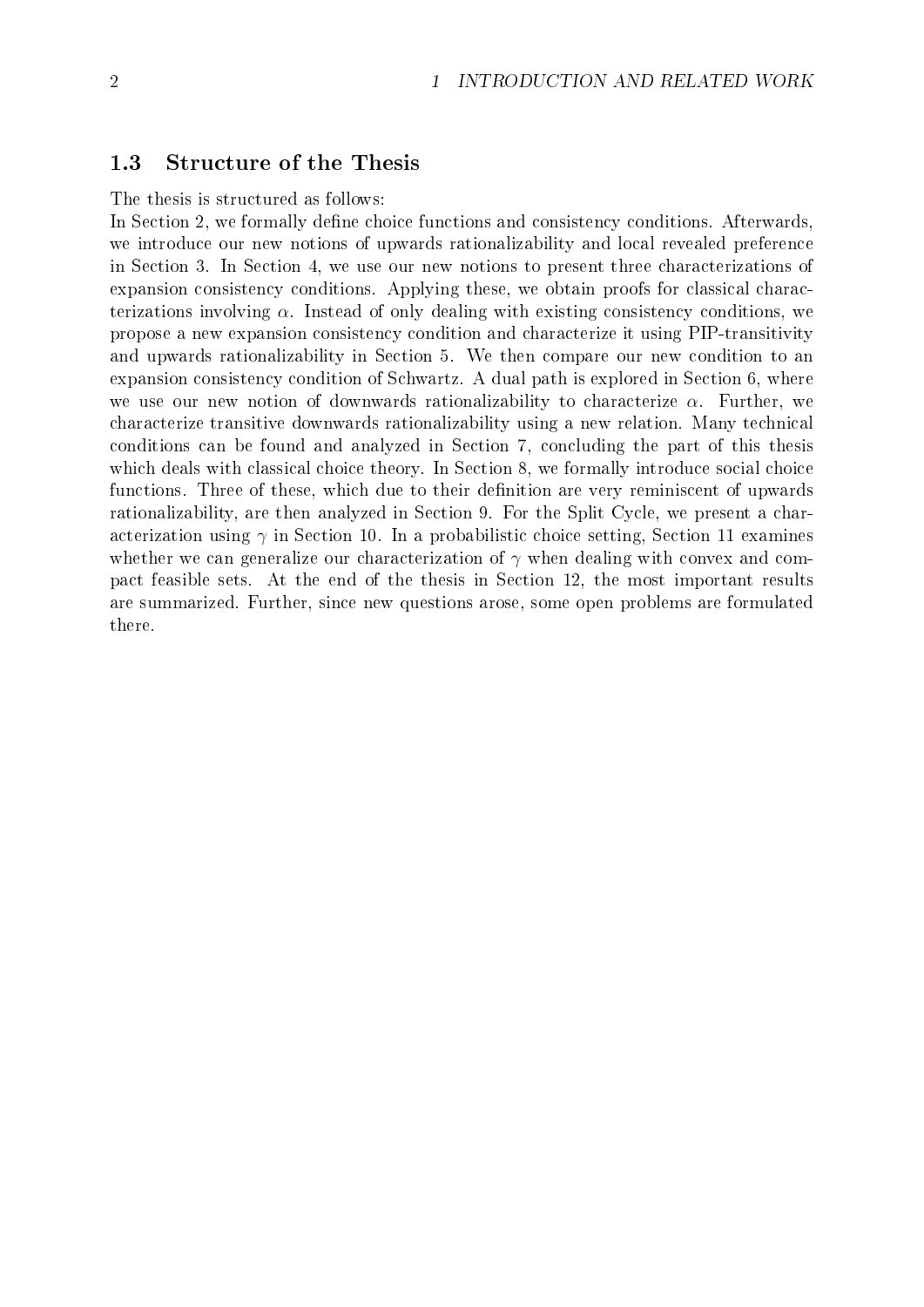### 1.3 Structure of the Thesis

The thesis is structured as follows:
In Section 2, we formally define choice functions and consistency conditions. Afterwards, we introduce our new notions of upwards rationalizability and local revealed preference in Section 3. In Section 4, we use our new notions to present three characterizations of expansion consistency conditions. Applying these, we obtain proofs for classical characterizations involving $\alpha$. Instead of only dealing with existing consistency conditions, we propose a new expansion consistency condition and characterize it using PIP-transitivity and upwards rationalizability in Section 5. We then compare our new condition to an expansion consistency condition of Schwartz. A dual path is explored in Section 6, where we use our new notion of downwards rationalizability to characterize $\alpha$. Further, we characterize transitive downwards rationalizability using a new relation. Many technical conditions can be found and analyzed in Section 7, concluding the part of this thesis which deals with classical choice theory. In Section 8, we formally introduce social choice functions. Three of these, which due to their definition are very reminiscent of upwards rationalizability, are then analyzed in Section 9. For the Split Cycle, we present a characterization using $\gamma$ in Section 10. In a probabilistic choice setting, Section 11 examines whether we can generalize our characterization of $\gamma$ when dealing with convex and compact feasible sets. At the end of the thesis in Section 12, the most important results are summarized. Further, since new questions arose, some open problems are formulated there.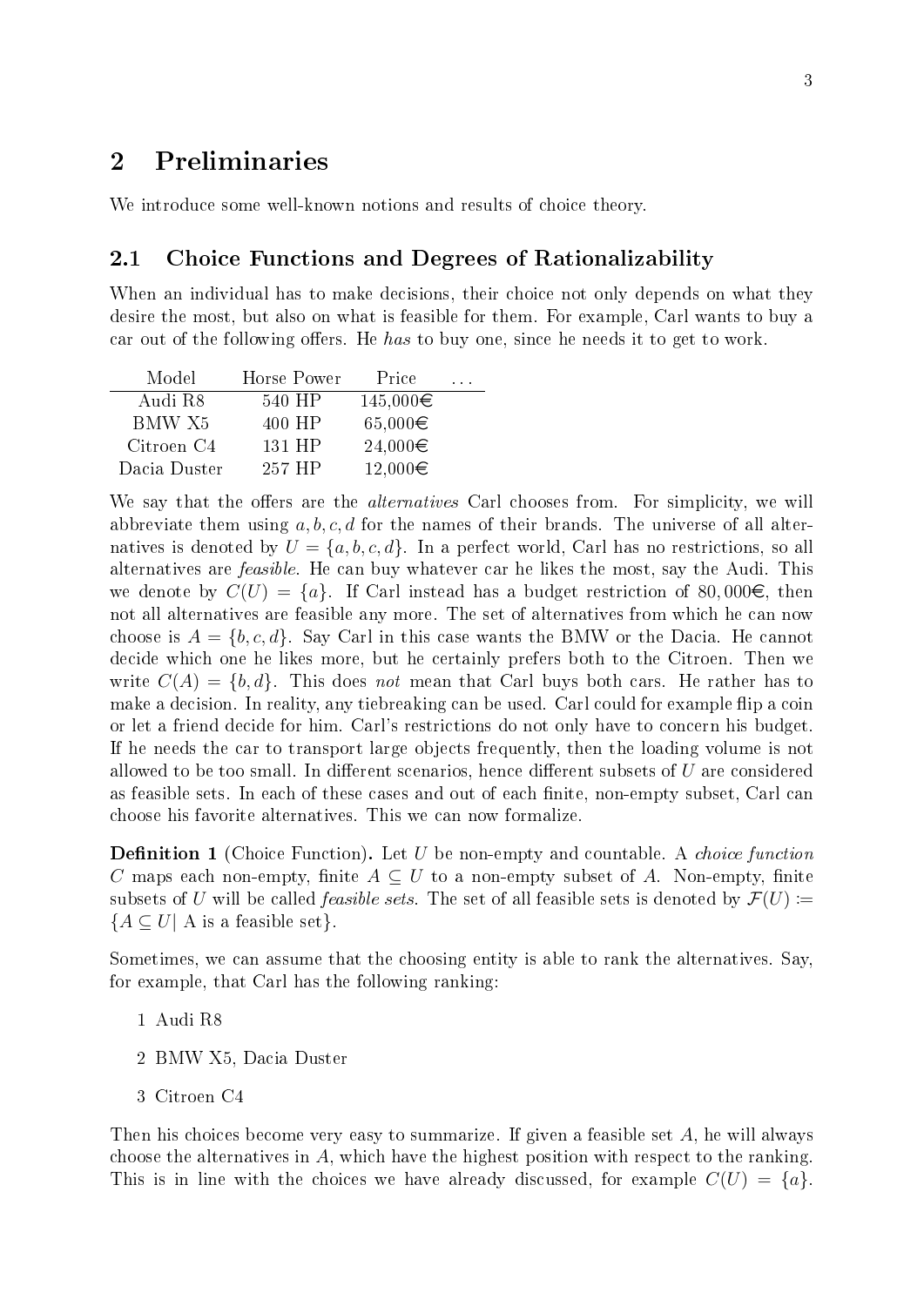# 2 Preliminaries

We introduce some well-known notions and results of choice theory.

## 2.1 Choice Functions and Degrees of Rationalizability

When an individual has to make decisions, their choice not only depends on what they desire the most, but also on what is feasible for them. For example, Carl wants to buy a car out of the following offers. He *has* to buy one, since he needs it to get to work.

| Model | Horse Power | Price | ... |
|---|---|---|---|
| Audi R8 | 540 HP | 145,000€ | |
| BMW X5 | 400 HP | 65,000€ | |
| Citroen C4 | 131 HP | 24,000€ | |
| Dacia Duster | 257 HP | 12,000€ | |

We say that the offers are the *alternatives* Carl chooses from. For simplicity, we will abbreviate them using $a, b, c, d$ for the names of their brands. The universe of all alternatives is denoted by $U = \{a, b, c, d\}$. In a perfect world, Carl has no restrictions, so all alternatives are *feasible*. He can buy whatever car he likes the most, say the Audi. This we denote by $C(U) = \{a\}$. If Carl instead has a budget restriction of $80,000$€, then not all alternatives are feasible any more. The set of alternatives from which he can now choose is $A = \{b, c, d\}$. Say Carl in this case wants the BMW or the Dacia. He cannot decide which one he likes more, but he certainly prefers both to the Citroen. Then we write $C(A) = \{b, d\}$. This does *not* mean that Carl buys both cars. He rather has to make a decision. In reality, any tiebreaking can be used. Carl could for example flip a coin or let a friend decide for him. Carl's restrictions do not only have to concern his budget. If he needs the car to transport large objects frequently, then the loading volume is not allowed to be too small. In different scenarios, hence different subsets of $U$ are considered as feasible sets. In each of these cases and out of each finite, non-empty subset, Carl can choose his favorite alternatives. This we can now formalize.

**Definition 1** (Choice Function)**.** Let $U$ be non-empty and countable. A *choice function* $C$ maps each non-empty, finite $A \subseteq U$ to a non-empty subset of $A$. Non-empty, finite subsets of $U$ will be called *feasible sets*. The set of all feasible sets is denoted by $\mathcal{F}(U) := \{A \subseteq U |\ \text{A is a feasible set}\}$.

Sometimes, we can assume that the choosing entity is able to rank the alternatives. Say, for example, that Carl has the following ranking:

1 Audi R8

2 BMW X5, Dacia Duster

3 Citroen C4

Then his choices become very easy to summarize. If given a feasible set $A$, he will always choose the alternatives in $A$, which have the highest position with respect to the ranking. This is in line with the choices we have already discussed, for example $C(U) = \{a\}$.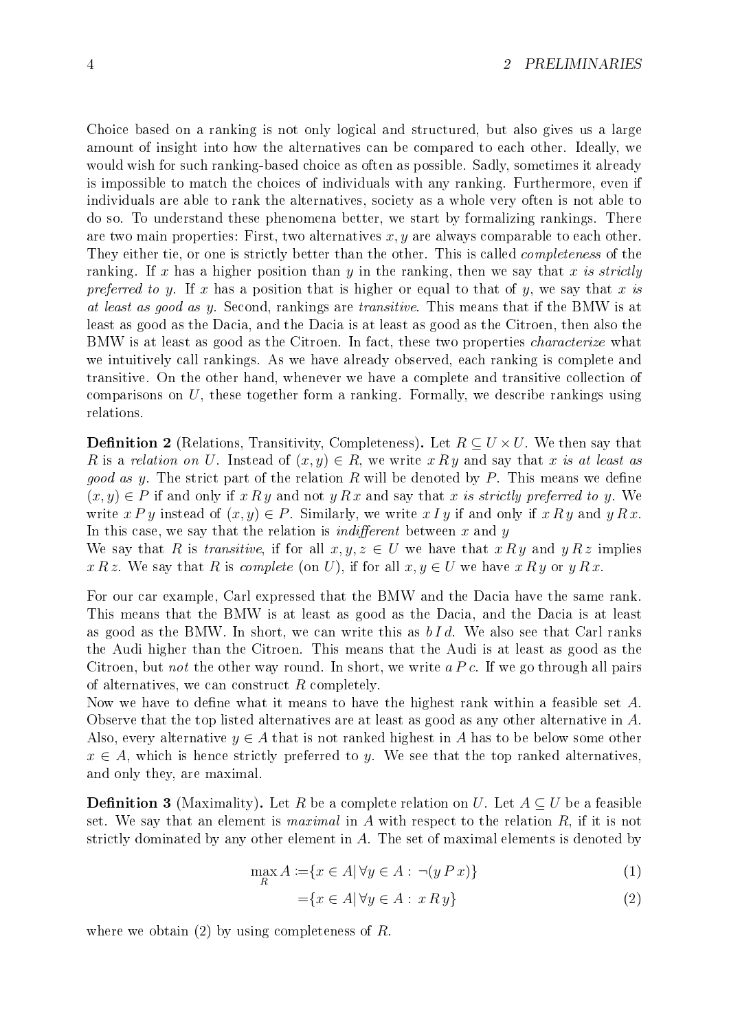Choice based on a ranking is not only logical and structured, but also gives us a large amount of insight into how the alternatives can be compared to each other. Ideally, we would wish for such ranking-based choice as often as possible. Sadly, sometimes it already is impossible to match the choices of individuals with any ranking. Furthermore, even if individuals are able to rank the alternatives, society as a whole very often is not able to do so. To understand these phenomena better, we start by formalizing rankings. There are two main properties: First, two alternatives $x, y$ are always comparable to each other. They either tie, or one is strictly better than the other. This is called *completeness* of the ranking. If $x$ has a higher position than $y$ in the ranking, then we say that *$x$ is strictly preferred to $y$*. If $x$ has a position that is higher or equal to that of $y$, we say that *$x$ is at least as good as $y$*. Second, rankings are *transitive*. This means that if the BMW is at least as good as the Dacia, and the Dacia is at least as good as the Citroen, then also the BMW is at least as good as the Citroen. In fact, these two properties *characterize* what we intuitively call rankings. As we have already observed, each ranking is complete and transitive. On the other hand, whenever we have a complete and transitive collection of comparisons on $U$, these together form a ranking. Formally, we describe rankings using relations.

**Definition 2** (Relations, Transitivity, Completeness)**.** Let $R \subseteq U \times U$. We then say that $R$ is a *relation on $U$*. Instead of $(x, y) \in R$, we write $x\,R\,y$ and say that *$x$ is at least as good as $y$*. The strict part of the relation $R$ will be denoted by $P$. This means we define $(x, y) \in P$ if and only if $x\,R\,y$ and not $y\,R\,x$ and say that *$x$ is strictly preferred to $y$*. We write $x\,P\,y$ instead of $(x, y) \in P$. Similarly, we write $x\,I\,y$ if and only if $x\,R\,y$ and $y\,R\,x$. In this case, we say that the relation is *indifferent* between $x$ and $y$

We say that $R$ is *transitive*, if for all $x, y, z \in U$ we have that $x\,R\,y$ and $y\,R\,z$ implies $x\,R\,z$. We say that $R$ is *complete* (on $U$), if for all $x, y \in U$ we have $x\,R\,y$ or $y\,R\,x$.

For our car example, Carl expressed that the BMW and the Dacia have the same rank. This means that the BMW is at least as good as the Dacia, and the Dacia is at least as good as the BMW. In short, we can write this as $b\,I\,d$. We also see that Carl ranks the Audi higher than the Citroen. This means that the Audi is at least as good as the Citroen, but *not* the other way round. In short, we write $a\,P\,c$. If we go through all pairs of alternatives, we can construct $R$ completely.

Now we have to define what it means to have the highest rank within a feasible set $A$. Observe that the top listed alternatives are at least as good as any other alternative in $A$. Also, every alternative $y \in A$ that is not ranked highest in $A$ has to be below some other $x \in A$, which is hence strictly preferred to $y$. We see that the top ranked alternatives, and only they, are maximal.

**Definition 3** (Maximality)**.** Let $R$ be a complete relation on $U$. Let $A \subseteq U$ be a feasible set. We say that an element is *maximal* in $A$ with respect to the relation $R$, if it is not strictly dominated by any other element in $A$. The set of maximal elements is denoted by

$$\max_R A := \{x \in A \mid \forall y \in A : \neg(y\,P\,x)\} \tag{1}$$

$$= \{x \in A \mid \forall y \in A : x\,R\,y\} \tag{2}$$

where we obtain (2) by using completeness of $R$.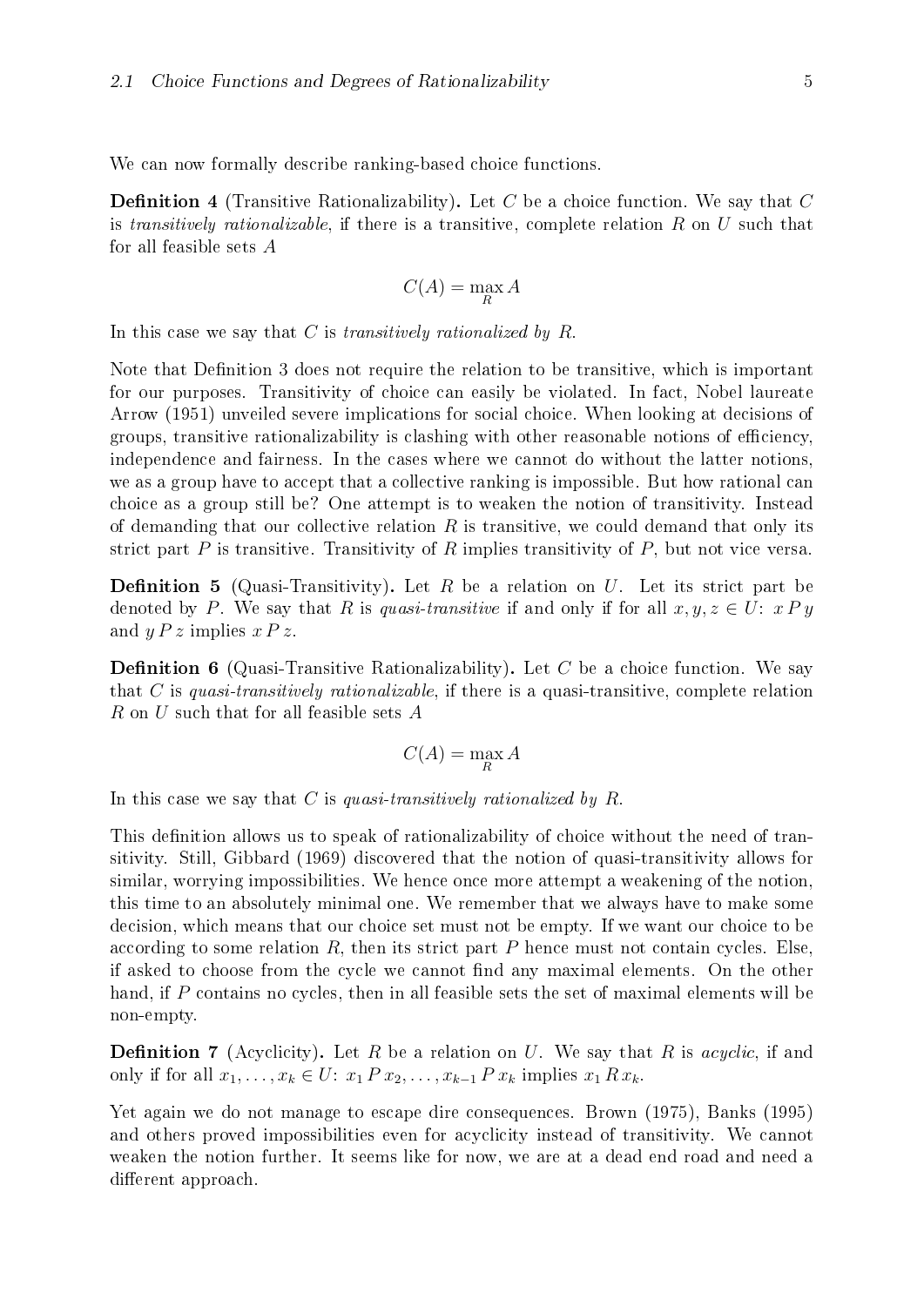We can now formally describe ranking-based choice functions.

**Definition 4** (Transitive Rationalizability)**.** Let $C$ be a choice function. We say that $C$ is *transitively rationalizable*, if there is a transitive, complete relation $R$ on $U$ such that for all feasible sets $A$

$$C(A) = \max_R A$$

In this case we say that $C$ is *transitively rationalized by R*.

Note that Definition 3 does not require the relation to be transitive, which is important for our purposes. Transitivity of choice can easily be violated. In fact, Nobel laureate Arrow (1951) unveiled severe implications for social choice. When looking at decisions of groups, transitive rationalizability is clashing with other reasonable notions of efficiency, independence and fairness. In the cases where we cannot do without the latter notions, we as a group have to accept that a collective ranking is impossible. But how rational can choice as a group still be? One attempt is to weaken the notion of transitivity. Instead of demanding that our collective relation $R$ is transitive, we could demand that only its strict part $P$ is transitive. Transitivity of $R$ implies transitivity of $P$, but not vice versa.

**Definition 5** (Quasi-Transitivity)**.** Let $R$ be a relation on $U$. Let its strict part be denoted by $P$. We say that $R$ is *quasi-transitive* if and only if for all $x, y, z \in U$: $x\,P\,y$ and $y\,P\,z$ implies $x\,P\,z$.

**Definition 6** (Quasi-Transitive Rationalizability)**.** Let $C$ be a choice function. We say that $C$ is *quasi-transitively rationalizable*, if there is a quasi-transitive, complete relation $R$ on $U$ such that for all feasible sets $A$

$$C(A) = \max_R A$$

In this case we say that $C$ is *quasi-transitively rationalized by R*.

This definition allows us to speak of rationalizability of choice without the need of transitivity. Still, Gibbard (1969) discovered that the notion of quasi-transitivity allows for similar, worrying impossibilities. We hence once more attempt a weakening of the notion, this time to an absolutely minimal one. We remember that we always have to make some decision, which means that our choice set must not be empty. If we want our choice to be according to some relation $R$, then its strict part $P$ hence must not contain cycles. Else, if asked to choose from the cycle we cannot find any maximal elements. On the other hand, if $P$ contains no cycles, then in all feasible sets the set of maximal elements will be non-empty.

**Definition 7** (Acyclicity)**.** Let $R$ be a relation on $U$. We say that $R$ is *acyclic*, if and only if for all $x_1, \ldots, x_k \in U$: $x_1\,P\,x_2, \ldots, x_{k-1}\,P\,x_k$ implies $x_1\,R\,x_k$.

Yet again we do not manage to escape dire consequences. Brown (1975), Banks (1995) and others proved impossibilities even for acyclicity instead of transitivity. We cannot weaken the notion further. It seems like for now, we are at a dead end road and need a different approach.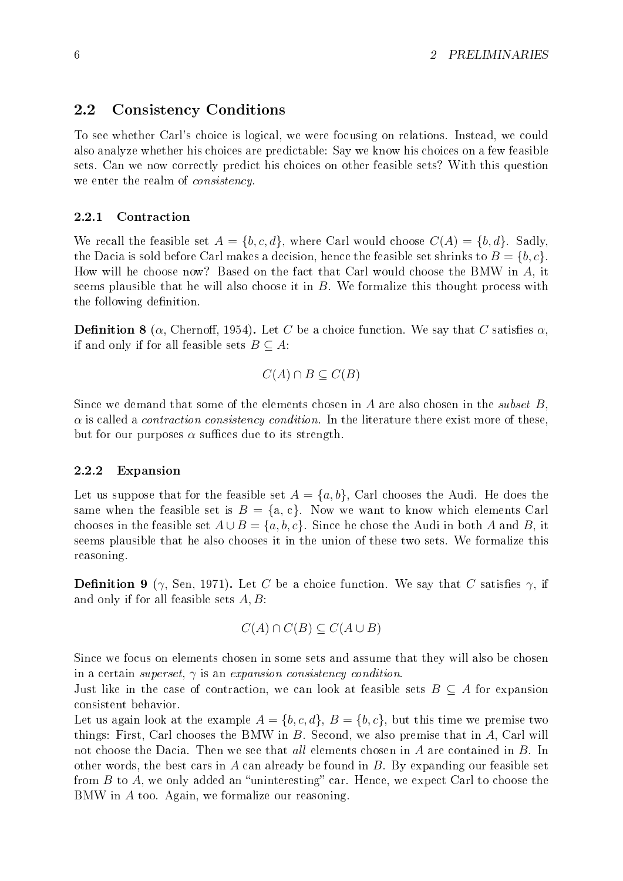## 2.2 Consistency Conditions

To see whether Carl's choice is logical, we were focusing on relations. Instead, we could also analyze whether his choices are predictable: Say we know his choices on a few feasible sets. Can we now correctly predict his choices on other feasible sets? With this question we enter the realm of *consistency*.

### 2.2.1 Contraction

We recall the feasible set $A = \{b, c, d\}$, where Carl would choose $C(A) = \{b, d\}$. Sadly, the Dacia is sold before Carl makes a decision, hence the feasible set shrinks to $B = \{b, c\}$. How will he choose now? Based on the fact that Carl would choose the BMW in $A$, it seems plausible that he will also choose it in $B$. We formalize this thought process with the following definition.

**Definition 8** ($\alpha$, Chernoff, 1954)**.** Let $C$ be a choice function. We say that $C$ satisfies $\alpha$, if and only if for all feasible sets $B \subseteq A$:

$$C(A) \cap B \subseteq C(B)$$

Since we demand that some of the elements chosen in $A$ are also chosen in the *subset* $B$, $\alpha$ is called a *contraction consistency condition*. In the literature there exist more of these, but for our purposes $\alpha$ suffices due to its strength.

### 2.2.2 Expansion

Let us suppose that for the feasible set $A = \{a, b\}$, Carl chooses the Audi. He does the same when the feasible set is $B = \{a, c\}$. Now we want to know which elements Carl chooses in the feasible set $A \cup B = \{a, b, c\}$. Since he chose the Audi in both $A$ and $B$, it seems plausible that he also chooses it in the union of these two sets. We formalize this reasoning.

**Definition 9** ($\gamma$, Sen, 1971)**.** Let $C$ be a choice function. We say that $C$ satisfies $\gamma$, if and only if for all feasible sets $A, B$:

$$C(A) \cap C(B) \subseteq C(A \cup B)$$

Since we focus on elements chosen in some sets and assume that they will also be chosen in a certain *superset*, $\gamma$ is an *expansion consistency condition*.

Just like in the case of contraction, we can look at feasible sets $B \subseteq A$ for expansion consistent behavior.

Let us again look at the example $A = \{b, c, d\}$, $B = \{b, c\}$, but this time we premise two things: First, Carl chooses the BMW in $B$. Second, we also premise that in $A$, Carl will not choose the Dacia. Then we see that *all* elements chosen in $A$ are contained in $B$. In other words, the best cars in $A$ can already be found in $B$. By expanding our feasible set from $B$ to $A$, we only added an "uninteresting" car. Hence, we expect Carl to choose the BMW in $A$ too. Again, we formalize our reasoning.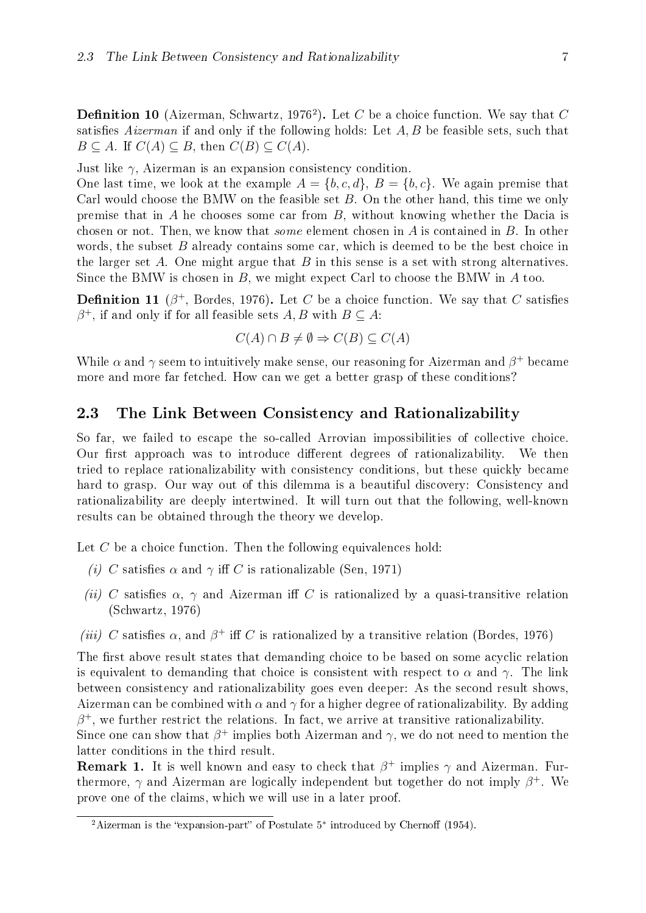**Definition 10** (Aizerman, Schwartz, 1976[2])**.** Let $C$ be a choice function. We say that $C$ satisfies *Aizerman* if and only if the following holds: Let $A, B$ be feasible sets, such that $B \subseteq A$. If $C(A) \subseteq B$, then $C(B) \subseteq C(A)$.

Just like $\gamma$, Aizerman is an expansion consistency condition.
One last time, we look at the example $A = \{b, c, d\}$, $B = \{b, c\}$. We again premise that Carl would choose the BMW on the feasible set $B$. On the other hand, this time we only premise that in $A$ he chooses some car from $B$, without knowing whether the Dacia is chosen or not. Then, we know that *some* element chosen in $A$ is contained in $B$. In other words, the subset $B$ already contains some car, which is deemed to be the best choice in the larger set $A$. One might argue that $B$ in this sense is a set with strong alternatives. Since the BMW is chosen in $B$, we might expect Carl to choose the BMW in $A$ too.

**Definition 11** ($\beta^+$, Bordes, 1976)**.** Let $C$ be a choice function. We say that $C$ satisfies $\beta^+$, if and only if for all feasible sets $A, B$ with $B \subseteq A$:

$$C(A) \cap B \neq \emptyset \Rightarrow C(B) \subseteq C(A)$$

While $\alpha$ and $\gamma$ seem to intuitively make sense, our reasoning for Aizerman and $\beta^+$ became more and more far fetched. How can we get a better grasp of these conditions?

## 2.3 The Link Between Consistency and Rationalizability

So far, we failed to escape the so-called Arrovian impossibilities of collective choice. Our first approach was to introduce different degrees of rationalizability. We then tried to replace rationalizability with consistency conditions, but these quickly became hard to grasp. Our way out of this dilemma is a beautiful discovery: Consistency and rationalizability are deeply intertwined. It will turn out that the following, well-known results can be obtained through the theory we develop.

Let $C$ be a choice function. Then the following equivalences hold:

*(i)* $C$ satisfies $\alpha$ and $\gamma$ iff $C$ is rationalizable (Sen, 1971)

*(ii)* $C$ satisfies $\alpha$, $\gamma$ and Aizerman iff $C$ is rationalized by a quasi-transitive relation (Schwartz, 1976)

*(iii)* $C$ satisfies $\alpha$, and $\beta^+$ iff $C$ is rationalized by a transitive relation (Bordes, 1976)

The first above result states that demanding choice to be based on some acyclic relation is equivalent to demanding that choice is consistent with respect to $\alpha$ and $\gamma$. The link between consistency and rationalizability goes even deeper: As the second result shows, Aizerman can be combined with $\alpha$ and $\gamma$ for a higher degree of rationalizability. By adding $\beta^+$, we further restrict the relations. In fact, we arrive at transitive rationalizability.
Since one can show that $\beta^+$ implies both Aizerman and $\gamma$, we do not need to mention the latter conditions in the third result.

**Remark 1.** It is well known and easy to check that $\beta^+$ implies $\gamma$ and Aizerman. Furthermore, $\gamma$ and Aizerman are logically independent but together do not imply $\beta^+$. We prove one of the claims, which we will use in a later proof.

[2] Aizerman is the "expansion-part" of Postulate 5* introduced by Chernoff (1954).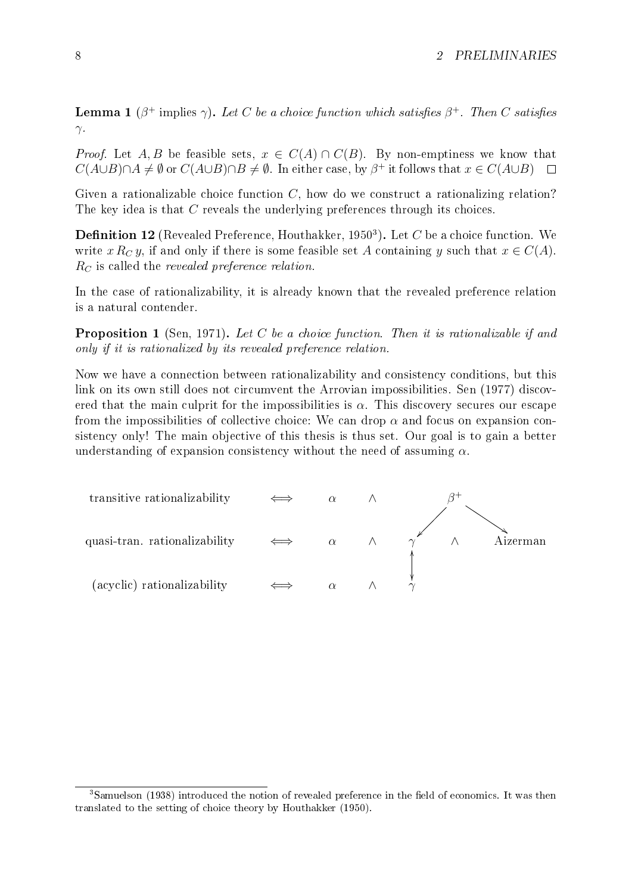**Lemma 1** ($\beta^+$ implies $\gamma$)**.** *Let $C$ be a choice function which satisfies $\beta^+$. Then $C$ satisfies $\gamma$.*

*Proof.* Let $A, B$ be feasible sets, $x \in C(A) \cap C(B)$. By non-emptiness we know that $C(A \cup B) \cap A \neq \emptyset$ or $C(A \cup B) \cap B \neq \emptyset$. In either case, by $\beta^+$ it follows that $x \in C(A \cup B)$ $\square$

Given a rationalizable choice function $C$, how do we construct a rationalizing relation? The key idea is that $C$ reveals the underlying preferences through its choices.

**Definition 12** (Revealed Preference, Houthakker, 1950[3])**.** Let $C$ be a choice function. We write $x \, R_C \, y$, if and only if there is some feasible set $A$ containing $y$ such that $x \in C(A)$. $R_C$ is called the *revealed preference relation.*

In the case of rationalizability, it is already known that the revealed preference relation is a natural contender.

**Proposition 1** (Sen, 1971)**.** *Let $C$ be a choice function. Then it is rationalizable if and only if it is rationalized by its revealed preference relation.*

Now we have a connection between rationalizability and consistency conditions, but this link on its own still does not circumvent the Arrovian impossibilities. Sen (1977) discovered that the main culprit for the impossibilities is $\alpha$. This discovery secures our escape from the impossibilities of collective choice: We can drop $\alpha$ and focus on expansion consistency only! The main objective of this thesis is thus set. Our goal is to gain a better understanding of expansion consistency without the need of assuming $\alpha$.

| | | | | | | |
|---|---|---|---|---|---|---|
| transitive rationalizability | $\iff$ | $\alpha$ | $\wedge$ | | $\beta^+$ | |
| quasi-tran. rationalizability | $\iff$ | $\alpha$ | $\wedge$ | $\gamma$ | $\wedge$ | Aizerman |
| (acyclic) rationalizability | $\iff$ | $\alpha$ | $\wedge$ | $\gamma$ | | |

($\beta^+ \rightarrow \gamma$, $\beta^+ \rightarrow$ Aizerman, $\gamma \leftrightarrow \gamma$)

[3] Samuelson (1938) introduced the notion of revealed preference in the field of economics. It was then translated to the setting of choice theory by Houthakker (1950).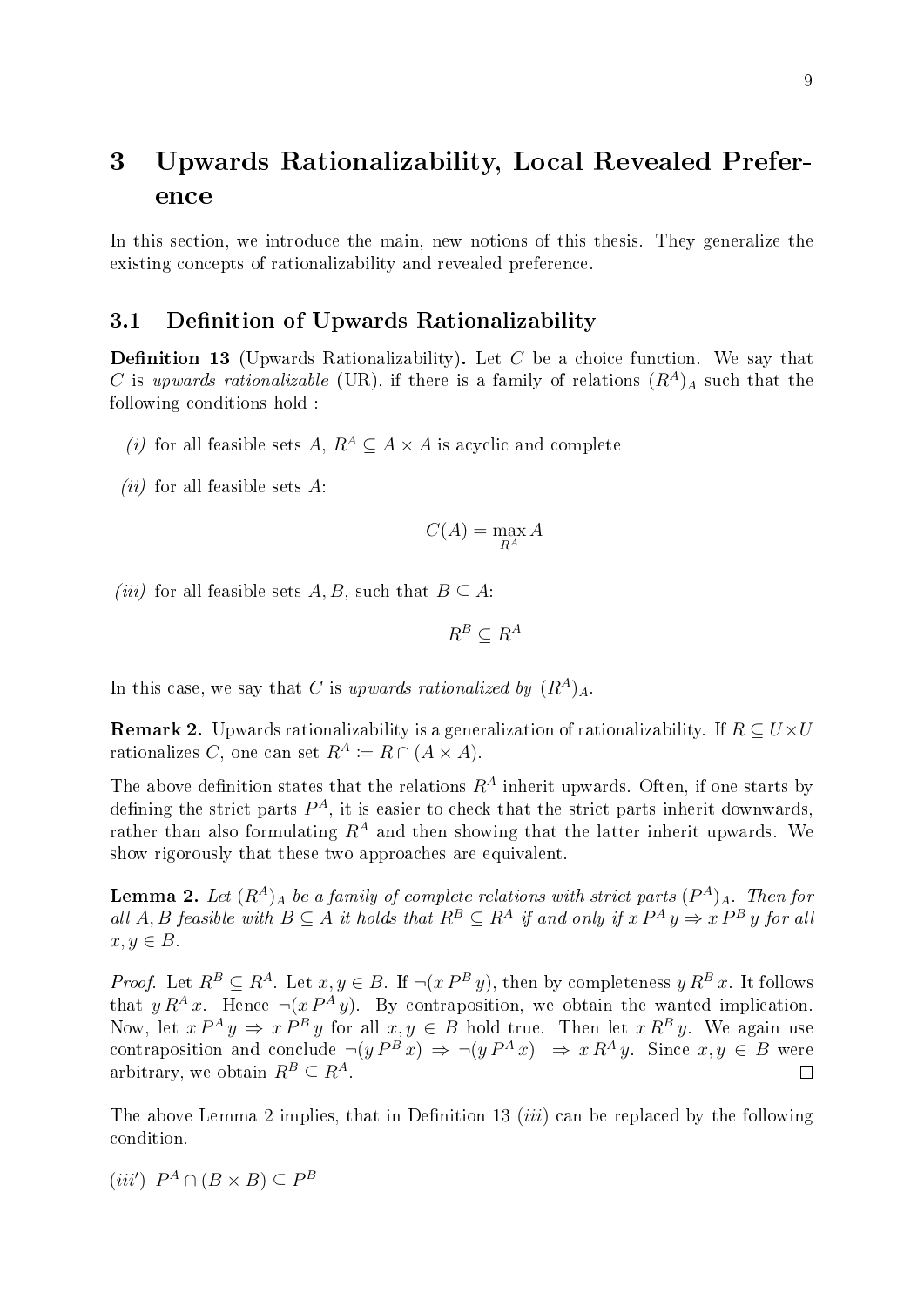# 3 Upwards Rationalizability, Local Revealed Preference

In this section, we introduce the main, new notions of this thesis. They generalize the existing concepts of rationalizability and revealed preference.

## 3.1 Definition of Upwards Rationalizability

**Definition 13** (Upwards Rationalizability)**.** Let $C$ be a choice function. We say that $C$ is *upwards rationalizable* (UR), if there is a family of relations $(R^A)_A$ such that the following conditions hold :

*(i)* for all feasible sets $A$, $R^A \subseteq A \times A$ is acyclic and complete

*(ii)* for all feasible sets $A$:

$$C(A) = \max_{R^A} A$$

*(iii)* for all feasible sets $A, B$, such that $B \subseteq A$:

$$R^B \subseteq R^A$$

In this case, we say that $C$ is *upwards rationalized by* $(R^A)_A$.

**Remark 2.** Upwards rationalizability is a generalization of rationalizability. If $R \subseteq U \times U$ rationalizes $C$, one can set $R^A := R \cap (A \times A)$.

The above definition states that the relations $R^A$ inherit upwards. Often, if one starts by defining the strict parts $P^A$, it is easier to check that the strict parts inherit downwards, rather than also formulating $R^A$ and then showing that the latter inherit upwards. We show rigorously that these two approaches are equivalent.

**Lemma 2.** *Let $(R^A)_A$ be a family of complete relations with strict parts $(P^A)_A$. Then for all $A, B$ feasible with $B \subseteq A$ it holds that $R^B \subseteq R^A$ if and only if $x\, P^A\, y \Rightarrow x\, P^B\, y$ for all $x, y \in B$.*

*Proof.* Let $R^B \subseteq R^A$. Let $x, y \in B$. If $\neg(x\, P^B\, y)$, then by completeness $y\, R^B\, x$. It follows that $y\, R^A\, x$. Hence $\neg(x\, P^A\, y)$. By contraposition, we obtain the wanted implication. Now, let $x\, P^A\, y \Rightarrow x\, P^B\, y$ for all $x, y \in B$ hold true. Then let $x\, R^B\, y$. We again use contraposition and conclude $\neg(y\, P^B\, x) \Rightarrow \neg(y\, P^A\, x) \;\Rightarrow x\, R^A\, y$. Since $x, y \in B$ were arbitrary, we obtain $R^B \subseteq R^A$. ∎

The above Lemma 2 implies, that in Definition 13 *(iii)* can be replaced by the following condition.

*(iii′)* $P^A \cap (B \times B) \subseteq P^B$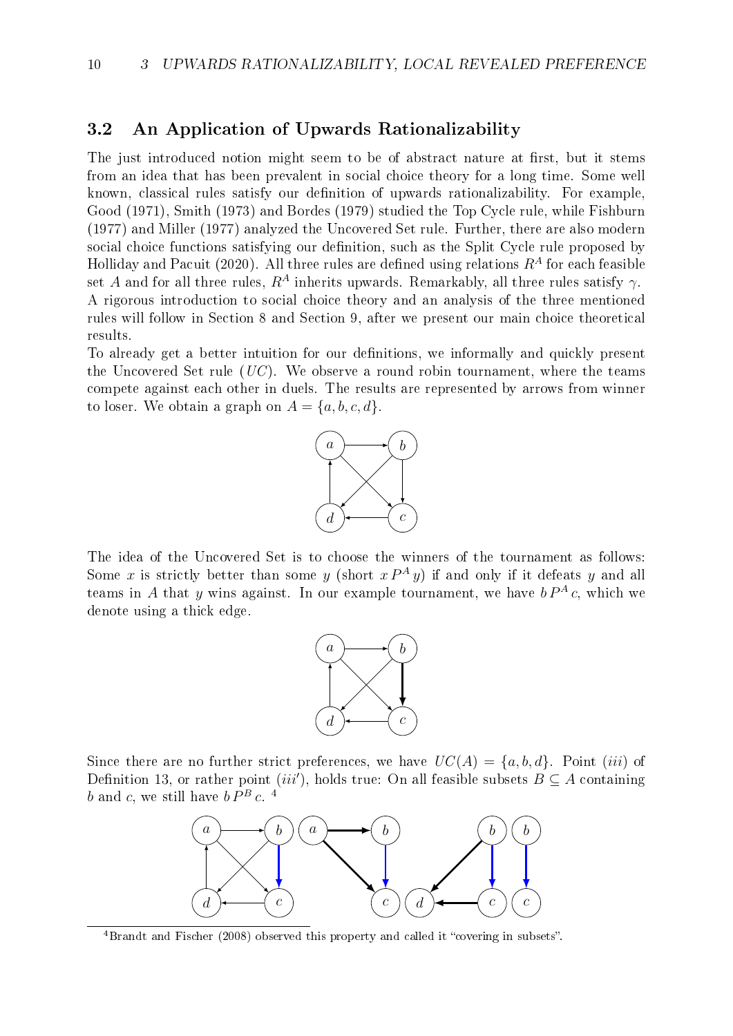## 3.2 An Application of Upwards Rationalizability

The just introduced notion might seem to be of abstract nature at first, but it stems from an idea that has been prevalent in social choice theory for a long time. Some well known, classical rules satisfy our definition of upwards rationalizability. For example, Good (1971), Smith (1973) and Bordes (1979) studied the Top Cycle rule, while Fishburn (1977) and Miller (1977) analyzed the Uncovered Set rule. Further, there are also modern social choice functions satisfying our definition, such as the Split Cycle rule proposed by Holliday and Pacuit (2020). All three rules are defined using relations $R^A$ for each feasible set $A$ and for all three rules, $R^A$ inherits upwards. Remarkably, all three rules satisfy $\gamma$. A rigorous introduction to social choice theory and an analysis of the three mentioned rules will follow in Section 8 and Section 9, after we present our main choice theoretical results.

To already get a better intuition for our definitions, we informally and quickly present the Uncovered Set rule ($UC$). We observe a round robin tournament, where the teams compete against each other in duels. The results are represented by arrows from winner to loser. We obtain a graph on $A = \{a, b, c, d\}$.

The idea of the Uncovered Set is to choose the winners of the tournament as follows: Some $x$ is strictly better than some $y$ (short $x\,P^A\,y$) if and only if it defeats $y$ and all teams in $A$ that $y$ wins against. In our example tournament, we have $b\,P^A\,c$, which we denote using a thick edge.

Since there are no further strict preferences, we have $UC(A) = \{a, b, d\}$. Point $(iii)$ of Definition 13, or rather point $(iii')$, holds true: On all feasible subsets $B \subseteq A$ containing $b$ and $c$, we still have $b\,P^B\,c$. [4]

---

[4] Brandt and Fischer (2008) observed this property and called it "covering in subsets".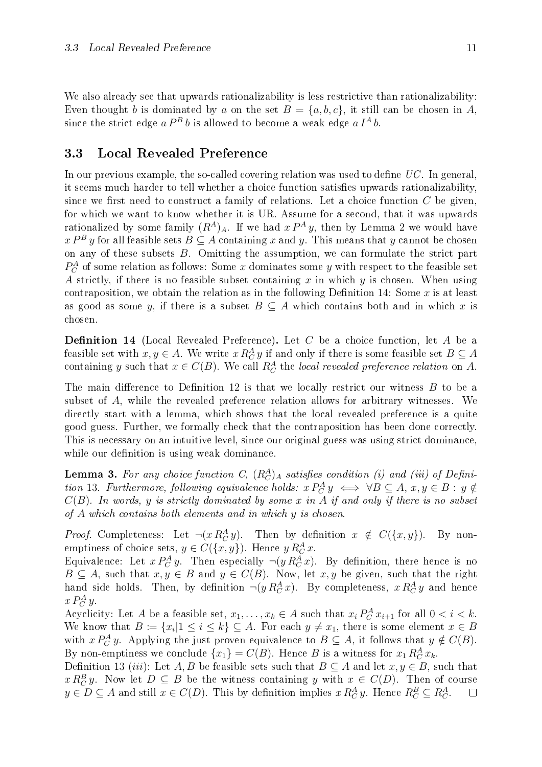We also already see that upwards rationalizability is less restrictive than rationalizability: Even thought $b$ is dominated by $a$ on the set $B = \{a, b, c\}$, it still can be chosen in $A$, since the strict edge $a \, P^B \, b$ is allowed to become a weak edge $a \, I^A \, b$.

## 3.3 Local Revealed Preference

In our previous example, the so-called covering relation was used to define $UC$. In general, it seems much harder to tell whether a choice function satisfies upwards rationalizability, since we first need to construct a family of relations. Let a choice function $C$ be given, for which we want to know whether it is UR. Assume for a second, that it was upwards rationalized by some family $(R^A)_A$. If we had $x \, P^A \, y$, then by Lemma 2 we would have $x \, P^B \, y$ for all feasible sets $B \subseteq A$ containing $x$ and $y$. This means that $y$ cannot be chosen on any of these subsets $B$. Omitting the assumption, we can formulate the strict part $P^A_C$ of some relation as follows: Some $x$ dominates some $y$ with respect to the feasible set $A$ strictly, if there is no feasible subset containing $x$ in which $y$ is chosen. When using contraposition, we obtain the relation as in the following Definition 14: Some $x$ is at least as good as some $y$, if there is a subset $B \subseteq A$ which contains both and in which $x$ is chosen.

**Definition 14** (Local Revealed Preference)**.** Let $C$ be a choice function, let $A$ be a feasible set with $x, y \in A$. We write $x \, R^A_C \, y$ if and only if there is some feasible set $B \subseteq A$ containing $y$ such that $x \in C(B)$. We call $R^A_C$ the *local revealed preference relation* on $A$.

The main difference to Definition 12 is that we locally restrict our witness $B$ to be a subset of $A$, while the revealed preference relation allows for arbitrary witnesses. We directly start with a lemma, which shows that the local revealed preference is a quite good guess. Further, we formally check that the contraposition has been done correctly. This is necessary on an intuitive level, since our original guess was using strict dominance, while our definition is using weak dominance.

**Lemma 3.** *For any choice function $C$, $(R^A_C)_A$ satisfies condition (i) and (iii) of Definition 13. Furthermore, following equivalence holds: $x \, P^A_C \, y \iff \forall B \subseteq A, \, x, y \in B : y \notin C(B)$. In words, $y$ is strictly dominated by some $x$ in $A$ if and only if there is no subset of $A$ which contains both elements and in which $y$ is chosen.*

*Proof.* Completeness: Let $\neg(x \, R^A_C \, y)$. Then by definition $x \notin C(\{x, y\})$. By non-emptiness of choice sets, $y \in C(\{x, y\})$. Hence $y \, R^A_C \, x$.
Equivalence: Let $x \, P^A_C \, y$. Then especially $\neg(y \, R^A_C \, x)$. By definition, there hence is no $B \subseteq A$, such that $x, y \in B$ and $y \in C(B)$. Now, let $x, y$ be given, such that the right hand side holds. Then, by definition $\neg(y \, R^A_C \, x)$. By completeness, $x \, R^A_C \, y$ and hence $x \, P^A_C \, y$.
Acyclicity: Let $A$ be a feasible set, $x_1, \ldots, x_k \in A$ such that $x_i \, P^A_C \, x_{i+1}$ for all $0 < i < k$. We know that $B := \{x_i | 1 \leq i \leq k\} \subseteq A$. For each $y \neq x_1$, there is some element $x \in B$ with $x \, P^A_C \, y$. Applying the just proven equivalence to $B \subseteq A$, it follows that $y \notin C(B)$. By non-emptiness we conclude $\{x_1\} = C(B)$. Hence $B$ is a witness for $x_1 \, R^A_C \, x_k$.
Definition 13 $(iii)$: Let $A, B$ be feasible sets such that $B \subseteq A$ and let $x, y \in B$, such that $x \, R^B_C \, y$. Now let $D \subseteq B$ be the witness containing $y$ with $x \in C(D)$. Then of course $y \in D \subseteq A$ and still $x \in C(D)$. This by definition implies $x \, R^A_C \, y$. Hence $R^B_C \subseteq R^A_C$. ∎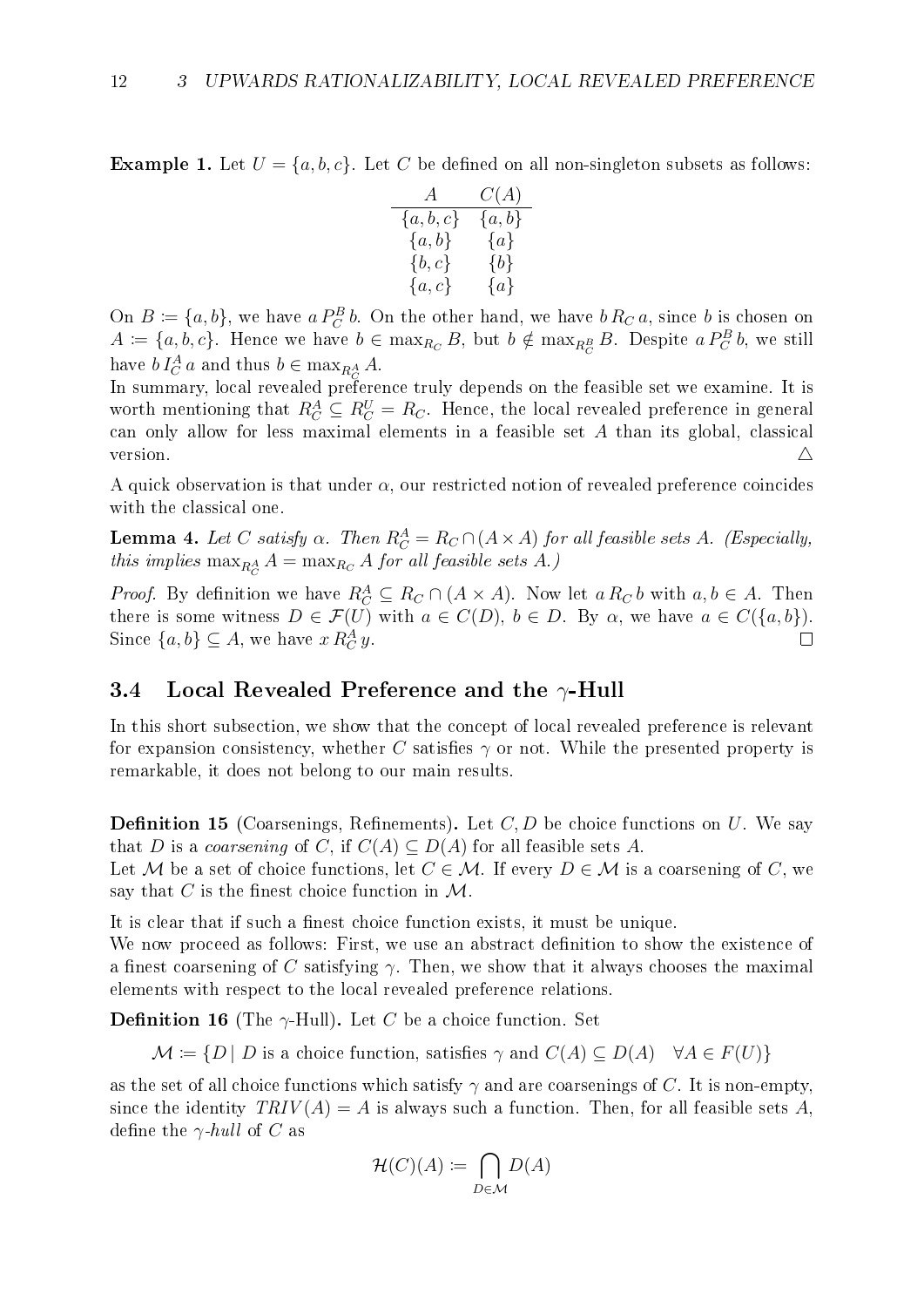**Example 1.** Let $U = \{a, b, c\}$. Let $C$ be defined on all non-singleton subsets as follows:

| $A$ | $C(A)$ |
|---|---|
| $\{a, b, c\}$ | $\{a, b\}$ |
| $\{a, b\}$ | $\{a\}$ |
| $\{b, c\}$ | $\{b\}$ |
| $\{a, c\}$ | $\{a\}$ |

On $B := \{a, b\}$, we have $a\, P_C^B\, b$. On the other hand, we have $b\, R_C\, a$, since $b$ is chosen on $A := \{a, b, c\}$. Hence we have $b \in \max_{R_C} B$, but $b \notin \max_{R_C^B} B$. Despite $a\, P_C^B\, b$, we still have $b\, I_C^A\, a$ and thus $b \in \max_{R_C^A} A$.

In summary, local revealed preference truly depends on the feasible set we examine. It is worth mentioning that $R_C^A \subseteq R_C^U = R_C$. Hence, the local revealed preference in general can only allow for less maximal elements in a feasible set $A$ than its global, classical version. △

A quick observation is that under $\alpha$, our restricted notion of revealed preference coincides with the classical one.

**Lemma 4.** *Let $C$ satisfy $\alpha$. Then $R_C^A = R_C \cap (A \times A)$ for all feasible sets $A$. (Especially, this implies $\max_{R_C^A} A = \max_{R_C} A$ for all feasible sets $A$.)*

*Proof.* By definition we have $R_C^A \subseteq R_C \cap (A \times A)$. Now let $a\, R_C\, b$ with $a, b \in A$. Then there is some witness $D \in \mathcal{F}(U)$ with $a \in C(D)$, $b \in D$. By $\alpha$, we have $a \in C(\{a, b\})$. Since $\{a, b\} \subseteq A$, we have $x\, R_C^A\, y$. □

## 3.4 Local Revealed Preference and the $\gamma$-Hull

In this short subsection, we show that the concept of local revealed preference is relevant for expansion consistency, whether $C$ satisfies $\gamma$ or not. While the presented property is remarkable, it does not belong to our main results.

**Definition 15** (Coarsenings, Refinements)**.** Let $C, D$ be choice functions on $U$. We say that $D$ is a *coarsening* of $C$, if $C(A) \subseteq D(A)$ for all feasible sets $A$.

Let $\mathcal{M}$ be a set of choice functions, let $C \in \mathcal{M}$. If every $D \in \mathcal{M}$ is a coarsening of $C$, we say that $C$ is the finest choice function in $\mathcal{M}$.

It is clear that if such a finest choice function exists, it must be unique.

We now proceed as follows: First, we use an abstract definition to show the existence of a finest coarsening of $C$ satisfying $\gamma$. Then, we show that it always chooses the maximal elements with respect to the local revealed preference relations.

**Definition 16** (The $\gamma$-Hull)**.** Let $C$ be a choice function. Set

$$\mathcal{M} := \{D \mid D \text{ is a choice function, satisfies } \gamma \text{ and } C(A) \subseteq D(A) \quad \forall A \in F(U)\}$$

as the set of all choice functions which satisfy $\gamma$ and are coarsenings of $C$. It is non-empty, since the identity $TRIV(A) = A$ is always such a function. Then, for all feasible sets $A$, define the *$\gamma$-hull* of $C$ as

$$\mathcal{H}(C)(A) := \bigcap_{D \in \mathcal{M}} D(A)$$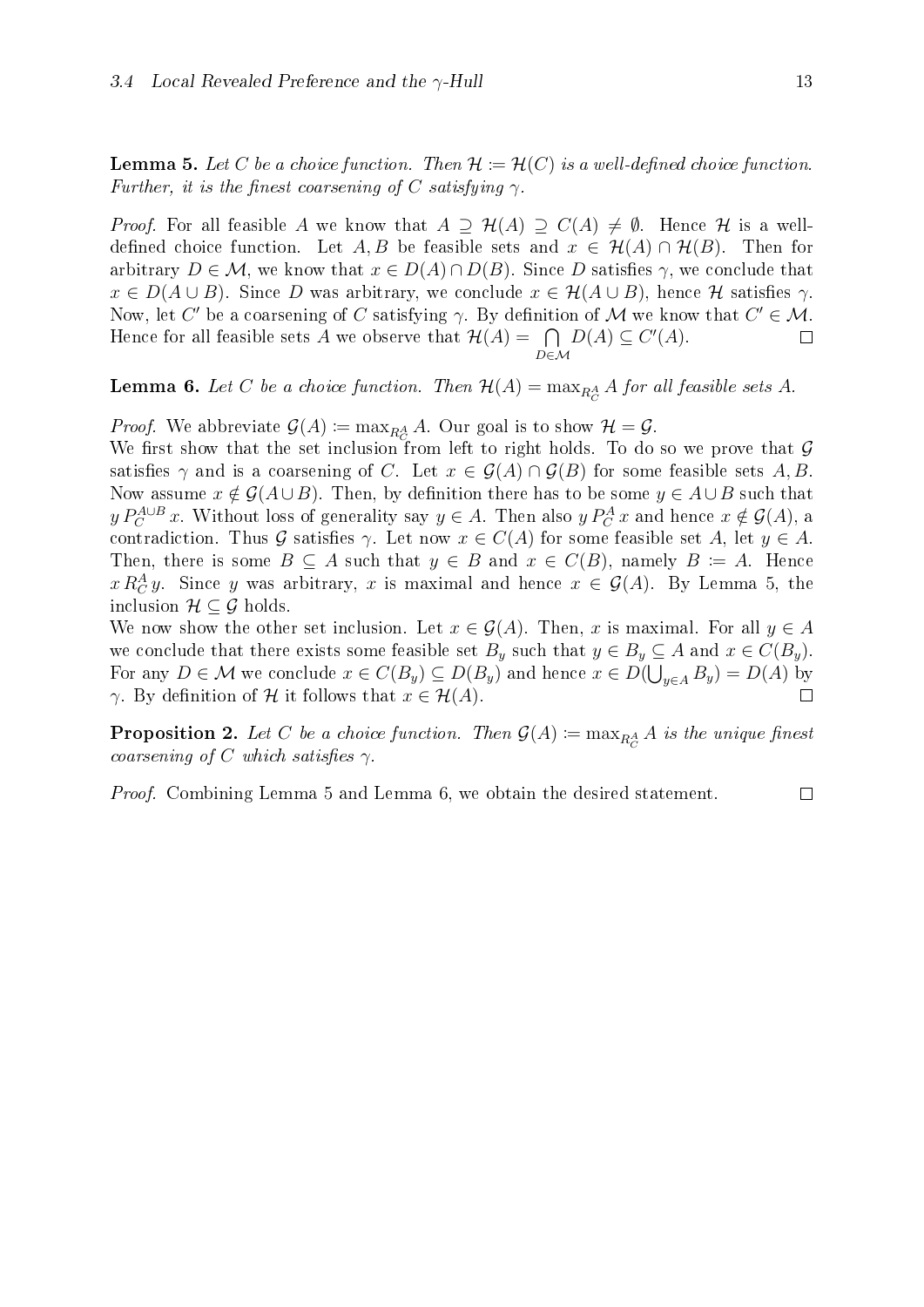**Lemma 5.** *Let $C$ be a choice function. Then $\mathcal{H} := \mathcal{H}(C)$ is a well-defined choice function. Further, it is the finest coarsening of $C$ satisfying $\gamma$.*

*Proof.* For all feasible $A$ we know that $A \supseteq \mathcal{H}(A) \supseteq C(A) \neq \emptyset$. Hence $\mathcal{H}$ is a well-defined choice function. Let $A, B$ be feasible sets and $x \in \mathcal{H}(A) \cap \mathcal{H}(B)$. Then for arbitrary $D \in \mathcal{M}$, we know that $x \in D(A) \cap D(B)$. Since $D$ satisfies $\gamma$, we conclude that $x \in D(A \cup B)$. Since $D$ was arbitrary, we conclude $x \in \mathcal{H}(A \cup B)$, hence $\mathcal{H}$ satisfies $\gamma$. Now, let $C'$ be a coarsening of $C$ satisfying $\gamma$. By definition of $\mathcal{M}$ we know that $C' \in \mathcal{M}$. Hence for all feasible sets $A$ we observe that $\mathcal{H}(A) = \bigcap_{D \in \mathcal{M}} D(A) \subseteq C'(A)$. $\square$

**Lemma 6.** *Let $C$ be a choice function. Then $\mathcal{H}(A) = \max_{R_C^A} A$ for all feasible sets $A$.*

*Proof.* We abbreviate $\mathcal{G}(A) := \max_{R_C^A} A$. Our goal is to show $\mathcal{H} = \mathcal{G}$.
We first show that the set inclusion from left to right holds. To do so we prove that $\mathcal{G}$ satisfies $\gamma$ and is a coarsening of $C$. Let $x \in \mathcal{G}(A) \cap \mathcal{G}(B)$ for some feasible sets $A, B$. Now assume $x \notin \mathcal{G}(A \cup B)$. Then, by definition there has to be some $y \in A \cup B$ such that $y \, P_C^{A \cup B} \, x$. Without loss of generality say $y \in A$. Then also $y \, P_C^A \, x$ and hence $x \notin \mathcal{G}(A)$, a contradiction. Thus $\mathcal{G}$ satisfies $\gamma$. Let now $x \in C(A)$ for some feasible set $A$, let $y \in A$. Then, there is some $B \subseteq A$ such that $y \in B$ and $x \in C(B)$, namely $B := A$. Hence $x \, R_C^A \, y$. Since $y$ was arbitrary, $x$ is maximal and hence $x \in \mathcal{G}(A)$. By Lemma 5, the inclusion $\mathcal{H} \subseteq \mathcal{G}$ holds.
We now show the other set inclusion. Let $x \in \mathcal{G}(A)$. Then, $x$ is maximal. For all $y \in A$ we conclude that there exists some feasible set $B_y$ such that $y \in B_y \subseteq A$ and $x \in C(B_y)$. For any $D \in \mathcal{M}$ we conclude $x \in C(B_y) \subseteq D(B_y)$ and hence $x \in D(\bigcup_{y \in A} B_y) = D(A)$ by $\gamma$. By definition of $\mathcal{H}$ it follows that $x \in \mathcal{H}(A)$. $\square$

**Proposition 2.** *Let $C$ be a choice function. Then $\mathcal{G}(A) := \max_{R_C^A} A$ is the unique finest coarsening of $C$ which satisfies $\gamma$.*

*Proof.* Combining Lemma 5 and Lemma 6, we obtain the desired statement. $\square$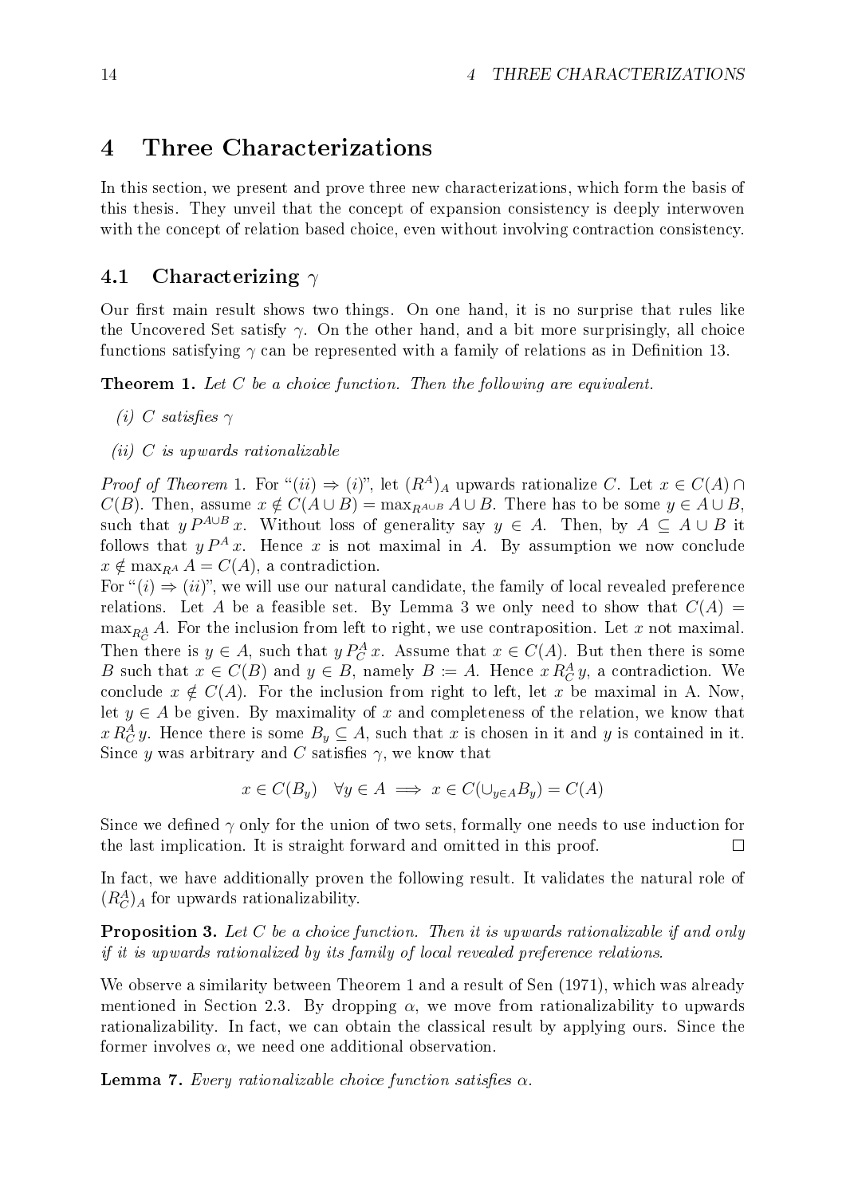# 4 Three Characterizations

In this section, we present and prove three new characterizations, which form the basis of this thesis. They unveil that the concept of expansion consistency is deeply interwoven with the concept of relation based choice, even without involving contraction consistency.

## 4.1 Characterizing $\gamma$

Our first main result shows two things. On one hand, it is no surprise that rules like the Uncovered Set satisfy $\gamma$. On the other hand, and a bit more surprisingly, all choice functions satisfying $\gamma$ can be represented with a family of relations as in Definition 13.

**Theorem 1.** *Let $C$ be a choice function. Then the following are equivalent.*

*(i) $C$ satisfies $\gamma$*

*(ii) $C$ is upwards rationalizable*

*Proof of Theorem 1.* For "$(ii) \Rightarrow (i)$", let $(R^A)_A$ upwards rationalize $C$. Let $x \in C(A) \cap C(B)$. Then, assume $x \notin C(A \cup B) = \max_{R^{A\cup B}} A \cup B$. There has to be some $y \in A \cup B$, such that $y \, P^{A\cup B} \, x$. Without loss of generality say $y \in A$. Then, by $A \subseteq A \cup B$ it follows that $y \, P^A \, x$. Hence $x$ is not maximal in $A$. By assumption we now conclude $x \notin \max_{R^A} A = C(A)$, a contradiction.

For "$(i) \Rightarrow (ii)$", we will use our natural candidate, the family of local revealed preference relations. Let $A$ be a feasible set. By Lemma 3 we only need to show that $C(A) = \max_{R^A_C} A$. For the inclusion from left to right, we use contraposition. Let $x$ not maximal. Then there is $y \in A$, such that $y \, P^A_C \, x$. Assume that $x \in C(A)$. But then there is some $B$ such that $x \in C(B)$ and $y \in B$, namely $B := A$. Hence $x \, R^A_C \, y$, a contradiction. We conclude $x \notin C(A)$. For the inclusion from right to left, let $x$ be maximal in A. Now, let $y \in A$ be given. By maximality of $x$ and completeness of the relation, we know that $x \, R^A_C \, y$. Hence there is some $B_y \subseteq A$, such that $x$ is chosen in it and $y$ is contained in it. Since $y$ was arbitrary and $C$ satisfies $\gamma$, we know that

$$x \in C(B_y) \quad \forall y \in A \implies x \in C(\cup_{y\in A} B_y) = C(A)$$

Since we defined $\gamma$ only for the union of two sets, formally one needs to use induction for the last implication. It is straight forward and omitted in this proof. $\square$

In fact, we have additionally proven the following result. It validates the natural role of $(R^A_C)_A$ for upwards rationalizability.

**Proposition 3.** *Let $C$ be a choice function. Then it is upwards rationalizable if and only if it is upwards rationalized by its family of local revealed preference relations.*

We observe a similarity between Theorem 1 and a result of Sen (1971), which was already mentioned in Section 2.3. By dropping $\alpha$, we move from rationalizability to upwards rationalizability. In fact, we can obtain the classical result by applying ours. Since the former involves $\alpha$, we need one additional observation.

**Lemma 7.** *Every rationalizable choice function satisfies $\alpha$.*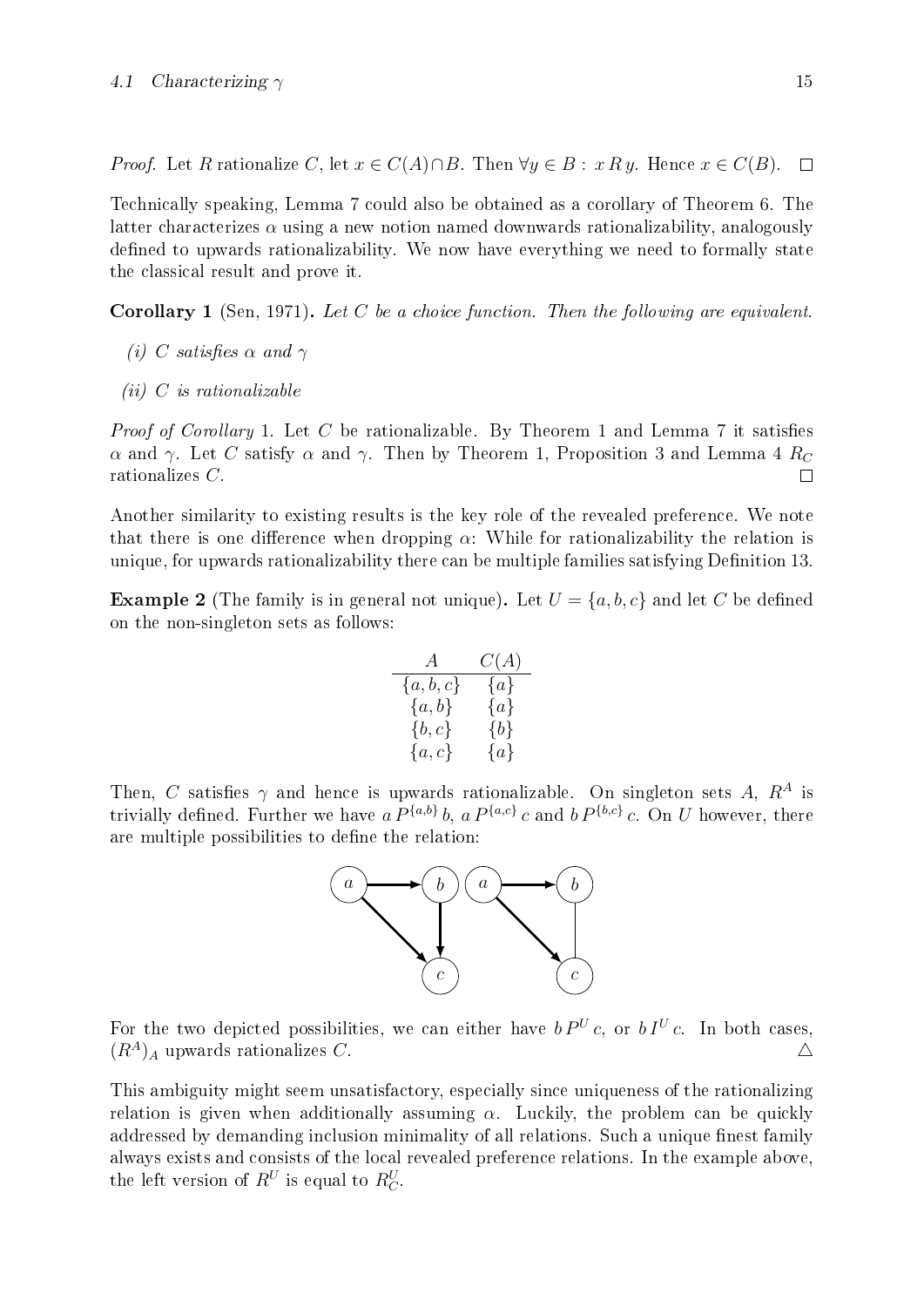*Proof.* Let $R$ rationalize $C$, let $x \in C(A) \cap B$. Then $\forall y \in B : x\, R\, y$. Hence $x \in C(B)$. $\square$

Technically speaking, Lemma 7 could also be obtained as a corollary of Theorem 6. The latter characterizes $\alpha$ using a new notion named downwards rationalizability, analogously defined to upwards rationalizability. We now have everything we need to formally state the classical result and prove it.

**Corollary 1** (Sen, 1971)**.** *Let $C$ be a choice function. Then the following are equivalent.*

*(i) $C$ satisfies $\alpha$ and $\gamma$*

*(ii) $C$ is rationalizable*

*Proof of Corollary* 1. Let $C$ be rationalizable. By Theorem 1 and Lemma 7 it satisfies $\alpha$ and $\gamma$. Let $C$ satisfy $\alpha$ and $\gamma$. Then by Theorem 1, Proposition 3 and Lemma 4 $R_C$ rationalizes $C$. $\square$

Another similarity to existing results is the key role of the revealed preference. We note that there is one difference when dropping $\alpha$: While for rationalizability the relation is unique, for upwards rationalizability there can be multiple families satisfying Definition 13.

**Example 2** (The family is in general not unique)**.** Let $U = \{a, b, c\}$ and let $C$ be defined on the non-singleton sets as follows:

| $A$ | $C(A)$ |
|---|---|
| $\{a, b, c\}$ | $\{a\}$ |
| $\{a, b\}$ | $\{a\}$ |
| $\{b, c\}$ | $\{b\}$ |
| $\{a, c\}$ | $\{a\}$ |

Then, $C$ satisfies $\gamma$ and hence is upwards rationalizable. On singleton sets $A$, $R^A$ is trivially defined. Further we have $a\, P^{\{a,b\}}\, b$, $a\, P^{\{a,c\}}\, c$ and $b\, P^{\{b,c\}}\, c$. On $U$ however, there are multiple possibilities to define the relation:

For the two depicted possibilities, we can either have $b\, P^U\, c$, or $b\, I^U\, c$. In both cases, $(R^A)_A$ upwards rationalizes $C$. $\triangle$

This ambiguity might seem unsatisfactory, especially since uniqueness of the rationalizing relation is given when additionally assuming $\alpha$. Luckily, the problem can be quickly addressed by demanding inclusion minimality of all relations. Such a unique finest family always exists and consists of the local revealed preference relations. In the example above, the left version of $R^U$ is equal to $R_C^U$.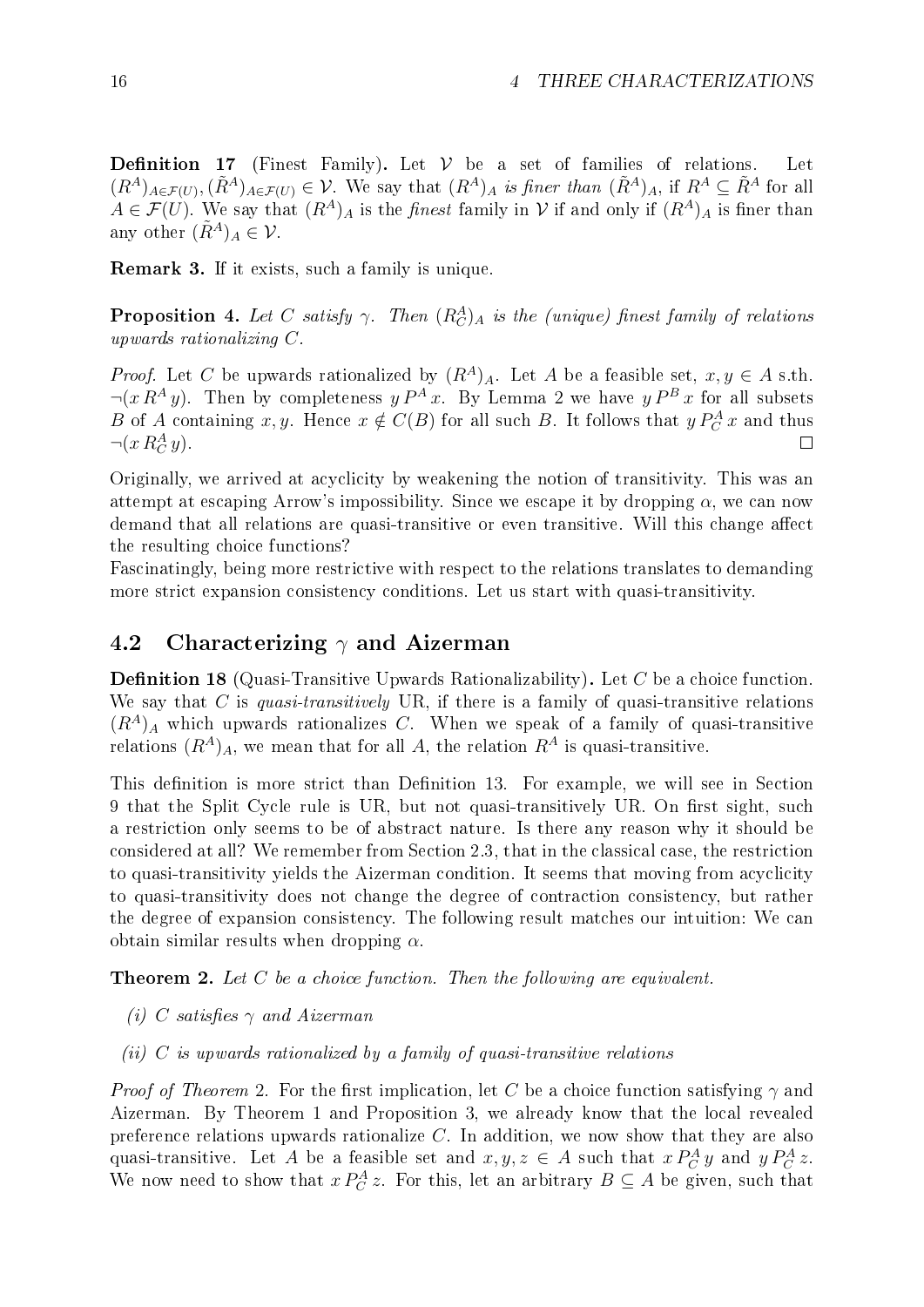**Definition 17** (Finest Family)**.** Let $\mathcal{V}$ be a set of families of relations. Let $(R^A)_{A\in\mathcal{F}(U)}, (\tilde{R}^A)_{A\in\mathcal{F}(U)} \in \mathcal{V}$. We say that $(R^A)_A$ *is finer than* $(\tilde{R}^A)_A$, if $R^A \subseteq \tilde{R}^A$ for all $A \in \mathcal{F}(U)$. We say that $(R^A)_A$ is the *finest* family in $\mathcal{V}$ if and only if $(R^A)_A$ is finer than any other $(\tilde{R}^A)_A \in \mathcal{V}$.

**Remark 3.** If it exists, such a family is unique.

**Proposition 4.** *Let $C$ satisfy $\gamma$. Then $(R^A_C)_A$ is the (unique) finest family of relations upwards rationalizing $C$.*

*Proof.* Let $C$ be upwards rationalized by $(R^A)_A$. Let $A$ be a feasible set, $x, y \in A$ s.th. $\neg(x\, R^A\, y)$. Then by completeness $y\, P^A\, x$. By Lemma 2 we have $y\, P^B\, x$ for all subsets $B$ of $A$ containing $x, y$. Hence $x \notin C(B)$ for all such $B$. It follows that $y\, P^A_C\, x$ and thus $\neg(x\, R^A_C\, y)$. □

Originally, we arrived at acyclicity by weakening the notion of transitivity. This was an attempt at escaping Arrow's impossibility. Since we escape it by dropping $\alpha$, we can now demand that all relations are quasi-transitive or even transitive. Will this change affect the resulting choice functions?
Fascinatingly, being more restrictive with respect to the relations translates to demanding more strict expansion consistency conditions. Let us start with quasi-transitivity.

## 4.2 Characterizing $\gamma$ and Aizerman

**Definition 18** (Quasi-Transitive Upwards Rationalizability)**.** Let $C$ be a choice function. We say that $C$ is *quasi-transitively* UR, if there is a family of quasi-transitive relations $(R^A)_A$ which upwards rationalizes $C$. When we speak of a family of quasi-transitive relations $(R^A)_A$, we mean that for all $A$, the relation $R^A$ is quasi-transitive.

This definition is more strict than Definition 13. For example, we will see in Section 9 that the Split Cycle rule is UR, but not quasi-transitively UR. On first sight, such a restriction only seems to be of abstract nature. Is there any reason why it should be considered at all? We remember from Section 2.3, that in the classical case, the restriction to quasi-transitivity yields the Aizerman condition. It seems that moving from acyclicity to quasi-transitivity does not change the degree of contraction consistency, but rather the degree of expansion consistency. The following result matches our intuition: We can obtain similar results when dropping $\alpha$.

**Theorem 2.** *Let $C$ be a choice function. Then the following are equivalent.*

*(i) $C$ satisfies $\gamma$ and Aizerman*

*(ii) $C$ is upwards rationalized by a family of quasi-transitive relations*

*Proof of Theorem 2.* For the first implication, let $C$ be a choice function satisfying $\gamma$ and Aizerman. By Theorem 1 and Proposition 3, we already know that the local revealed preference relations upwards rationalize $C$. In addition, we now show that they are also quasi-transitive. Let $A$ be a feasible set and $x, y, z \in A$ such that $x\, P^A_C\, y$ and $y\, P^A_C\, z$. We now need to show that $x\, P^A_C\, z$. For this, let an arbitrary $B \subseteq A$ be given, such that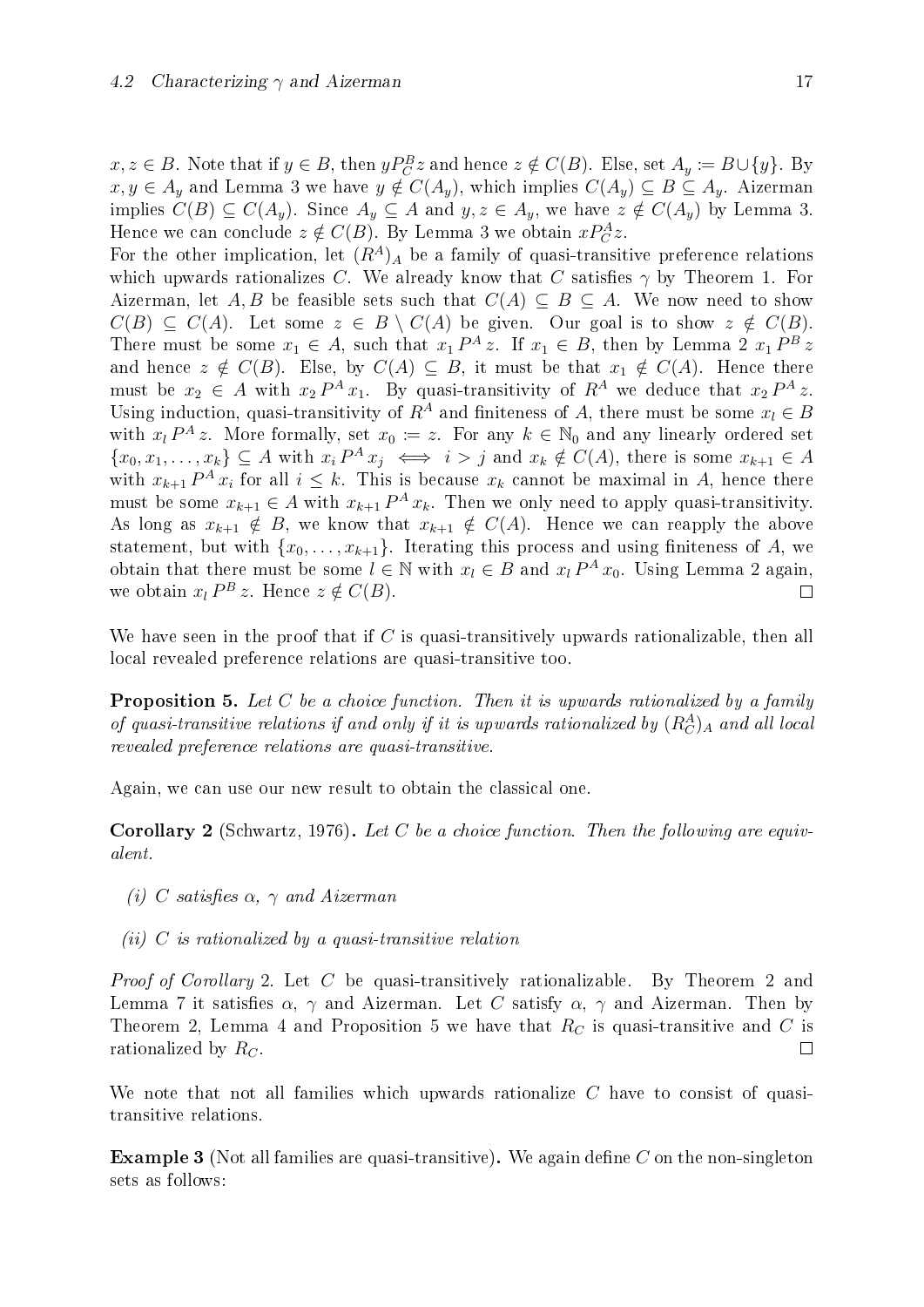$x, z \in B$. Note that if $y \in B$, then $y P_C^B z$ and hence $z \notin C(B)$. Else, set $A_y := B \cup \{y\}$. By $x, y \in A_y$ and Lemma 3 we have $y \notin C(A_y)$, which implies $C(A_y) \subseteq B \subseteq A_y$. Aizerman implies $C(B) \subseteq C(A_y)$. Since $A_y \subseteq A$ and $y, z \in A_y$, we have $z \notin C(A_y)$ by Lemma 3. Hence we can conclude $z \notin C(B)$. By Lemma 3 we obtain $x P_C^A z$.
For the other implication, let $(R^A)_A$ be a family of quasi-transitive preference relations which upwards rationalizes $C$. We already know that $C$ satisfies $\gamma$ by Theorem 1. For Aizerman, let $A, B$ be feasible sets such that $C(A) \subseteq B \subseteq A$. We now need to show $C(B) \subseteq C(A)$. Let some $z \in B \setminus C(A)$ be given. Our goal is to show $z \notin C(B)$. There must be some $x_1 \in A$, such that $x_1 \, P^A \, z$. If $x_1 \in B$, then by Lemma 2 $x_1 \, P^B \, z$ and hence $z \notin C(B)$. Else, by $C(A) \subseteq B$, it must be that $x_1 \notin C(A)$. Hence there must be $x_2 \in A$ with $x_2 \, P^A \, x_1$. By quasi-transitivity of $R^A$ we deduce that $x_2 \, P^A \, z$. Using induction, quasi-transitivity of $R^A$ and finiteness of $A$, there must be some $x_l \in B$ with $x_l \, P^A \, z$. More formally, set $x_0 := z$. For any $k \in \mathbb{N}_0$ and any linearly ordered set $\{x_0, x_1, \ldots, x_k\} \subseteq A$ with $x_i \, P^A \, x_j \iff i > j$ and $x_k \notin C(A)$, there is some $x_{k+1} \in A$ with $x_{k+1} \, P^A \, x_i$ for all $i \leq k$. This is because $x_k$ cannot be maximal in $A$, hence there must be some $x_{k+1} \in A$ with $x_{k+1} \, P^A \, x_k$. Then we only need to apply quasi-transitivity. As long as $x_{k+1} \notin B$, we know that $x_{k+1} \notin C(A)$. Hence we can reapply the above statement, but with $\{x_0, \ldots, x_{k+1}\}$. Iterating this process and using finiteness of $A$, we obtain that there must be some $l \in \mathbb{N}$ with $x_l \in B$ and $x_l \, P^A \, x_0$. Using Lemma 2 again, we obtain $x_l \, P^B \, z$. Hence $z \notin C(B)$. ∎

We have seen in the proof that if $C$ is quasi-transitively upwards rationalizable, then all local revealed preference relations are quasi-transitive too.

**Proposition 5.** *Let $C$ be a choice function. Then it is upwards rationalized by a family of quasi-transitive relations if and only if it is upwards rationalized by $(R_C^A)_A$ and all local revealed preference relations are quasi-transitive.*

Again, we can use our new result to obtain the classical one.

**Corollary 2** (Schwartz, 1976)**.** *Let $C$ be a choice function. Then the following are equivalent.*

*(i) $C$ satisfies $\alpha$, $\gamma$ and Aizerman*

*(ii) $C$ is rationalized by a quasi-transitive relation*

*Proof of Corollary* 2. Let $C$ be quasi-transitively rationalizable. By Theorem 2 and Lemma 7 it satisfies $\alpha$, $\gamma$ and Aizerman. Let $C$ satisfy $\alpha$, $\gamma$ and Aizerman. Then by Theorem 2, Lemma 4 and Proposition 5 we have that $R_C$ is quasi-transitive and $C$ is rationalized by $R_C$. ∎

We note that not all families which upwards rationalize $C$ have to consist of quasi-transitive relations.

**Example 3** (Not all families are quasi-transitive)**.** We again define $C$ on the non-singleton sets as follows: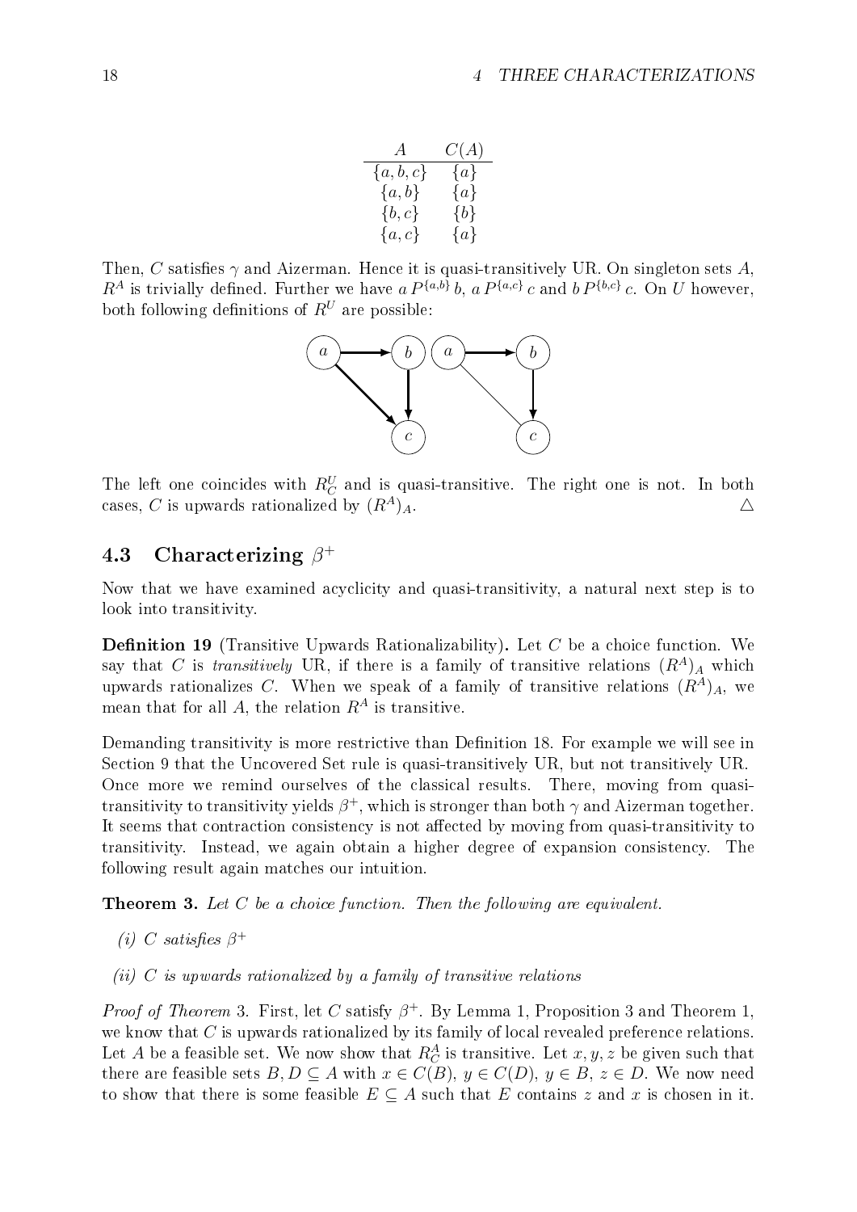| $A$ | $C(A)$ |
|---|---|
| $\{a,b,c\}$ | $\{a\}$ |
| $\{a,b\}$ | $\{a\}$ |
| $\{b,c\}$ | $\{b\}$ |
| $\{a,c\}$ | $\{a\}$ |

Then, $C$ satisfies $\gamma$ and Aizerman. Hence it is quasi-transitively UR. On singleton sets $A$, $R^A$ is trivially defined. Further we have $a\, P^{\{a,b\}}\, b$, $a\, P^{\{a,c\}}\, c$ and $b\, P^{\{b,c\}}\, c$. On $U$ however, both following definitions of $R^U$ are possible:

The left one coincides with $R^U_C$ and is quasi-transitive. The right one is not. In both cases, $C$ is upwards rationalized by $(R^A)_A$. △

## 4.3 Characterizing $\beta^+$

Now that we have examined acyclicity and quasi-transitivity, a natural next step is to look into transitivity.

**Definition 19** (Transitive Upwards Rationalizability)**.** Let $C$ be a choice function. We say that $C$ is *transitively* UR, if there is a family of transitive relations $(R^A)_A$ which upwards rationalizes $C$. When we speak of a family of transitive relations $(R^A)_A$, we mean that for all $A$, the relation $R^A$ is transitive.

Demanding transitivity is more restrictive than Definition 18. For example we will see in Section 9 that the Uncovered Set rule is quasi-transitively UR, but not transitively UR. Once more we remind ourselves of the classical results. There, moving from quasi-transitivity to transitivity yields $\beta^+$, which is stronger than both $\gamma$ and Aizerman together. It seems that contraction consistency is not affected by moving from quasi-transitivity to transitivity. Instead, we again obtain a higher degree of expansion consistency. The following result again matches our intuition.

**Theorem 3.** *Let $C$ be a choice function. Then the following are equivalent.*

*(i) $C$ satisfies $\beta^+$*

*(ii) $C$ is upwards rationalized by a family of transitive relations*

*Proof of Theorem* 3. First, let $C$ satisfy $\beta^+$. By Lemma 1, Proposition 3 and Theorem 1, we know that $C$ is upwards rationalized by its family of local revealed preference relations. Let $A$ be a feasible set. We now show that $R^A_C$ is transitive. Let $x, y, z$ be given such that there are feasible sets $B, D \subseteq A$ with $x \in C(B)$, $y \in C(D)$, $y \in B$, $z \in D$. We now need to show that there is some feasible $E \subseteq A$ such that $E$ contains $z$ and $x$ is chosen in it.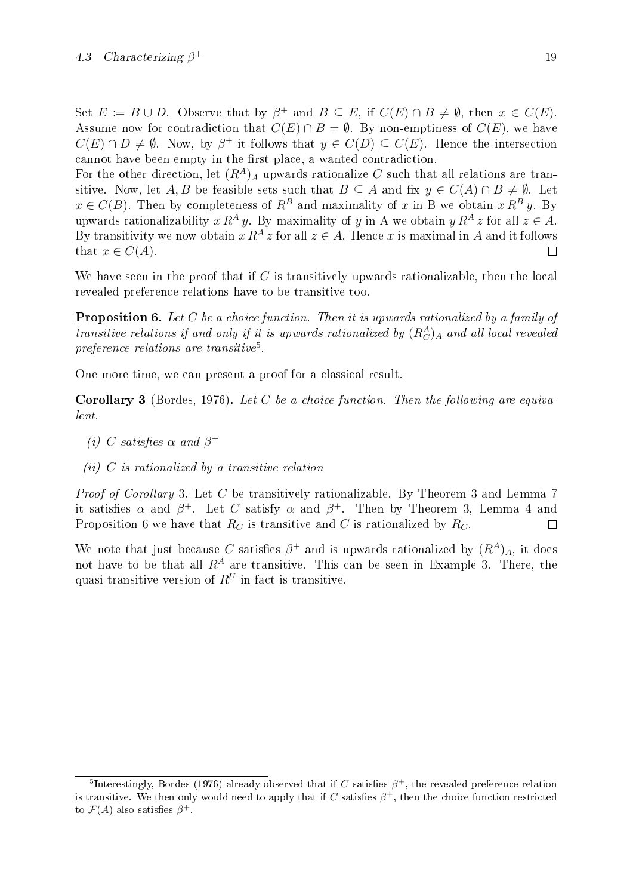Set $E := B \cup D$. Observe that by $\beta^+$ and $B \subseteq E$, if $C(E) \cap B \neq \emptyset$, then $x \in C(E)$. Assume now for contradiction that $C(E) \cap B = \emptyset$. By non-emptiness of $C(E)$, we have $C(E) \cap D \neq \emptyset$. Now, by $\beta^+$ it follows that $y \in C(D) \subseteq C(E)$. Hence the intersection cannot have been empty in the first place, a wanted contradiction.
For the other direction, let $(R^A)_A$ upwards rationalize $C$ such that all relations are transitive. Now, let $A, B$ be feasible sets such that $B \subseteq A$ and fix $y \in C(A) \cap B \neq \emptyset$. Let $x \in C(B)$. Then by completeness of $R^B$ and maximality of $x$ in B we obtain $x \, R^B \, y$. By upwards rationalizability $x \, R^A \, y$. By maximality of $y$ in A we obtain $y \, R^A \, z$ for all $z \in A$. By transitivity we now obtain $x \, R^A \, z$ for all $z \in A$. Hence $x$ is maximal in $A$ and it follows that $x \in C(A)$. □

We have seen in the proof that if $C$ is transitively upwards rationalizable, then the local revealed preference relations have to be transitive too.

**Proposition 6.** *Let $C$ be a choice function. Then it is upwards rationalized by a family of transitive relations if and only if it is upwards rationalized by $(R^A_C)_A$ and all local revealed preference relations are transitive*[5].

One more time, we can present a proof for a classical result.

**Corollary 3** (Bordes, 1976)**.** *Let $C$ be a choice function. Then the following are equivalent.*

*(i) $C$ satisfies $\alpha$ and $\beta^+$*

*(ii) $C$ is rationalized by a transitive relation*

*Proof of Corollary* 3. Let $C$ be transitively rationalizable. By Theorem 3 and Lemma 7 it satisfies $\alpha$ and $\beta^+$. Let $C$ satisfy $\alpha$ and $\beta^+$. Then by Theorem 3, Lemma 4 and Proposition 6 we have that $R_C$ is transitive and $C$ is rationalized by $R_C$. □

We note that just because $C$ satisfies $\beta^+$ and is upwards rationalized by $(R^A)_A$, it does not have to be that all $R^A$ are transitive. This can be seen in Example 3. There, the quasi-transitive version of $R^U$ in fact is transitive.

[5] Interestingly, Bordes (1976) already observed that if $C$ satisfies $\beta^+$, the revealed preference relation is transitive. We then only would need to apply that if $C$ satisfies $\beta^+$, then the choice function restricted to $\mathcal{F}(A)$ also satisfies $\beta^+$.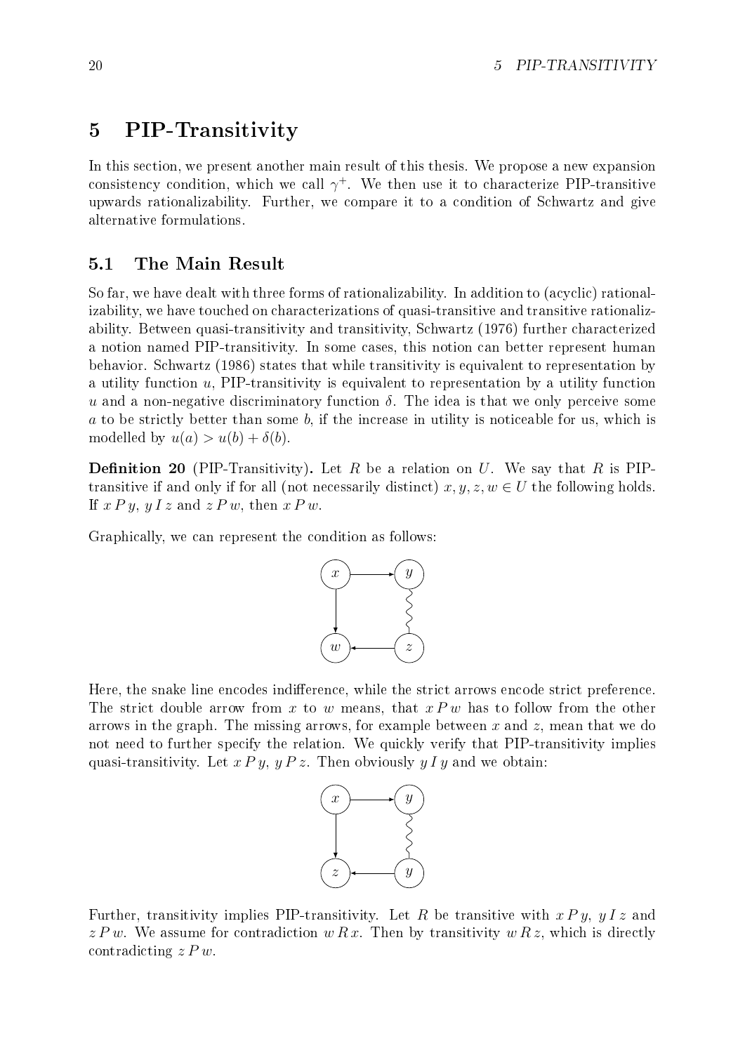# 5 PIP-Transitivity

In this section, we present another main result of this thesis. We propose a new expansion consistency condition, which we call $\gamma^+$. We then use it to characterize PIP-transitive upwards rationalizability. Further, we compare it to a condition of Schwartz and give alternative formulations.

## 5.1 The Main Result

So far, we have dealt with three forms of rationalizability. In addition to (acyclic) rationalizability, we have touched on characterizations of quasi-transitive and transitive rationalizability. Between quasi-transitivity and transitivity, Schwartz (1976) further characterized a notion named PIP-transitivity. In some cases, this notion can better represent human behavior. Schwartz (1986) states that while transitivity is equivalent to representation by a utility function $u$, PIP-transitivity is equivalent to representation by a utility function $u$ and a non-negative discriminatory function $\delta$. The idea is that we only perceive some $a$ to be strictly better than some $b$, if the increase in utility is noticeable for us, which is modelled by $u(a) > u(b) + \delta(b)$.

**Definition 20** (PIP-Transitivity)**.** Let $R$ be a relation on $U$. We say that $R$ is PIP-transitive if and only if for all (not necessarily distinct) $x, y, z, w \in U$ the following holds. If $x\,P\,y$, $y\,I\,z$ and $z\,P\,w$, then $x\,P\,w$.

Graphically, we can represent the condition as follows:

Here, the snake line encodes indifference, while the strict arrows encode strict preference. The strict double arrow from $x$ to $w$ means, that $x\,P\,w$ has to follow from the other arrows in the graph. The missing arrows, for example between $x$ and $z$, mean that we do not need to further specify the relation. We quickly verify that PIP-transitivity implies quasi-transitivity. Let $x\,P\,y$, $y\,P\,z$. Then obviously $y\,I\,y$ and we obtain:

Further, transitivity implies PIP-transitivity. Let $R$ be transitive with $x\,P\,y$, $y\,I\,z$ and $z\,P\,w$. We assume for contradiction $w\,R\,x$. Then by transitivity $w\,R\,z$, which is directly contradicting $z\,P\,w$.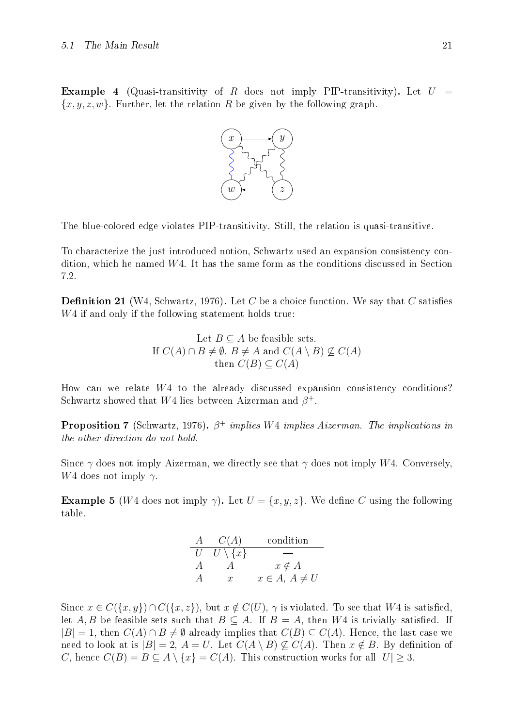**Example 4** (Quasi-transitivity of $R$ does not imply PIP-transitivity)**.** Let $U = \{x, y, z, w\}$. Further, let the relation $R$ be given by the following graph.

The blue-colored edge violates PIP-transitivity. Still, the relation is quasi-transitive.

To characterize the just introduced notion, Schwartz used an expansion consistency condition, which he named $W4$. It has the same form as the conditions discussed in Section 7.2.

**Definition 21** (W4, Schwartz, 1976)**.** Let $C$ be a choice function. We say that $C$ satisfies $W4$ if and only if the following statement holds true:

$$\begin{gathered}\text{Let } B \subseteq A \text{ be feasible sets.}\\ \text{If } C(A) \cap B \neq \emptyset,\ B \neq A \text{ and } C(A \setminus B) \not\subseteq C(A)\\ \text{then } C(B) \subseteq C(A)\end{gathered}$$

How can we relate $W4$ to the already discussed expansion consistency conditions? Schwartz showed that $W4$ lies between Aizerman and $\beta^+$.

**Proposition 7** (Schwartz, 1976)**.** *$\beta^+$ implies $W4$ implies Aizerman. The implications in the other direction do not hold.*

Since $\gamma$ does not imply Aizerman, we directly see that $\gamma$ does not imply $W4$. Conversely, $W4$ does not imply $\gamma$.

**Example 5** ($W4$ does not imply $\gamma$)**.** Let $U = \{x, y, z\}$. We define $C$ using the following table.

| $A$ | $C(A)$ | condition |
|---|---|---|
| $U$ | $U \setminus \{x\}$ | — |
| $A$ | $A$ | $x \notin A$ |
| $A$ | $x$ | $x \in A,\ A \neq U$ |

Since $x \in C(\{x, y\}) \cap C(\{x, z\})$, but $x \notin C(U)$, $\gamma$ is violated. To see that $W4$ is satisfied, let $A, B$ be feasible sets such that $B \subseteq A$. If $B = A$, then $W4$ is trivially satisfied. If $|B| = 1$, then $C(A) \cap B \neq \emptyset$ already implies that $C(B) \subseteq C(A)$. Hence, the last case we need to look at is $|B| = 2$, $A = U$. Let $C(A \setminus B) \not\subseteq C(A)$. Then $x \notin B$. By definition of $C$, hence $C(B) = B \subseteq A \setminus \{x\} = C(A)$. This construction works for all $|U| \geq 3$.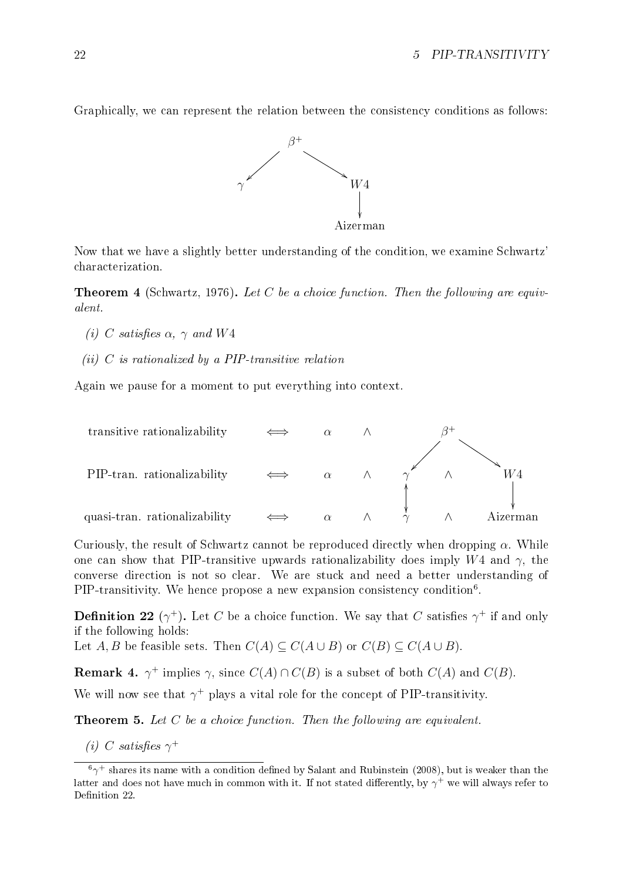Graphically, we can represent the relation between the consistency conditions as follows:

$$\begin{array}{ccc} & \beta^+ & \\ \swarrow & & \searrow \\ \gamma & & W4 \\ & & \downarrow \\ & & \text{Aizerman} \end{array}$$

Now that we have a slightly better understanding of the condition, we examine Schwartz' characterization.

**Theorem 4** (Schwartz, 1976)**.** *Let $C$ be a choice function. Then the following are equivalent.*

*(i) $C$ satisfies $\alpha$, $\gamma$ and $W4$*

*(ii) $C$ is rationalized by a PIP-transitive relation*

Again we pause for a moment to put everything into context.

$$\begin{array}{lcccccccc}
\text{transitive rationalizability} & \Longleftrightarrow & \alpha & \wedge & & & \beta^+ & & \\
 & & & & & \swarrow & & \searrow & \\
\text{PIP-tran. rationalizability} & \Longleftrightarrow & \alpha & \wedge & \gamma & & \wedge & & W4 \\
 & & & & \updownarrow & & & & \downarrow \\
\text{quasi-tran. rationalizability} & \Longleftrightarrow & \alpha & \wedge & \gamma & & \wedge & & \text{Aizerman}
\end{array}$$

Curiously, the result of Schwartz cannot be reproduced directly when dropping $\alpha$. While one can show that PIP-transitive upwards rationalizability does imply $W4$ and $\gamma$, the converse direction is not so clear. We are stuck and need a better understanding of PIP-transitivity. We hence propose a new expansion consistency condition[6].

**Definition 22** ($\gamma^+$)**.** Let $C$ be a choice function. We say that $C$ satisfies $\gamma^+$ if and only if the following holds:
Let $A, B$ be feasible sets. Then $C(A) \subseteq C(A \cup B)$ or $C(B) \subseteq C(A \cup B)$.

**Remark 4.** $\gamma^+$ implies $\gamma$, since $C(A) \cap C(B)$ is a subset of both $C(A)$ and $C(B)$.

We will now see that $\gamma^+$ plays a vital role for the concept of PIP-transitivity.

**Theorem 5.** *Let $C$ be a choice function. Then the following are equivalent.*

*(i) $C$ satisfies $\gamma^+$*

[6] $\gamma^+$ shares its name with a condition defined by Salant and Rubinstein (2008), but is weaker than the latter and does not have much in common with it. If not stated differently, by $\gamma^+$ we will always refer to Definition 22.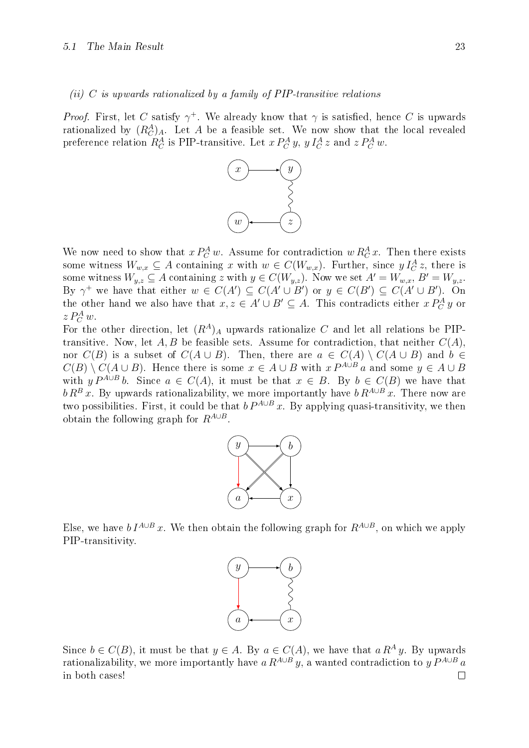*(ii) C is upwards rationalized by a family of PIP-transitive relations*

*Proof.* First, let $C$ satisfy $\gamma^+$. We already know that $\gamma$ is satisfied, hence $C$ is upwards rationalized by $(R_C^A)_A$. Let $A$ be a feasible set. We now show that the local revealed preference relation $R_C^A$ is PIP-transitive. Let $x \, P_C^A \, y$, $y \, I_C^A \, z$ and $z \, P_C^A \, w$.

We now need to show that $x \, P_C^A \, w$. Assume for contradiction $w \, R_C^A \, x$. Then there exists some witness $W_{w,x} \subseteq A$ containing $x$ with $w \in C(W_{w,x})$. Further, since $y \, I_C^A \, z$, there is some witness $W_{y,z} \subseteq A$ containing $z$ with $y \in C(W_{y,z})$. Now we set $A' = W_{w,x}$, $B' = W_{y,z}$. By $\gamma^+$ we have that either $w \in C(A') \subseteq C(A' \cup B')$ or $y \in C(B') \subseteq C(A' \cup B')$. On the other hand we also have that $x, z \in A' \cup B' \subseteq A$. This contradicts either $x \, P_C^A \, y$ or $z \, P_C^A \, w$.

For the other direction, let $(R^A)_A$ upwards rationalize $C$ and let all relations be PIP-transitive. Now, let $A, B$ be feasible sets. Assume for contradiction, that neither $C(A)$, nor $C(B)$ is a subset of $C(A \cup B)$. Then, there are $a \in C(A) \setminus C(A \cup B)$ and $b \in C(B) \setminus C(A \cup B)$. Hence there is some $x \in A \cup B$ with $x \, P^{A \cup B} \, a$ and some $y \in A \cup B$ with $y \, P^{A \cup B} \, b$. Since $a \in C(A)$, it must be that $x \in B$. By $b \in C(B)$ we have that $b \, R^B \, x$. By upwards rationalizability, we more importantly have $b \, R^{A \cup B} \, x$. There now are two possibilities. First, it could be that $b \, P^{A \cup B} \, x$. By applying quasi-transitivity, we then obtain the following graph for $R^{A \cup B}$.

Else, we have $b \, I^{A \cup B} \, x$. We then obtain the following graph for $R^{A \cup B}$, on which we apply PIP-transitivity.

Since $b \in C(B)$, it must be that $y \in A$. By $a \in C(A)$, we have that $a \, R^A \, y$. By upwards rationalizability, we more importantly have $a \, R^{A \cup B} \, y$, a wanted contradiction to $y \, P^{A \cup B} \, a$ in both cases! $\square$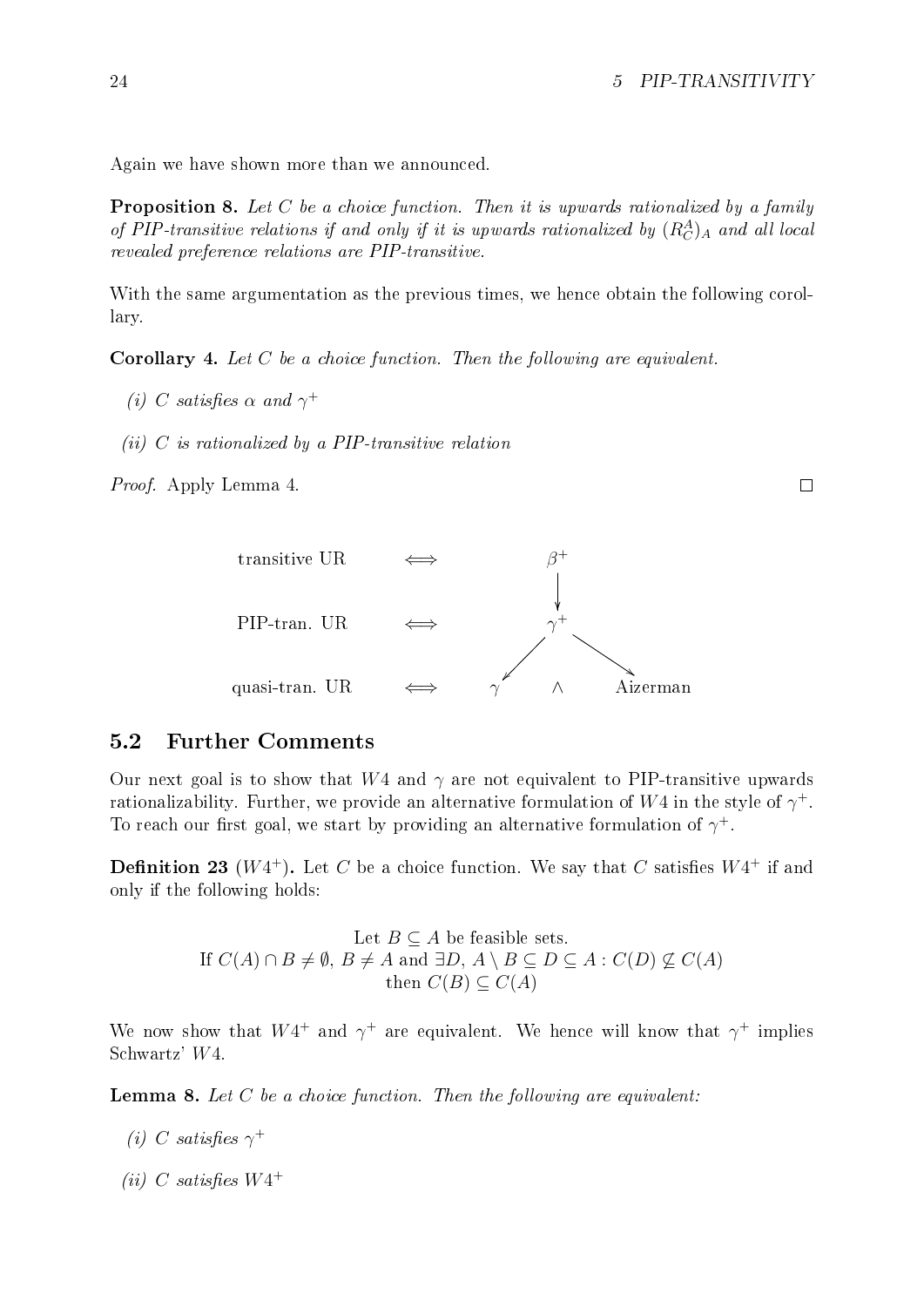Again we have shown more than we announced.

**Proposition 8.** *Let $C$ be a choice function. Then it is upwards rationalized by a family of PIP-transitive relations if and only if it is upwards rationalized by $(R_C^A)_A$ and all local revealed preference relations are PIP-transitive.*

With the same argumentation as the previous times, we hence obtain the following corollary.

**Corollary 4.** *Let $C$ be a choice function. Then the following are equivalent.*

*(i) $C$ satisfies $\alpha$ and $\gamma^+$*

*(ii) $C$ is rationalized by a PIP-transitive relation*

*Proof.* Apply Lemma 4. $\square$

| | | |
|---|---|---|
| transitive UR | $\Longleftrightarrow$ | $\beta^+$ |
| | | $\downarrow$ |
| PIP-tran. UR | $\Longleftrightarrow$ | $\gamma^+$ |
| | | $\swarrow \quad \searrow$ |
| quasi-tran. UR | $\Longleftrightarrow$ | $\gamma \quad \wedge \quad$ Aizerman |

## 5.2 Further Comments

Our next goal is to show that $W4$ and $\gamma$ are not equivalent to PIP-transitive upwards rationalizability. Further, we provide an alternative formulation of $W4$ in the style of $\gamma^+$. To reach our first goal, we start by providing an alternative formulation of $\gamma^+$.

**Definition 23** ($W4^+$)**.** Let $C$ be a choice function. We say that $C$ satisfies $W4^+$ if and only if the following holds:

$$\begin{gathered}\text{Let } B \subseteq A \text{ be feasible sets.}\\ \text{If } C(A) \cap B \neq \emptyset,\ B \neq A \text{ and } \exists D,\ A \setminus B \subseteq D \subseteq A : C(D) \not\subseteq C(A)\\ \text{then } C(B) \subseteq C(A)\end{gathered}$$

We now show that $W4^+$ and $\gamma^+$ are equivalent. We hence will know that $\gamma^+$ implies Schwartz' $W4$.

**Lemma 8.** *Let $C$ be a choice function. Then the following are equivalent:*

*(i) $C$ satisfies $\gamma^+$*

*(ii) $C$ satisfies $W4^+$*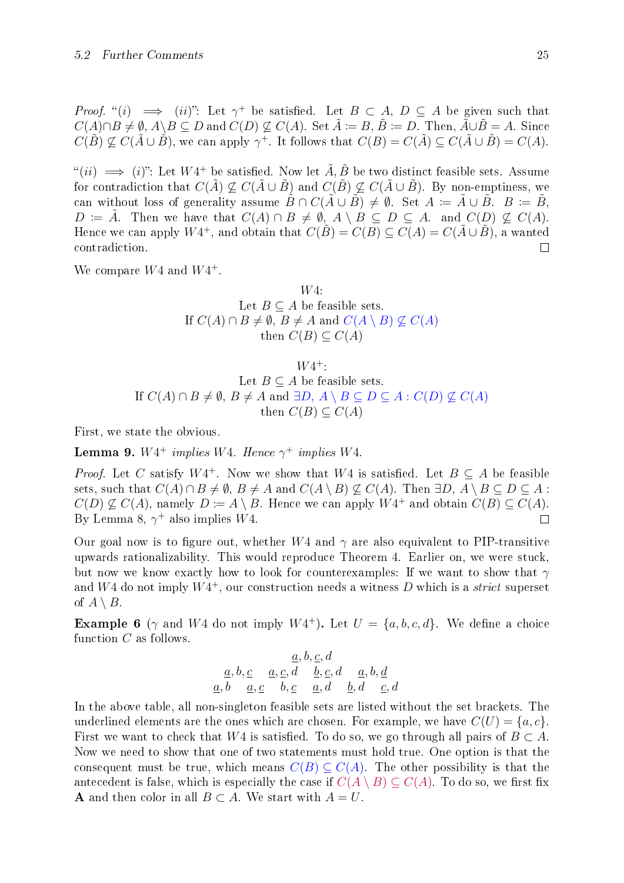*Proof.* "$(i) \implies (ii)$": Let $\gamma^+$ be satisfied. Let $B \subset A$, $D \subseteq A$ be given such that $C(A) \cap B \neq \emptyset$, $A \setminus B \subseteq D$ and $C(D) \not\subseteq C(A)$. Set $\tilde{A} := B$, $\tilde{B} := D$. Then, $\tilde{A} \cup \tilde{B} = A$. Since $C(\tilde{B}) \not\subseteq C(\tilde{A} \cup \tilde{B})$, we can apply $\gamma^+$. It follows that $C(B) = C(\tilde{A}) \subseteq C(\tilde{A} \cup \tilde{B}) = C(A)$.

"$(ii) \implies (i)$": Let $W4^+$ be satisfied. Now let $\tilde{A}, \tilde{B}$ be two distinct feasible sets. Assume for contradiction that $C(\tilde{A}) \not\subseteq C(\tilde{A} \cup \tilde{B})$ and $C(\tilde{B}) \not\subseteq C(\tilde{A} \cup \tilde{B})$. By non-emptiness, we can without loss of generality assume $\tilde{B} \cap C(\tilde{A} \cup \tilde{B}) \neq \emptyset$. Set $A := \tilde{A} \cup \tilde{B}$. $B := \tilde{B}$, $D := \tilde{A}$. Then we have that $C(A) \cap B \neq \emptyset$, $A \setminus B \subseteq D \subseteq A$. and $C(D) \not\subseteq C(A)$. Hence we can apply $W4^+$, and obtain that $C(\tilde{B}) = C(B) \subseteq C(A) = C(\tilde{A} \cup \tilde{B})$, a wanted contradiction. ∎

We compare $W4$ and $W4^+$.

$W4$:
Let $B \subseteq A$ be feasible sets.
If $C(A) \cap B \neq \emptyset$, $B \neq A$ and $C(A \setminus B) \not\subseteq C(A)$
then $C(B) \subseteq C(A)$

$W4^+$:
Let $B \subseteq A$ be feasible sets.
If $C(A) \cap B \neq \emptyset$, $B \neq A$ and $\exists D,\ A \setminus B \subseteq D \subseteq A : C(D) \not\subseteq C(A)$
then $C(B) \subseteq C(A)$

First, we state the obvious.

**Lemma 9.** *$W4^+$ implies $W4$. Hence $\gamma^+$ implies $W4$.*

*Proof.* Let $C$ satisfy $W4^+$. Now we show that $W4$ is satisfied. Let $B \subseteq A$ be feasible sets, such that $C(A) \cap B \neq \emptyset$, $B \neq A$ and $C(A \setminus B) \not\subseteq C(A)$. Then $\exists D,\ A \setminus B \subseteq D \subseteq A : C(D) \not\subseteq C(A)$, namely $D := A \setminus B$. Hence we can apply $W4^+$ and obtain $C(B) \subseteq C(A)$. By Lemma 8, $\gamma^+$ also implies $W4$. ∎

Our goal now is to figure out, whether $W4$ and $\gamma$ are also equivalent to PIP-transitive upwards rationalizability. This would reproduce Theorem 4. Earlier on, we were stuck, but now we know exactly how to look for counterexamples: If we want to show that $\gamma$ and $W4$ do not imply $W4^+$, our construction needs a witness $D$ which is a *strict* superset of $A \setminus B$.

**Example 6** ($\gamma$ and $W4$ do not imply $W4^+$). Let $U = \{a, b, c, d\}$. We define a choice function $C$ as follows.

$$\underline{a}, b, \underline{c}, d$$
$$\underline{a}, b, \underline{c} \quad \underline{a}, \underline{c}, d \quad \underline{b}, \underline{c}, d \quad \underline{a}, b, \underline{d}$$
$$\underline{a}, b \quad \underline{a}, \underline{c} \quad b, \underline{c} \quad \underline{a}, d \quad \underline{b}, d \quad \underline{c}, d$$

In the above table, all non-singleton feasible sets are listed without the set brackets. The underlined elements are the ones which are chosen. For example, we have $C(U) = \{a, c\}$. First we want to check that $W4$ is satisfied. To do so, we go through all pairs of $B \subset A$. Now we need to show that one of two statements must hold true. One option is that the consequent must be true, which means $C(B) \subseteq C(A)$. The other possibility is that the antecedent is false, which is especially the case if $C(A \setminus B) \subseteq C(A)$. To do so, we first fix **A** and then color in all $B \subset A$. We start with $A = U$.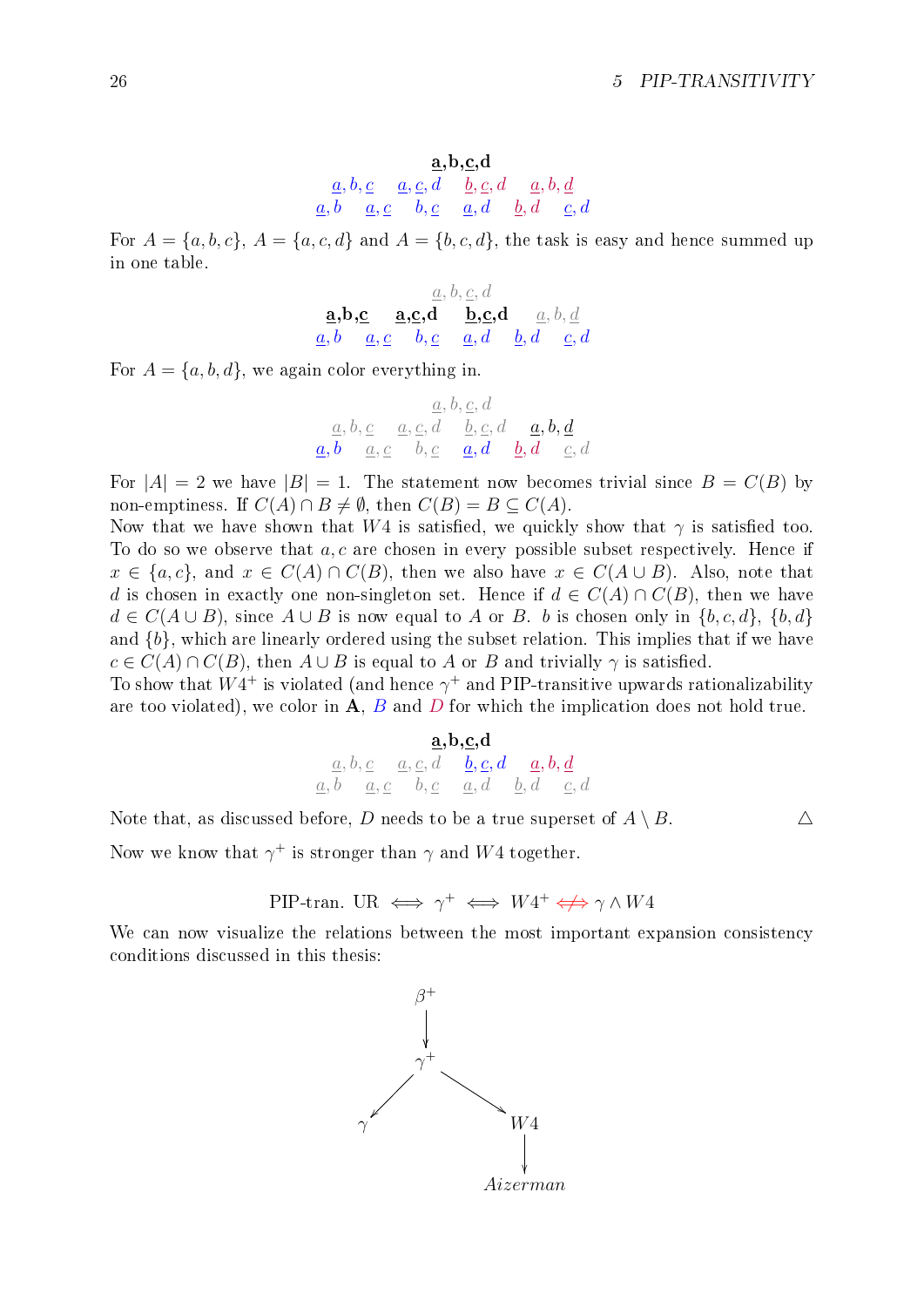$$\underline{\mathbf{a}},\mathbf{b},\underline{\mathbf{c}},\mathbf{d}$$

$$\underline{a},b,\underline{c} \quad \underline{a},\underline{c},d \quad \underline{b},\underline{c},d \quad \underline{a},b,\underline{d}$$

$$\underline{a},b \quad \underline{a},\underline{c} \quad b,\underline{c} \quad \underline{a},d \quad \underline{b},d \quad \underline{c},d$$

For $A = \{a,b,c\}$, $A = \{a,c,d\}$ and $A = \{b,c,d\}$, the task is easy and hence summed up in one table.

$$\underline{a},b,\underline{c},d$$

$$\underline{\mathbf{a}},\mathbf{b},\underline{\mathbf{c}} \quad \underline{\mathbf{a}},\underline{\mathbf{c}},\mathbf{d} \quad \mathbf{b},\underline{\mathbf{c}},\mathbf{d} \quad \underline{a},b,\underline{d}$$

$$\underline{a},b \quad \underline{a},\underline{c} \quad b,\underline{c} \quad \underline{a},d \quad \underline{b},d \quad \underline{c},d$$

For $A = \{a,b,d\}$, we again color everything in.

$$\underline{a},b,\underline{c},d$$

$$\underline{a},b,\underline{c} \quad \underline{a},\underline{c},d \quad \underline{b},\underline{c},d \quad \underline{\mathbf{a}},\mathbf{b},\underline{\mathbf{d}}$$

$$\underline{a},b \quad \underline{a},\underline{c} \quad b,\underline{c} \quad \underline{a},d \quad \underline{b},d \quad \underline{c},d$$

For $|A| = 2$ we have $|B| = 1$. The statement now becomes trivial since $B = C(B)$ by non-emptiness. If $C(A) \cap B \neq \emptyset$, then $C(B) = B \subseteq C(A)$.

Now that we have shown that $W4$ is satisfied, we quickly show that $\gamma$ is satisfied too. To do so we observe that $a, c$ are chosen in every possible subset respectively. Hence if $x \in \{a,c\}$, and $x \in C(A) \cap C(B)$, then we also have $x \in C(A \cup B)$. Also, note that $d$ is chosen in exactly one non-singleton set. Hence if $d \in C(A) \cap C(B)$, then we have $d \in C(A \cup B)$, since $A \cup B$ is now equal to $A$ or $B$. $b$ is chosen only in $\{b,c,d\}$, $\{b,d\}$ and $\{b\}$, which are linearly ordered using the subset relation. This implies that if we have $c \in C(A) \cap C(B)$, then $A \cup B$ is equal to $A$ or $B$ and trivially $\gamma$ is satisfied.

To show that $W4^+$ is violated (and hence $\gamma^+$ and PIP-transitive upwards rationalizability are too violated), we color in $\mathbf{A}$, $B$ and $D$ for which the implication does not hold true.

$$\underline{\mathbf{a}},\mathbf{b},\underline{\mathbf{c}},\mathbf{d}$$

$$\underline{a},b,\underline{c} \quad \underline{a},\underline{c},d \quad \underline{b},\underline{c},d \quad \underline{a},b,\underline{d}$$

$$\underline{a},b \quad \underline{a},\underline{c} \quad b,\underline{c} \quad \underline{a},d \quad \underline{b},d \quad \underline{c},d$$

Note that, as discussed before, $D$ needs to be a true superset of $A \setminus B$. △

Now we know that $\gamma^+$ is stronger than $\gamma$ and $W4$ together.

$$\text{PIP-tran. UR} \iff \gamma^+ \iff W4^+ \not\Leftarrow \gamma \wedge W4$$

We can now visualize the relations between the most important expansion consistency conditions discussed in this thesis:

$$\beta^+ \rightarrow \gamma^+, \quad \gamma^+ \rightarrow \gamma, \quad \gamma^+ \rightarrow W4, \quad W4 \rightarrow \textit{Aizerman}$$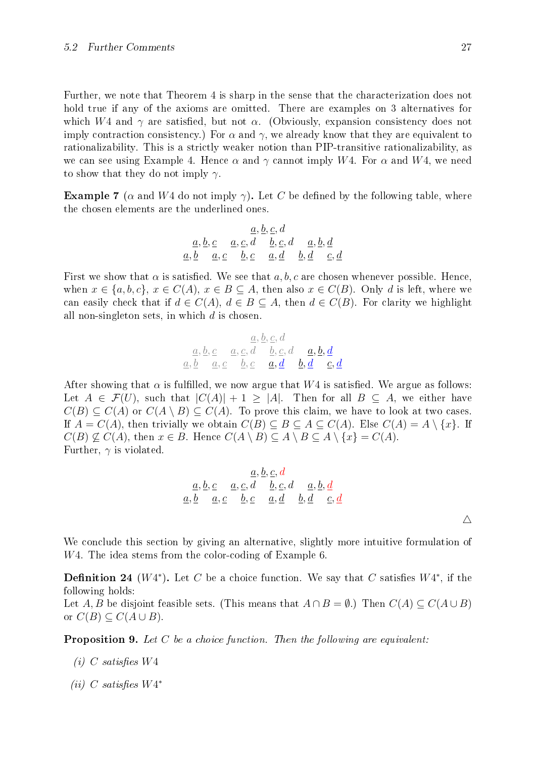Further, we note that Theorem 4 is sharp in the sense that the characterization does not hold true if any of the axioms are omitted. There are examples on 3 alternatives for which $W4$ and $\gamma$ are satisfied, but not $\alpha$. (Obviously, expansion consistency does not imply contraction consistency.) For $\alpha$ and $\gamma$, we already know that they are equivalent to rationalizability. This is a strictly weaker notion than PIP-transitive rationalizability, as we can see using Example 4. Hence $\alpha$ and $\gamma$ cannot imply $W4$. For $\alpha$ and $W4$, we need to show that they do not imply $\gamma$.

**Example 7** ($\alpha$ and $W4$ do not imply $\gamma$)**.** Let $C$ be defined by the following table, where the chosen elements are the underlined ones.

$$
\begin{array}{c}
\underline{a}, \underline{b}, \underline{c}, d \\
\underline{a}, \underline{b}, \underline{c} \quad \underline{a}, \underline{c}, d \quad \underline{b}, \underline{c}, d \quad \underline{a}, \underline{b}, \underline{d} \\
\underline{a}, \underline{b} \quad \underline{a}, \underline{c} \quad \underline{b}, \underline{c} \quad \underline{a}, \underline{d} \quad \underline{b}, \underline{d} \quad \underline{c}, \underline{d}
\end{array}
$$

First we show that $\alpha$ is satisfied. We see that $a, b, c$ are chosen whenever possible. Hence, when $x \in \{a, b, c\}$, $x \in C(A)$, $x \in B \subseteq A$, then also $x \in C(B)$. Only $d$ is left, where we can easily check that if $d \in C(A)$, $d \in B \subseteq A$, then $d \in C(B)$. For clarity we highlight all non-singleton sets, in which $d$ is chosen.

$$
\begin{array}{c}
{\color{gray}\underline{a}, \underline{b}, \underline{c}, d} \\
{\color{gray}\underline{a}, \underline{b}, \underline{c}} \quad {\color{gray}\underline{a}, \underline{c}, d} \quad {\color{gray}\underline{b}, \underline{c}, d} \quad \underline{a}, \underline{b}, {\color{blue}\underline{d}} \\
{\color{gray}\underline{a}, \underline{b}} \quad {\color{gray}\underline{a}, \underline{c}} \quad {\color{gray}\underline{b}, \underline{c}} \quad \underline{a}, {\color{blue}\underline{d}} \quad \underline{b}, {\color{blue}\underline{d}} \quad \underline{c}, {\color{blue}\underline{d}}
\end{array}
$$

After showing that $\alpha$ is fulfilled, we now argue that $W4$ is satisfied. We argue as follows: Let $A \in \mathcal{F}(U)$, such that $|C(A)| + 1 \geq |A|$. Then for all $B \subseteq A$, we either have $C(B) \subseteq C(A)$ or $C(A \setminus B) \subseteq C(A)$. To prove this claim, we have to look at two cases. If $A = C(A)$, then trivially we obtain $C(B) \subseteq B \subseteq A \subseteq C(A)$. Else $C(A) = A \setminus \{x\}$. If $C(B) \not\subseteq C(A)$, then $x \in B$. Hence $C(A \setminus B) \subseteq A \setminus B \subseteq A \setminus \{x\} = C(A)$.
Further, $\gamma$ is violated.

$$
\begin{array}{c}
\underline{a}, \underline{b}, \underline{c}, {\color{red}d} \\
\underline{a}, \underline{b}, \underline{c} \quad \underline{a}, \underline{c}, d \quad \underline{b}, \underline{c}, d \quad \underline{a}, \underline{b}, {\color{red}\underline{d}} \\
\underline{a}, \underline{b} \quad \underline{a}, \underline{c} \quad \underline{b}, \underline{c} \quad \underline{a}, \underline{d} \quad \underline{b}, \underline{d} \quad \underline{c}, {\color{red}\underline{d}}
\end{array}
$$

$\triangle$

We conclude this section by giving an alternative, slightly more intuitive formulation of $W4$. The idea stems from the color-coding of Example 6.

**Definition 24** ($W4^*$)**.** Let $C$ be a choice function. We say that $C$ satisfies $W4^*$, if the following holds:
Let $A, B$ be disjoint feasible sets. (This means that $A \cap B = \emptyset$.) Then $C(A) \subseteq C(A \cup B)$ or $C(B) \subseteq C(A \cup B)$.

**Proposition 9.** *Let $C$ be a choice function. Then the following are equivalent:*

*(i) $C$ satisfies $W4$*

*(ii) $C$ satisfies $W4^*$*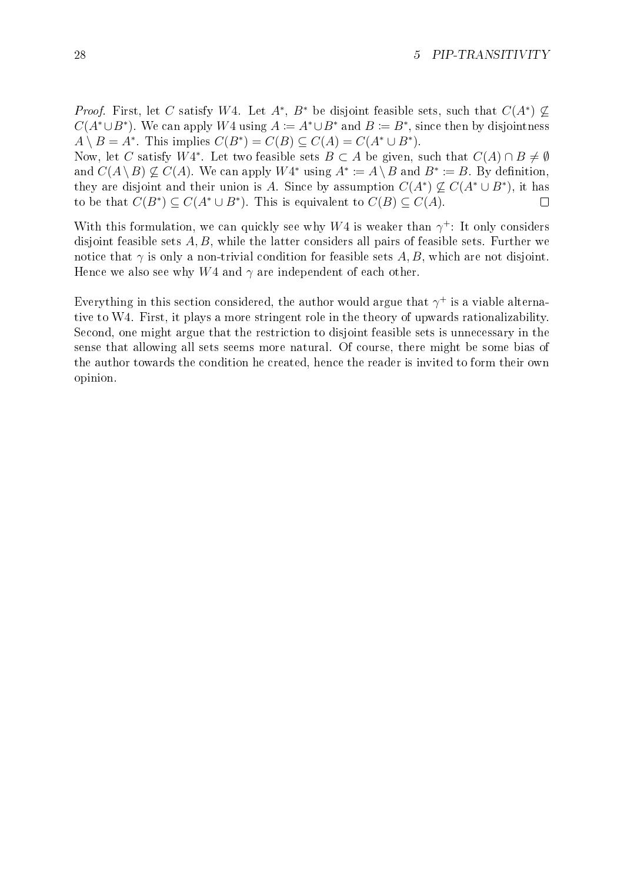*Proof.* First, let $C$ satisfy $W4$. Let $A^*$, $B^*$ be disjoint feasible sets, such that $C(A^*) \not\subseteq C(A^* \cup B^*)$. We can apply $W4$ using $A := A^* \cup B^*$ and $B := B^*$, since then by disjointness $A \setminus B = A^*$. This implies $C(B^*) = C(B) \subseteq C(A) = C(A^* \cup B^*)$.
Now, let $C$ satisfy $W4^*$. Let two feasible sets $B \subset A$ be given, such that $C(A) \cap B \neq \emptyset$ and $C(A \setminus B) \not\subseteq C(A)$. We can apply $W4^*$ using $A^* := A \setminus B$ and $B^* := B$. By definition, they are disjoint and their union is $A$. Since by assumption $C(A^*) \not\subseteq C(A^* \cup B^*)$, it has to be that $C(B^*) \subseteq C(A^* \cup B^*)$. This is equivalent to $C(B) \subseteq C(A)$. □

With this formulation, we can quickly see why $W4$ is weaker than $\gamma^+$: It only considers disjoint feasible sets $A, B$, while the latter considers all pairs of feasible sets. Further we notice that $\gamma$ is only a non-trivial condition for feasible sets $A, B$, which are not disjoint. Hence we also see why $W4$ and $\gamma$ are independent of each other.

Everything in this section considered, the author would argue that $\gamma^+$ is a viable alternative to W4. First, it plays a more stringent role in the theory of upwards rationalizability. Second, one might argue that the restriction to disjoint feasible sets is unnecessary in the sense that allowing all sets seems more natural. Of course, there might be some bias of the author towards the condition he created, hence the reader is invited to form their own opinion.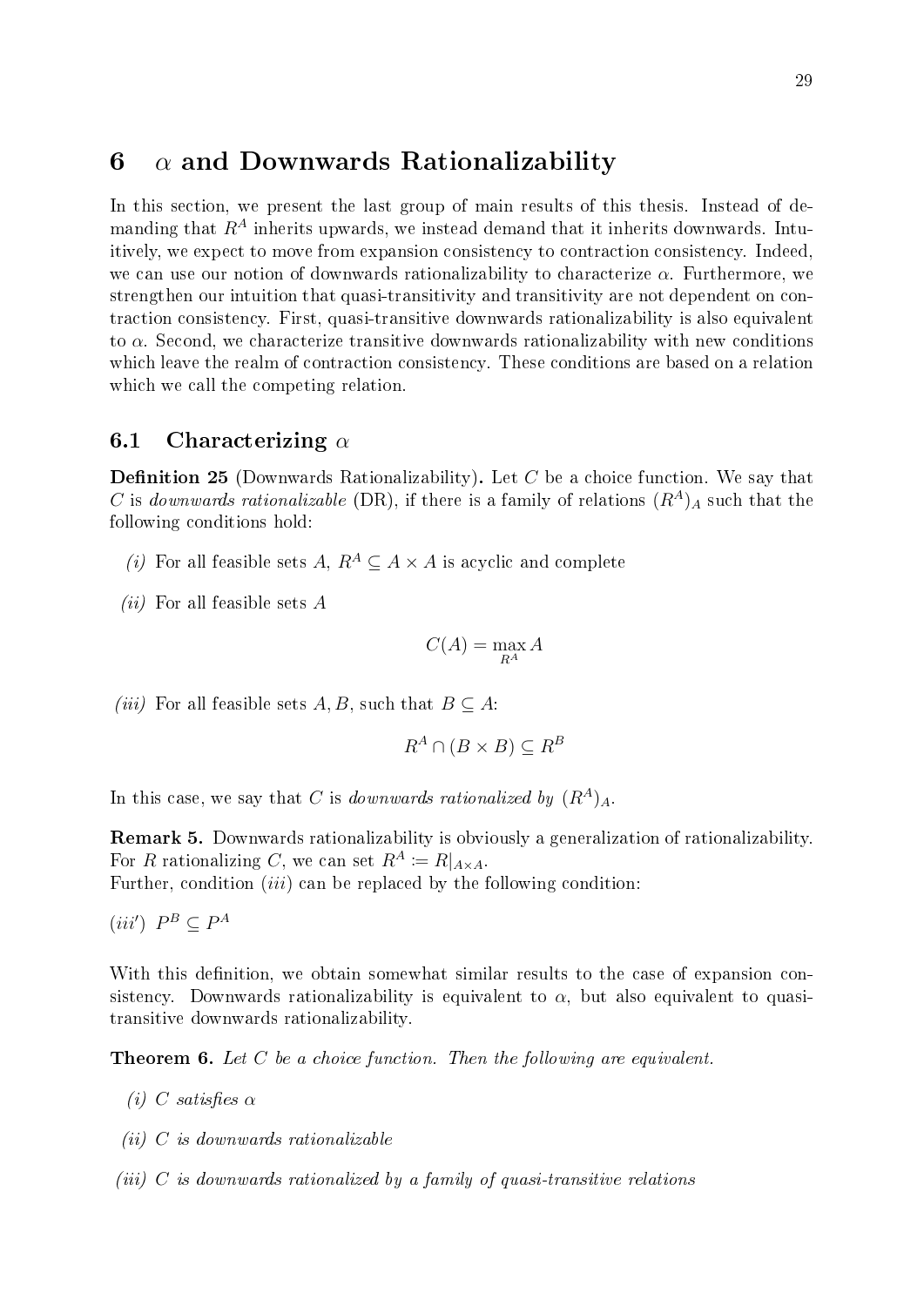# 6 $\alpha$ and Downwards Rationalizability

In this section, we present the last group of main results of this thesis. Instead of demanding that $R^A$ inherits upwards, we instead demand that it inherits downwards. Intuitively, we expect to move from expansion consistency to contraction consistency. Indeed, we can use our notion of downwards rationalizability to characterize $\alpha$. Furthermore, we strengthen our intuition that quasi-transitivity and transitivity are not dependent on contraction consistency. First, quasi-transitive downwards rationalizability is also equivalent to $\alpha$. Second, we characterize transitive downwards rationalizability with new conditions which leave the realm of contraction consistency. These conditions are based on a relation which we call the competing relation.

## 6.1 Characterizing $\alpha$

**Definition 25** (Downwards Rationalizability)**.** Let $C$ be a choice function. We say that $C$ is *downwards rationalizable* (DR), if there is a family of relations $(R^A)_A$ such that the following conditions hold:

*(i)* For all feasible sets $A$, $R^A \subseteq A \times A$ is acyclic and complete

*(ii)* For all feasible sets $A$

$$C(A) = \max_{R^A} A$$

*(iii)* For all feasible sets $A, B$, such that $B \subseteq A$:

$$R^A \cap (B \times B) \subseteq R^B$$

In this case, we say that $C$ is *downwards rationalized by* $(R^A)_A$.

**Remark 5.** Downwards rationalizability is obviously a generalization of rationalizability. For $R$ rationalizing $C$, we can set $R^A := R|_{A \times A}$.
Further, condition $(iii)$ can be replaced by the following condition:

$(iii')$ $P^B \subseteq P^A$

With this definition, we obtain somewhat similar results to the case of expansion consistency. Downwards rationalizability is equivalent to $\alpha$, but also equivalent to quasi-transitive downwards rationalizability.

**Theorem 6.** *Let $C$ be a choice function. Then the following are equivalent.*

*(i) $C$ satisfies $\alpha$*

*(ii) $C$ is downwards rationalizable*

*(iii) $C$ is downwards rationalized by a family of quasi-transitive relations*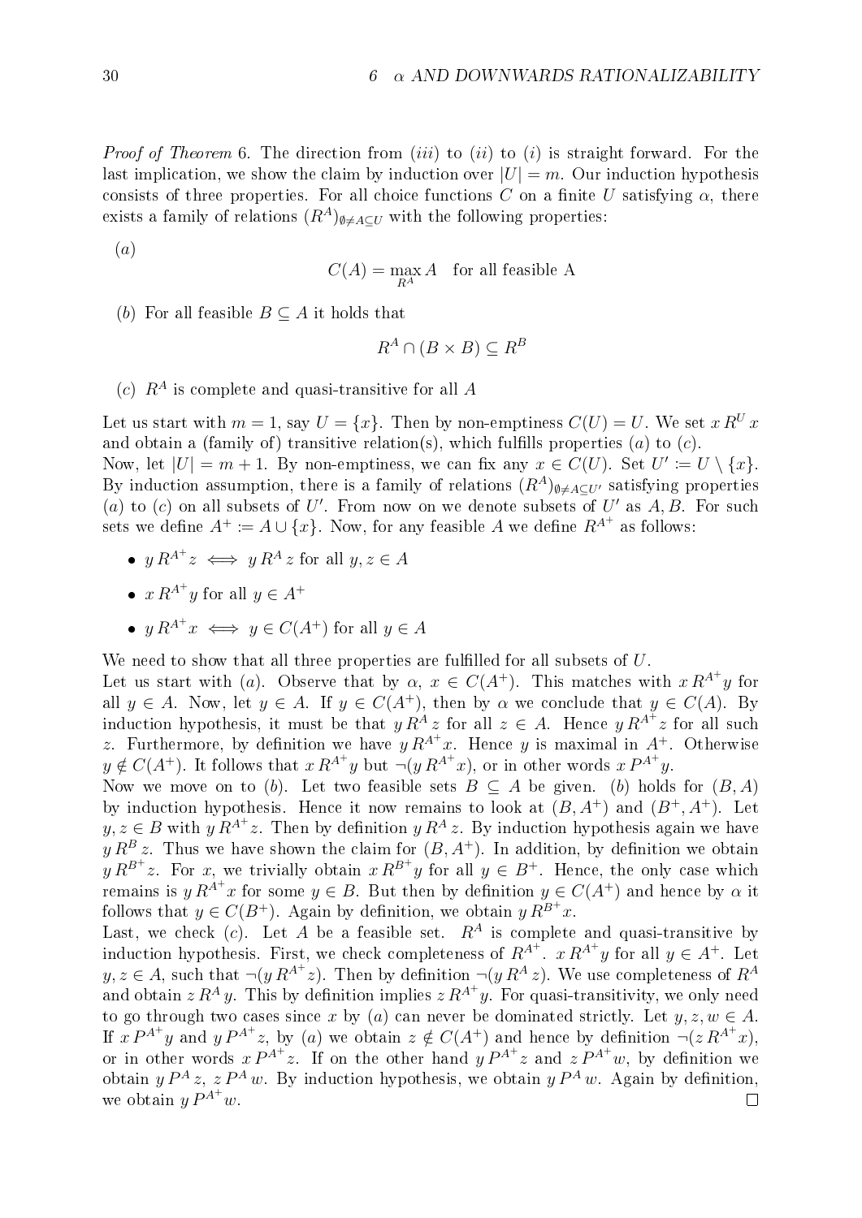*Proof of Theorem* 6. The direction from $(iii)$ to $(ii)$ to $(i)$ is straight forward. For the last implication, we show the claim by induction over $|U| = m$. Our induction hypothesis consists of three properties. For all choice functions $C$ on a finite $U$ satisfying $\alpha$, there exists a family of relations $(R^A)_{\emptyset \neq A \subseteq U}$ with the following properties:

$(a)$

$$C(A) = \max_{R^A} A \quad \text{for all feasible A}$$

$(b)$ For all feasible $B \subseteq A$ it holds that

$$R^A \cap (B \times B) \subseteq R^B$$

$(c)$ $R^A$ is complete and quasi-transitive for all $A$

Let us start with $m = 1$, say $U = \{x\}$. Then by non-emptiness $C(U) = U$. We set $x\, R^U\, x$ and obtain a (family of) transitive relation(s), which fulfills properties $(a)$ to $(c)$.
Now, let $|U| = m + 1$. By non-emptiness, we can fix any $x \in C(U)$. Set $U' := U \setminus \{x\}$. By induction assumption, there is a family of relations $(R^A)_{\emptyset \neq A \subseteq U'}$ satisfying properties $(a)$ to $(c)$ on all subsets of $U'$. From now on we denote subsets of $U'$ as $A, B$. For such sets we define $A^+ := A \cup \{x\}$. Now, for any feasible $A$ we define $R^{A^+}$ as follows:

- $y\, R^{A^+} z \iff y\, R^A\, z$ for all $y, z \in A$
- $x\, R^{A^+} y$ for all $y \in A^+$
- $y\, R^{A^+} x \iff y \in C(A^+)$ for all $y \in A$

We need to show that all three properties are fulfilled for all subsets of $U$.
Let us start with $(a)$. Observe that by $\alpha$, $x \in C(A^+)$. This matches with $x\, R^{A^+} y$ for all $y \in A$. Now, let $y \in A$. If $y \in C(A^+)$, then by $\alpha$ we conclude that $y \in C(A)$. By induction hypothesis, it must be that $y\, R^A\, z$ for all $z \in A$. Hence $y\, R^{A^+} z$ for all such $z$. Furthermore, by definition we have $y\, R^{A^+} x$. Hence $y$ is maximal in $A^+$. Otherwise $y \notin C(A^+)$. It follows that $x\, R^{A^+} y$ but $\neg(y\, R^{A^+} x)$, or in other words $x\, P^{A^+} y$.
Now we move on to $(b)$. Let two feasible sets $B \subseteq A$ be given. $(b)$ holds for $(B, A)$ by induction hypothesis. Hence it now remains to look at $(B, A^+)$ and $(B^+, A^+)$. Let $y, z \in B$ with $y\, R^{A^+} z$. Then by definition $y\, R^A\, z$. By induction hypothesis again we have $y\, R^B\, z$. Thus we have shown the claim for $(B, A^+)$. In addition, by definition we obtain $y\, R^{B^+} z$. For $x$, we trivially obtain $x\, R^{B^+} y$ for all $y \in B^+$. Hence, the only case which remains is $y\, R^{A^+} x$ for some $y \in B$. But then by definition $y \in C(A^+)$ and hence by $\alpha$ it follows that $y \in C(B^+)$. Again by definition, we obtain $y\, R^{B^+} x$.
Last, we check $(c)$. Let $A$ be a feasible set. $R^A$ is complete and quasi-transitive by induction hypothesis. First, we check completeness of $R^{A^+}$. $x\, R^{A^+} y$ for all $y \in A^+$. Let $y, z \in A$, such that $\neg(y\, R^{A^+} z)$. Then by definition $\neg(y\, R^A\, z)$. We use completeness of $R^A$ and obtain $z\, R^A\, y$. This by definition implies $z\, R^{A^+} y$. For quasi-transitivity, we only need to go through two cases since $x$ by $(a)$ can never be dominated strictly. Let $y, z, w \in A$. If $x\, P^{A^+} y$ and $y\, P^{A^+} z$, by $(a)$ we obtain $z \notin C(A^+)$ and hence by definition $\neg(z\, R^{A^+} x)$, or in other words $x\, P^{A^+} z$. If on the other hand $y\, P^{A^+} z$ and $z\, P^{A^+} w$, by definition we obtain $y\, P^A\, z$, $z\, P^A\, w$. By induction hypothesis, we obtain $y\, P^A\, w$. Again by definition, we obtain $y\, P^{A^+} w$. $\square$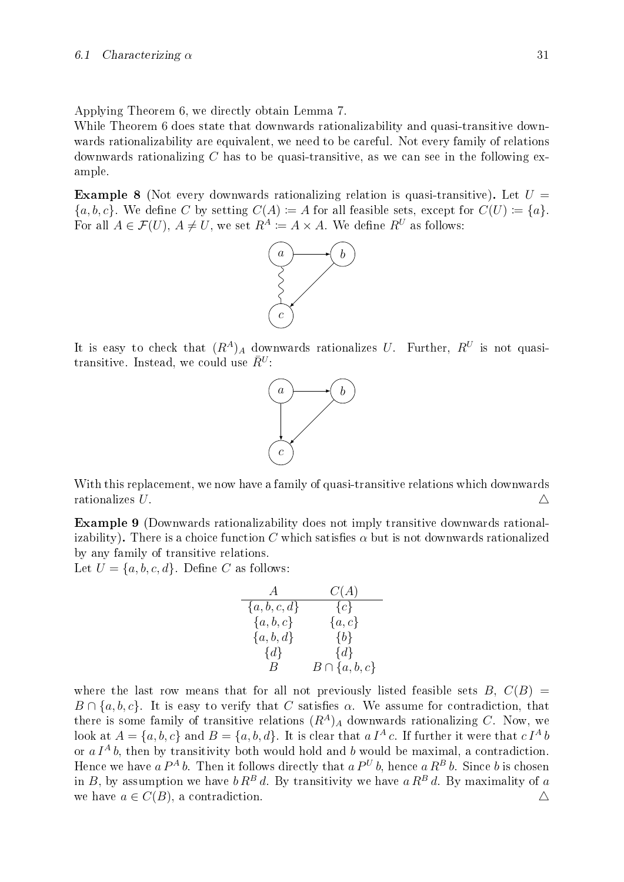Applying Theorem 6, we directly obtain Lemma 7.

While Theorem 6 does state that downwards rationalizability and quasi-transitive downwards rationalizability are equivalent, we need to be careful. Not every family of relations downwards rationalizing $C$ has to be quasi-transitive, as we can see in the following example.

**Example 8** (Not every downwards rationalizing relation is quasi-transitive)**.** Let $U = \{a, b, c\}$. We define $C$ by setting $C(A) := A$ for all feasible sets, except for $C(U) := \{a\}$. For all $A \in \mathcal{F}(U)$, $A \neq U$, we set $R^A := A \times A$. We define $R^U$ as follows:

It is easy to check that $(R^A)_A$ downwards rationalizes $U$. Further, $R^U$ is not quasi-transitive. Instead, we could use $\bar{R}^U$:

With this replacement, we now have a family of quasi-transitive relations which downwards rationalizes $U$. △

**Example 9** (Downwards rationalizability does not imply transitive downwards rationalizability)**.** There is a choice function $C$ which satisfies $\alpha$ but is not downwards rationalized by any family of transitive relations.

Let $U = \{a, b, c, d\}$. Define $C$ as follows:

| $A$ | $C(A)$ |
|---|---|
| $\{a, b, c, d\}$ | $\{c\}$ |
| $\{a, b, c\}$ | $\{a, c\}$ |
| $\{a, b, d\}$ | $\{b\}$ |
| $\{d\}$ | $\{d\}$ |
| $B$ | $B \cap \{a, b, c\}$ |

where the last row means that for all not previously listed feasible sets $B$, $C(B) = B \cap \{a, b, c\}$. It is easy to verify that $C$ satisfies $\alpha$. We assume for contradiction, that there is some family of transitive relations $(R^A)_A$ downwards rationalizing $C$. Now, we look at $A = \{a, b, c\}$ and $B = \{a, b, d\}$. It is clear that $a\, I^A\, c$. If further it were that $c\, I^A\, b$ or $a\, I^A\, b$, then by transitivity both would hold and $b$ would be maximal, a contradiction. Hence we have $a\, P^A\, b$. Then it follows directly that $a\, P^U\, b$, hence $a\, R^B\, b$. Since $b$ is chosen in $B$, by assumption we have $b\, R^B\, d$. By transitivity we have $a\, R^B\, d$. By maximality of $a$ we have $a \in C(B)$, a contradiction. △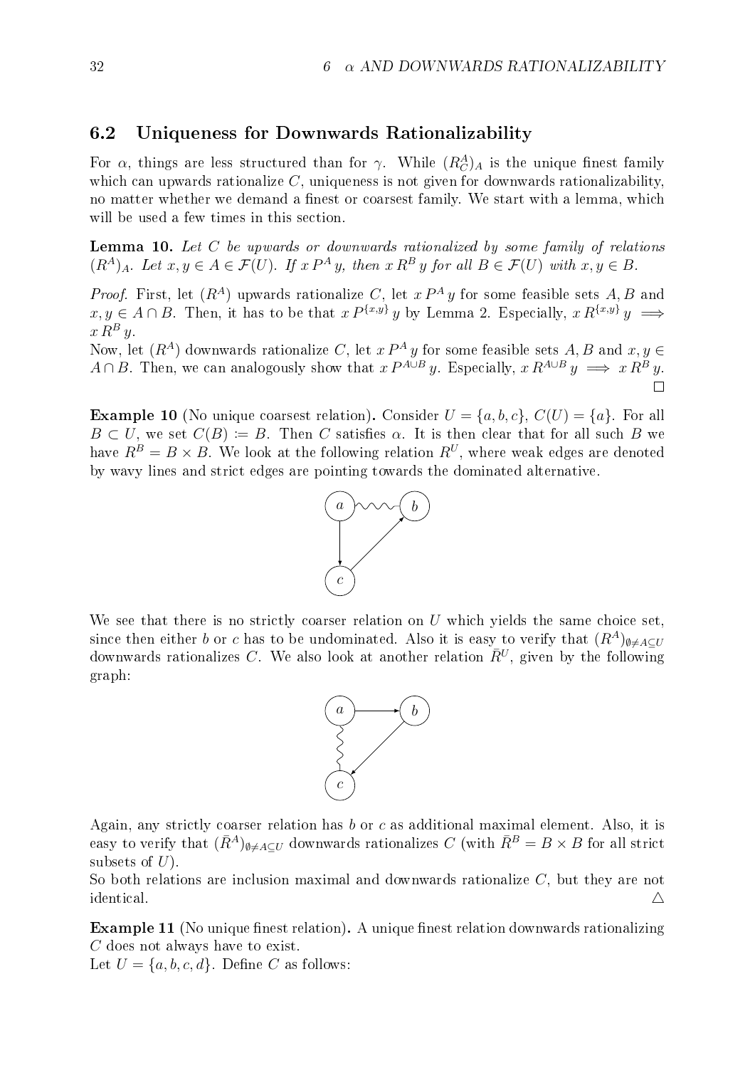## 6.2 Uniqueness for Downwards Rationalizability

For $\alpha$, things are less structured than for $\gamma$. While $(R^A_C)_A$ is the unique finest family which can upwards rationalize $C$, uniqueness is not given for downwards rationalizability, no matter whether we demand a finest or coarsest family. We start with a lemma, which will be used a few times in this section.

**Lemma 10.** *Let $C$ be upwards or downwards rationalized by some family of relations $(R^A)_A$. Let $x, y \in A \in \mathcal{F}(U)$. If $x\, P^A\, y$, then $x\, R^B\, y$ for all $B \in \mathcal{F}(U)$ with $x, y \in B$.*

*Proof.* First, let $(R^A)$ upwards rationalize $C$, let $x\, P^A\, y$ for some feasible sets $A, B$ and $x, y \in A \cap B$. Then, it has to be that $x\, P^{\{x,y\}}\, y$ by Lemma 2. Especially, $x\, R^{\{x,y\}}\, y \implies x\, R^B\, y$.

Now, let $(R^A)$ downwards rationalize $C$, let $x\, P^A\, y$ for some feasible sets $A, B$ and $x, y \in A \cap B$. Then, we can analogously show that $x\, P^{A\cup B}\, y$. Especially, $x\, R^{A\cup B}\, y \implies x\, R^B\, y$. □

**Example 10** (No unique coarsest relation)**.** Consider $U = \{a, b, c\}$, $C(U) = \{a\}$. For all $B \subset U$, we set $C(B) := B$. Then $C$ satisfies $\alpha$. It is then clear that for all such $B$ we have $R^B = B \times B$. We look at the following relation $R^U$, where weak edges are denoted by wavy lines and strict edges are pointing towards the dominated alternative.

We see that there is no strictly coarser relation on $U$ which yields the same choice set, since then either $b$ or $c$ has to be undominated. Also it is easy to verify that $(R^A)_{\emptyset \neq A \subseteq U}$ downwards rationalizes $C$. We also look at another relation $\bar{R}^U$, given by the following graph:

Again, any strictly coarser relation has $b$ or $c$ as additional maximal element. Also, it is easy to verify that $(\bar{R}^A)_{\emptyset \neq A \subseteq U}$ downwards rationalizes $C$ (with $\bar{R}^B = B \times B$ for all strict subsets of $U$).

So both relations are inclusion maximal and downwards rationalize $C$, but they are not identical. △

**Example 11** (No unique finest relation)**.** A unique finest relation downwards rationalizing $C$ does not always have to exist.

Let $U = \{a, b, c, d\}$. Define $C$ as follows: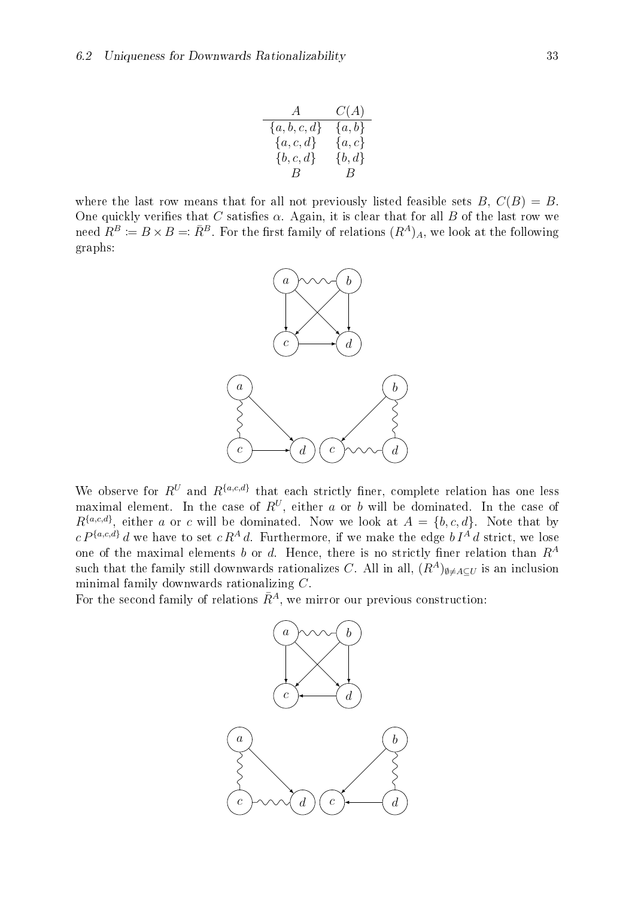| $A$ | $C(A)$ |
|---|---|
| $\{a,b,c,d\}$ | $\{a,b\}$ |
| $\{a,c,d\}$ | $\{a,c\}$ |
| $\{b,c,d\}$ | $\{b,d\}$ |
| $B$ | $B$ |

where the last row means that for all not previously listed feasible sets $B$, $C(B) = B$. One quickly verifies that $C$ satisfies $\alpha$. Again, it is clear that for all $B$ of the last row we need $R^B := B \times B =: \bar{R}^B$. For the first family of relations $(R^A)_A$, we look at the following graphs:

We observe for $R^U$ and $R^{\{a,c,d\}}$ that each strictly finer, complete relation has one less maximal element. In the case of $R^U$, either $a$ or $b$ will be dominated. In the case of $R^{\{a,c,d\}}$, either $a$ or $c$ will be dominated. Now we look at $A = \{b,c,d\}$. Note that by $c\, P^{\{a,c,d\}}\, d$ we have to set $c\, R^A\, d$. Furthermore, if we make the edge $b\, I^A\, d$ strict, we lose one of the maximal elements $b$ or $d$. Hence, there is no strictly finer relation than $R^A$ such that the family still downwards rationalizes $C$. All in all, $(R^A)_{\emptyset \neq A \subseteq U}$ is an inclusion minimal family downwards rationalizing $C$.

For the second family of relations $\bar{R}^A$, we mirror our previous construction: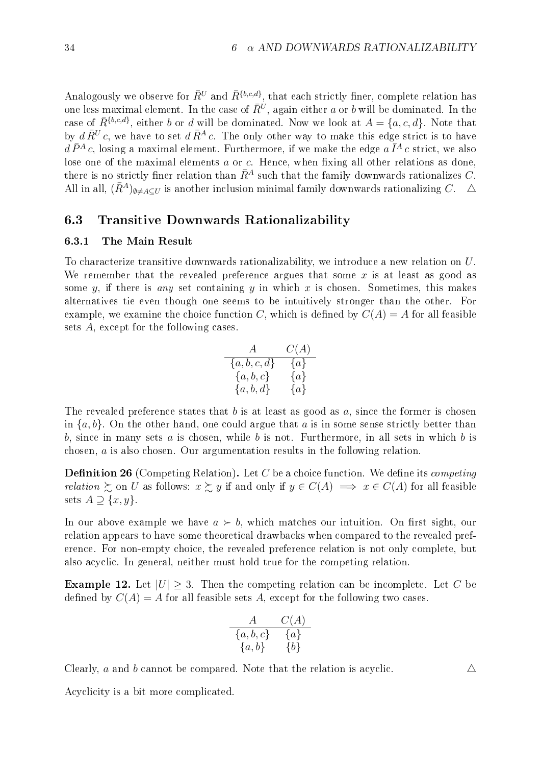Analogously we observe for $\bar{R}^U$ and $\bar{R}^{\{b,c,d\}}$, that each strictly finer, complete relation has one less maximal element. In the case of $\bar{R}^U$, again either $a$ or $b$ will be dominated. In the case of $\bar{R}^{\{b,c,d\}}$, either $b$ or $d$ will be dominated. Now we look at $A = \{a, c, d\}$. Note that by $d \, \bar{R}^U \, c$, we have to set $d \, \bar{R}^A \, c$. The only other way to make this edge strict is to have $d \, \bar{P}^A \, c$, losing a maximal element. Furthermore, if we make the edge $a \, \bar{I}^A \, c$ strict, we also lose one of the maximal elements $a$ or $c$. Hence, when fixing all other relations as done, there is no strictly finer relation than $\bar{R}^A$ such that the family downwards rationalizes $C$. All in all, $(\bar{R}^A)_{\emptyset \neq A \subseteq U}$ is another inclusion minimal family downwards rationalizing $C$. △

## 6.3 Transitive Downwards Rationalizability

### 6.3.1 The Main Result

To characterize transitive downwards rationalizability, we introduce a new relation on $U$. We remember that the revealed preference argues that some $x$ is at least as good as some $y$, if there is *any* set containing $y$ in which $x$ is chosen. Sometimes, this makes alternatives tie even though one seems to be intuitively stronger than the other. For example, we examine the choice function $C$, which is defined by $C(A) = A$ for all feasible sets $A$, except for the following cases.

| $A$ | $C(A)$ |
|---|---|
| $\{a, b, c, d\}$ | $\{a\}$ |
| $\{a, b, c\}$ | $\{a\}$ |
| $\{a, b, d\}$ | $\{a\}$ |

The revealed preference states that $b$ is at least as good as $a$, since the former is chosen in $\{a, b\}$. On the other hand, one could argue that $a$ is in some sense strictly better than $b$, since in many sets $a$ is chosen, while $b$ is not. Furthermore, in all sets in which $b$ is chosen, $a$ is also chosen. Our argumentation results in the following relation.

**Definition 26** (Competing Relation)**.** Let $C$ be a choice function. We define its *competing relation* $\succsim$ on $U$ as follows: $x \succsim y$ if and only if $y \in C(A) \implies x \in C(A)$ for all feasible sets $A \supseteq \{x, y\}$.

In our above example we have $a \succ b$, which matches our intuition. On first sight, our relation appears to have some theoretical drawbacks when compared to the revealed preference. For non-empty choice, the revealed preference relation is not only complete, but also acyclic. In general, neither must hold true for the competing relation.

**Example 12.** Let $|U| \geq 3$. Then the competing relation can be incomplete. Let $C$ be defined by $C(A) = A$ for all feasible sets $A$, except for the following two cases.

| $A$ | $C(A)$ |
|---|---|
| $\{a, b, c\}$ | $\{a\}$ |
| $\{a, b\}$ | $\{b\}$ |

Clearly, $a$ and $b$ cannot be compared. Note that the relation is acyclic. △

Acyclicity is a bit more complicated.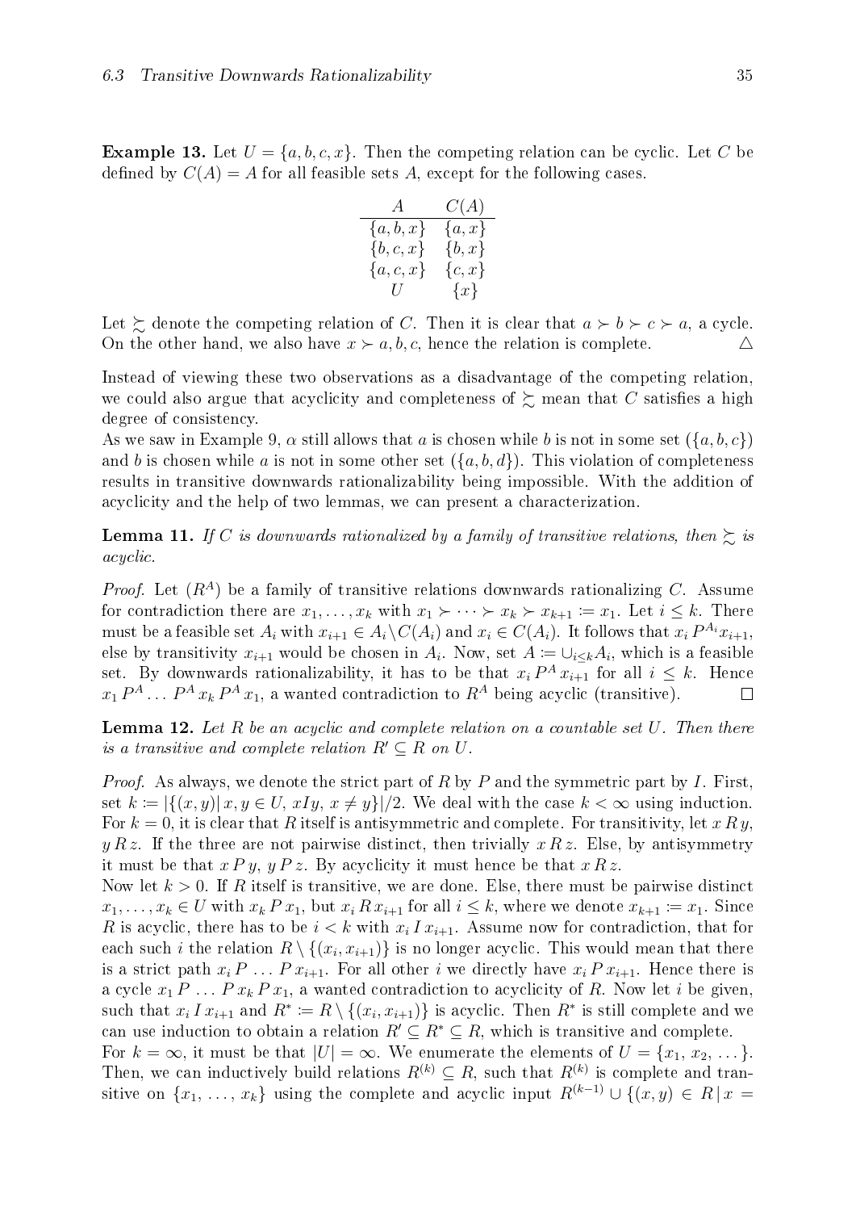**Example 13.** Let $U = \{a, b, c, x\}$. Then the competing relation can be cyclic. Let $C$ be defined by $C(A) = A$ for all feasible sets $A$, except for the following cases.

| $A$ | $C(A)$ |
|---|---|
| $\{a, b, x\}$ | $\{a, x\}$ |
| $\{b, c, x\}$ | $\{b, x\}$ |
| $\{a, c, x\}$ | $\{c, x\}$ |
| $U$ | $\{x\}$ |

Let $\succsim$ denote the competing relation of $C$. Then it is clear that $a \succ b \succ c \succ a$, a cycle. On the other hand, we also have $x \succ a, b, c$, hence the relation is complete. △

Instead of viewing these two observations as a disadvantage of the competing relation, we could also argue that acyclicity and completeness of $\succsim$ mean that $C$ satisfies a high degree of consistency.

As we saw in Example 9, $\alpha$ still allows that $a$ is chosen while $b$ is not in some set ($\{a, b, c\}$) and $b$ is chosen while $a$ is not in some other set ($\{a, b, d\}$). This violation of completeness results in transitive downwards rationalizability being impossible. With the addition of acyclicity and the help of two lemmas, we can present a characterization.

**Lemma 11.** *If $C$ is downwards rationalized by a family of transitive relations, then $\succsim$ is acyclic.*

*Proof.* Let $(R^A)$ be a family of transitive relations downwards rationalizing $C$. Assume for contradiction there are $x_1, \ldots, x_k$ with $x_1 \succ \cdots \succ x_k \succ x_{k+1} := x_1$. Let $i \leq k$. There must be a feasible set $A_i$ with $x_{i+1} \in A_i \setminus C(A_i)$ and $x_i \in C(A_i)$. It follows that $x_i \, P^{A_i} x_{i+1}$, else by transitivity $x_{i+1}$ would be chosen in $A_i$. Now, set $A := \cup_{i \leq k} A_i$, which is a feasible set. By downwards rationalizability, it has to be that $x_i \, P^A \, x_{i+1}$ for all $i \leq k$. Hence $x_1 \, P^A \ldots \, P^A \, x_k \, P^A \, x_1$, a wanted contradiction to $R^A$ being acyclic (transitive). □

**Lemma 12.** *Let $R$ be an acyclic and complete relation on a countable set $U$. Then there is a transitive and complete relation $R' \subseteq R$ on $U$.*

*Proof.* As always, we denote the strict part of $R$ by $P$ and the symmetric part by $I$. First, set $k := |\{(x, y) | \, x, y \in U, \, xIy, \, x \neq y\}|/2$. We deal with the case $k < \infty$ using induction. For $k = 0$, it is clear that $R$ itself is antisymmetric and complete. For transitivity, let $x \, R \, y$, $y \, R \, z$. If the three are not pairwise distinct, then trivially $x \, R \, z$. Else, by antisymmetry it must be that $x \, P \, y$, $y \, P \, z$. By acyclicity it must hence be that $x \, R \, z$.

Now let $k > 0$. If $R$ itself is transitive, we are done. Else, there must be pairwise distinct $x_1, \ldots, x_k \in U$ with $x_k \, P \, x_1$, but $x_i \, R \, x_{i+1}$ for all $i \leq k$, where we denote $x_{k+1} := x_1$. Since $R$ is acyclic, there has to be $i < k$ with $x_i \, I \, x_{i+1}$. Assume now for contradiction, that for each such $i$ the relation $R \setminus \{(x_i, x_{i+1})\}$ is no longer acyclic. This would mean that there is a strict path $x_i \, P \, \ldots \, P \, x_{i+1}$. For all other $i$ we directly have $x_i \, P \, x_{i+1}$. Hence there is a cycle $x_1 \, P \, \ldots \, P \, x_k \, P \, x_1$, a wanted contradiction to acyclicity of $R$. Now let $i$ be given, such that $x_i \, I \, x_{i+1}$ and $R^* := R \setminus \{(x_i, x_{i+1})\}$ is acyclic. Then $R^*$ is still complete and we can use induction to obtain a relation $R' \subseteq R^* \subseteq R$, which is transitive and complete.

For $k = \infty$, it must be that $|U| = \infty$. We enumerate the elements of $U = \{x_1, \, x_2, \, \ldots\}$. Then, we can inductively build relations $R^{(k)} \subseteq R$, such that $R^{(k)}$ is complete and transitive on $\{x_1, \, \ldots, \, x_k\}$ using the complete and acyclic input $R^{(k-1)} \cup \{(x, y) \in R \, | \, x =$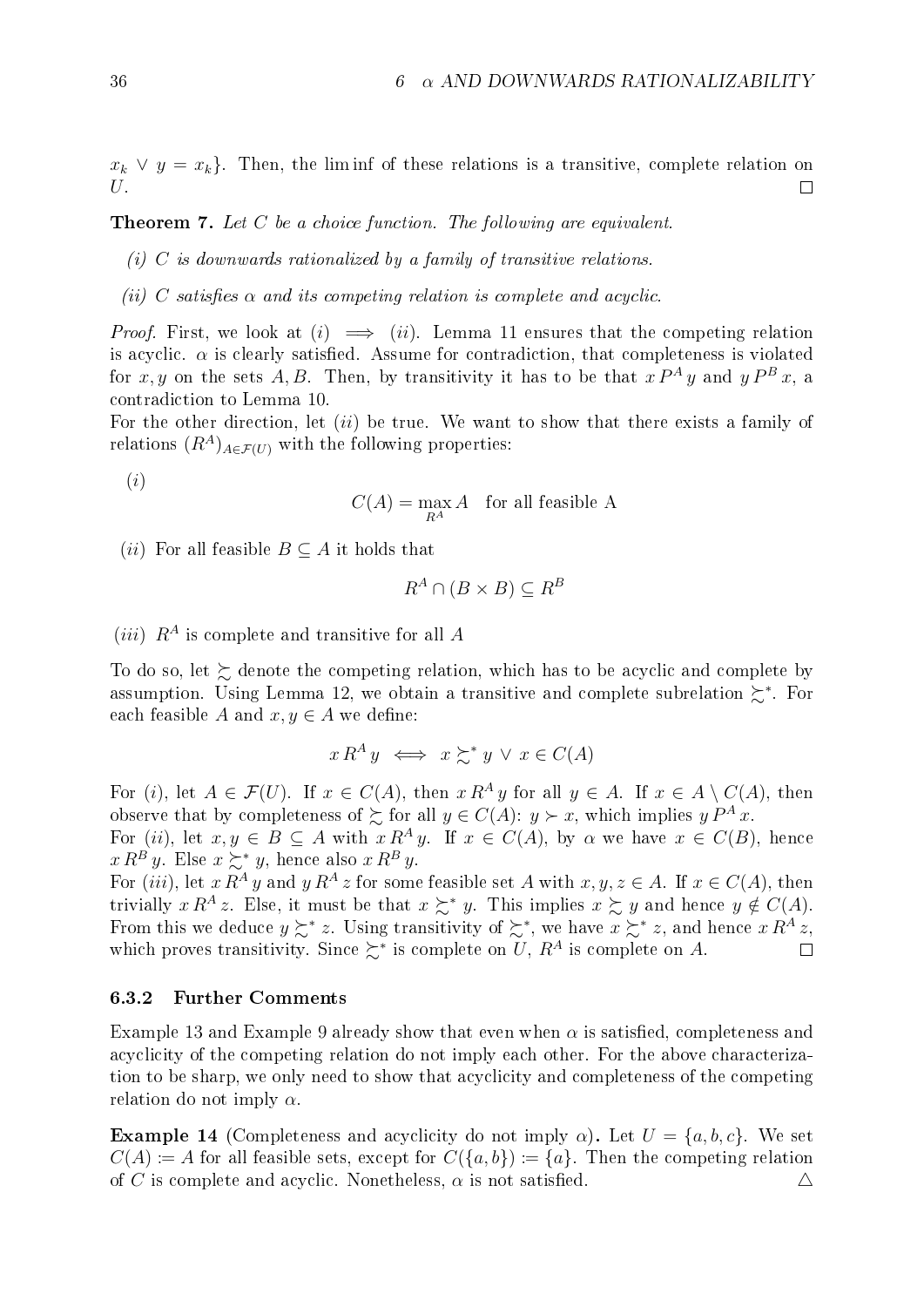$x_k \vee y = x_k\}$. Then, the lim inf of these relations is a transitive, complete relation on $U$. $\square$

**Theorem 7.** *Let $C$ be a choice function. The following are equivalent.*

*(i) $C$ is downwards rationalized by a family of transitive relations.*

*(ii) $C$ satisfies $\alpha$ and its competing relation is complete and acyclic.*

*Proof.* First, we look at $(i) \implies (ii)$. Lemma 11 ensures that the competing relation is acyclic. $\alpha$ is clearly satisfied. Assume for contradiction, that completeness is violated for $x, y$ on the sets $A, B$. Then, by transitivity it has to be that $x\,P^A\,y$ and $y\,P^B\,x$, a contradiction to Lemma 10.

For the other direction, let $(ii)$ be true. We want to show that there exists a family of relations $(R^A)_{A \in \mathcal{F}(U)}$ with the following properties:

$(i)$

$$C(A) = \max_{R^A} A \quad \text{for all feasible A}$$

$(ii)$ For all feasible $B \subseteq A$ it holds that

$$R^A \cap (B \times B) \subseteq R^B$$

$(iii)$ $R^A$ is complete and transitive for all $A$

To do so, let $\succsim$ denote the competing relation, which has to be acyclic and complete by assumption. Using Lemma 12, we obtain a transitive and complete subrelation $\succsim^*$. For each feasible $A$ and $x, y \in A$ we define:

$$x\,R^A\,y \iff x \succsim^* y \,\vee\, x \in C(A)$$

For $(i)$, let $A \in \mathcal{F}(U)$. If $x \in C(A)$, then $x\,R^A\,y$ for all $y \in A$. If $x \in A \setminus C(A)$, then observe that by completeness of $\succsim$ for all $y \in C(A)$: $y \succ x$, which implies $y\,P^A\,x$.

For $(ii)$, let $x, y \in B \subseteq A$ with $x\,R^A\,y$. If $x \in C(A)$, by $\alpha$ we have $x \in C(B)$, hence $x\,R^B\,y$. Else $x \succsim^* y$, hence also $x\,R^B\,y$.

For $(iii)$, let $x\,R^A\,y$ and $y\,R^A\,z$ for some feasible set $A$ with $x, y, z \in A$. If $x \in C(A)$, then trivially $x\,R^A\,z$. Else, it must be that $x \succsim^* y$. This implies $x \succsim y$ and hence $y \notin C(A)$. From this we deduce $y \succsim^* z$. Using transitivity of $\succsim^*$, we have $x \succsim^* z$, and hence $x\,R^A\,z$, which proves transitivity. Since $\succsim^*$ is complete on $U$, $R^A$ is complete on $A$. $\square$

### 6.3.2 Further Comments

Example 13 and Example 9 already show that even when $\alpha$ is satisfied, completeness and acyclicity of the competing relation do not imply each other. For the above characterization to be sharp, we only need to show that acyclicity and completeness of the competing relation do not imply $\alpha$.

**Example 14** (Completeness and acyclicity do not imply $\alpha$)**.** Let $U = \{a, b, c\}$. We set $C(A) := A$ for all feasible sets, except for $C(\{a, b\}) := \{a\}$. Then the competing relation of $C$ is complete and acyclic. Nonetheless, $\alpha$ is not satisfied. $\triangle$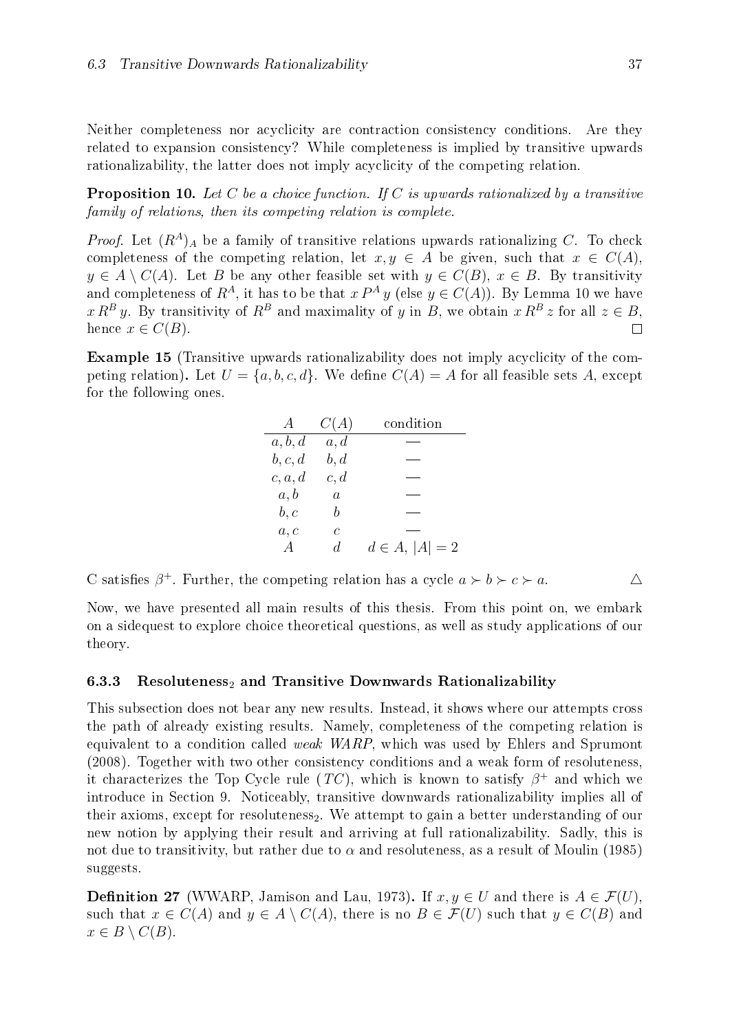Neither completeness nor acyclicity are contraction consistency conditions. Are they related to expansion consistency? While completeness is implied by transitive upwards rationalizability, the latter does not imply acyclicity of the competing relation.

**Proposition 10.** *Let $C$ be a choice function. If $C$ is upwards rationalized by a transitive family of relations, then its competing relation is complete.*

*Proof.* Let $(R^A)_A$ be a family of transitive relations upwards rationalizing $C$. To check completeness of the competing relation, let $x, y \in A$ be given, such that $x \in C(A)$, $y \in A \setminus C(A)$. Let $B$ be any other feasible set with $y \in C(B)$, $x \in B$. By transitivity and completeness of $R^A$, it has to be that $x \, P^A \, y$ (else $y \in C(A)$). By Lemma 10 we have $x \, R^B \, y$. By transitivity of $R^B$ and maximality of $y$ in $B$, we obtain $x \, R^B \, z$ for all $z \in B$, hence $x \in C(B)$. $\square$

**Example 15** (Transitive upwards rationalizability does not imply acyclicity of the competing relation)**.** Let $U = \{a, b, c, d\}$. We define $C(A) = A$ for all feasible sets $A$, except for the following ones.

| $A$ | $C(A)$ | condition |
|---|---|---|
| $a, b, d$ | $a, d$ | — |
| $b, c, d$ | $b, d$ | — |
| $c, a, d$ | $c, d$ | — |
| $a, b$ | $a$ | — |
| $b, c$ | $b$ | — |
| $a, c$ | $c$ | — |
| $A$ | $d$ | $d \in A$, $\lvert A \rvert = 2$ |

C satisfies $\beta^+$. Further, the competing relation has a cycle $a \succ b \succ c \succ a$. $\triangle$

Now, we have presented all main results of this thesis. From this point on, we embark on a sidequest to explore choice theoretical questions, as well as study applications of our theory.

### 6.3.3 Resoluteness$_2$ and Transitive Downwards Rationalizability

This subsection does not bear any new results. Instead, it shows where our attempts cross the path of already existing results. Namely, completeness of the competing relation is equivalent to a condition called *weak WARP*, which was used by Ehlers and Sprumont (2008). Together with two other consistency conditions and a weak form of resoluteness, it characterizes the Top Cycle rule ($TC$), which is known to satisfy $\beta^+$ and which we introduce in Section 9. Noticeably, transitive downwards rationalizability implies all of their axioms, except for resoluteness$_2$. We attempt to gain a better understanding of our new notion by applying their result and arriving at full rationalizability. Sadly, this is not due to transitivity, but rather due to $\alpha$ and resoluteness, as a result of Moulin (1985) suggests.

**Definition 27** (WWARP, Jamison and Lau, 1973)**.** If $x, y \in U$ and there is $A \in \mathcal{F}(U)$, such that $x \in C(A)$ and $y \in A \setminus C(A)$, there is no $B \in \mathcal{F}(U)$ such that $y \in C(B)$ and $x \in B \setminus C(B)$.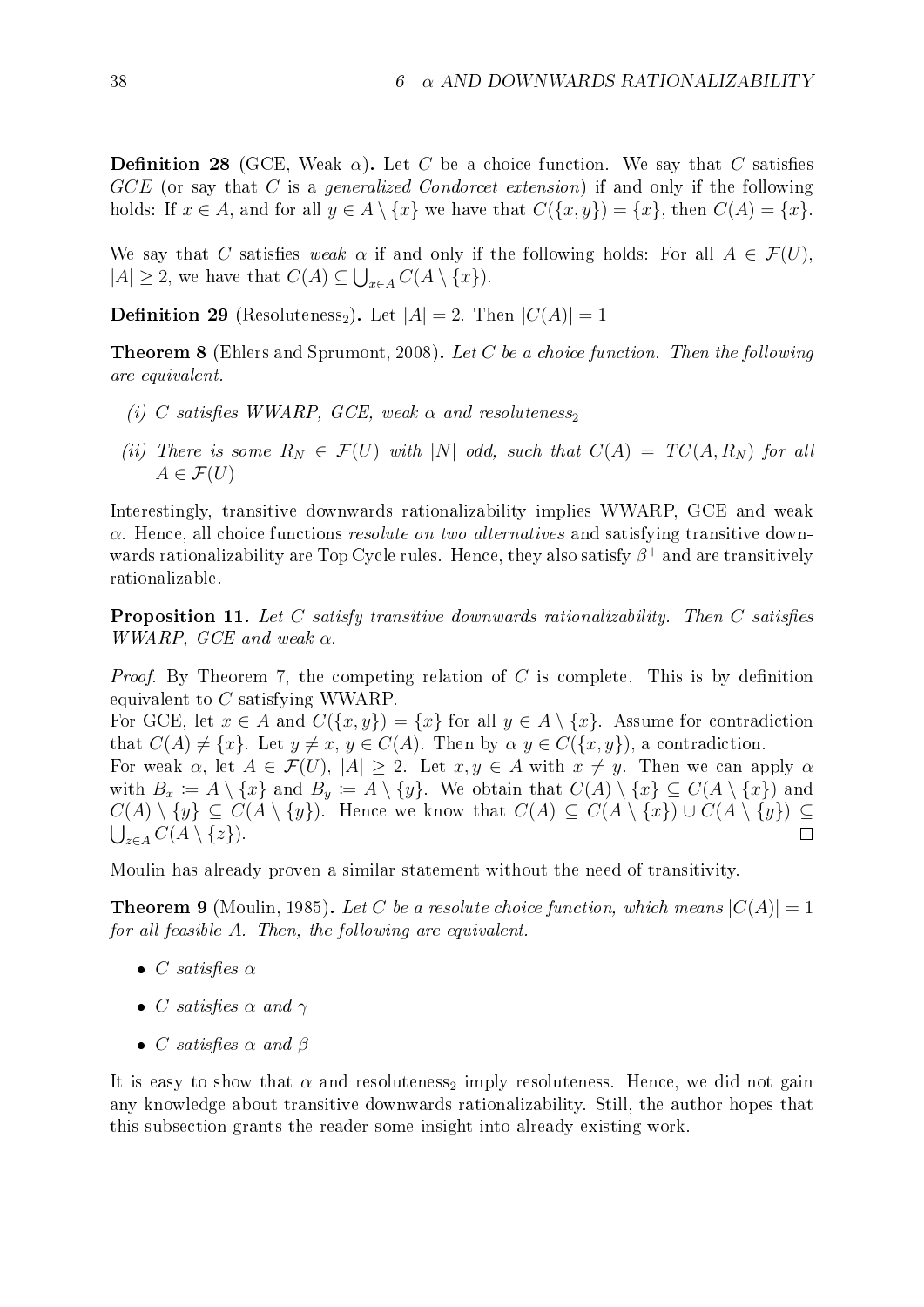**Definition 28** (GCE, Weak $\alpha$)**.** Let $C$ be a choice function. We say that $C$ satisfies *GCE* (or say that $C$ is a *generalized Condorcet extension*) if and only if the following holds: If $x \in A$, and for all $y \in A \setminus \{x\}$ we have that $C(\{x, y\}) = \{x\}$, then $C(A) = \{x\}$.

We say that $C$ satisfies *weak* $\alpha$ if and only if the following holds: For all $A \in \mathcal{F}(U)$, $|A| \geq 2$, we have that $C(A) \subseteq \bigcup_{x \in A} C(A \setminus \{x\})$.

**Definition 29** (Resoluteness$_2$)**.** Let $|A| = 2$. Then $|C(A)| = 1$

**Theorem 8** (Ehlers and Sprumont, 2008)**.** *Let $C$ be a choice function. Then the following are equivalent.*

- *(i) $C$ satisfies WWARP, GCE, weak $\alpha$ and resoluteness$_2$*
- *(ii) There is some $R_N \in \mathcal{F}(U)$ with $|N|$ odd, such that $C(A) = TC(A, R_N)$ for all $A \in \mathcal{F}(U)$*

Interestingly, transitive downwards rationalizability implies WWARP, GCE and weak $\alpha$. Hence, all choice functions *resolute on two alternatives* and satisfying transitive downwards rationalizability are Top Cycle rules. Hence, they also satisfy $\beta^+$ and are transitively rationalizable.

**Proposition 11.** *Let $C$ satisfy transitive downwards rationalizability. Then $C$ satisfies WWARP, GCE and weak $\alpha$.*

*Proof.* By Theorem 7, the competing relation of $C$ is complete. This is by definition equivalent to $C$ satisfying WWARP.
For GCE, let $x \in A$ and $C(\{x, y\}) = \{x\}$ for all $y \in A \setminus \{x\}$. Assume for contradiction that $C(A) \neq \{x\}$. Let $y \neq x$, $y \in C(A)$. Then by $\alpha$ $y \in C(\{x, y\})$, a contradiction.
For weak $\alpha$, let $A \in \mathcal{F}(U)$, $|A| \geq 2$. Let $x, y \in A$ with $x \neq y$. Then we can apply $\alpha$ with $B_x := A \setminus \{x\}$ and $B_y := A \setminus \{y\}$. We obtain that $C(A) \setminus \{x\} \subseteq C(A \setminus \{x\})$ and $C(A) \setminus \{y\} \subseteq C(A \setminus \{y\})$. Hence we know that $C(A) \subseteq C(A \setminus \{x\}) \cup C(A \setminus \{y\}) \subseteq \bigcup_{z \in A} C(A \setminus \{z\})$. $\square$

Moulin has already proven a similar statement without the need of transitivity.

**Theorem 9** (Moulin, 1985)**.** *Let $C$ be a resolute choice function, which means $|C(A)| = 1$ for all feasible $A$. Then, the following are equivalent.*

- *$C$ satisfies $\alpha$*
- *$C$ satisfies $\alpha$ and $\gamma$*
- *$C$ satisfies $\alpha$ and $\beta^+$*

It is easy to show that $\alpha$ and resoluteness$_2$ imply resoluteness. Hence, we did not gain any knowledge about transitive downwards rationalizability. Still, the author hopes that this subsection grants the reader some insight into already existing work.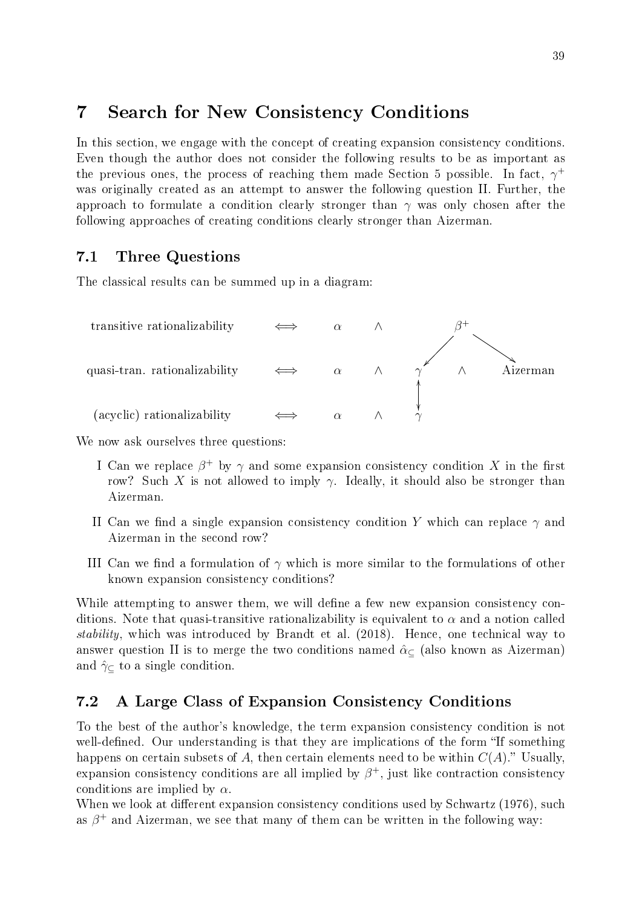# 7 Search for New Consistency Conditions

In this section, we engage with the concept of creating expansion consistency conditions. Even though the author does not consider the following results to be as important as the previous ones, the process of reaching them made Section 5 possible. In fact, $\gamma^+$ was originally created as an attempt to answer the following question II. Further, the approach to formulate a condition clearly stronger than $\gamma$ was only chosen after the following approaches of creating conditions clearly stronger than Aizerman.

## 7.1 Three Questions

The classical results can be summed up in a diagram:

| | | | | | | |
|---|---|---|---|---|---|---|
| transitive rationalizability | $\iff$ | $\alpha$ | $\wedge$ | | $\beta^+$ | |
| quasi-tran. rationalizability | $\iff$ | $\alpha$ | $\wedge$ | $\gamma$ | $\wedge$ | Aizerman |
| (acyclic) rationalizability | $\iff$ | $\alpha$ | $\wedge$ | $\gamma$ | | |

(In the diagram, $\beta^+$ has arrows pointing to $\gamma$ and to Aizerman in the second row, and $\gamma$ in the second row is connected to $\gamma$ in the third row by a double arrow.)

We now ask ourselves three questions:

I Can we replace $\beta^+$ by $\gamma$ and some expansion consistency condition $X$ in the first row? Such $X$ is not allowed to imply $\gamma$. Ideally, it should also be stronger than Aizerman.

II Can we find a single expansion consistency condition $Y$ which can replace $\gamma$ and Aizerman in the second row?

III Can we find a formulation of $\gamma$ which is more similar to the formulations of other known expansion consistency conditions?

While attempting to answer them, we will define a few new expansion consistency conditions. Note that quasi-transitive rationalizability is equivalent to $\alpha$ and a notion called *stability*, which was introduced by Brandt et al. (2018). Hence, one technical way to answer question II is to merge the two conditions named $\hat{\alpha}_{\subseteq}$ (also known as Aizerman) and $\hat{\gamma}_{\subseteq}$ to a single condition.

## 7.2 A Large Class of Expansion Consistency Conditions

To the best of the author's knowledge, the term expansion consistency condition is not well-defined. Our understanding is that they are implications of the form "If something happens on certain subsets of $A$, then certain elements need to be within $C(A)$." Usually, expansion consistency conditions are all implied by $\beta^+$, just like contraction consistency conditions are implied by $\alpha$.

When we look at different expansion consistency conditions used by Schwartz (1976), such as $\beta^+$ and Aizerman, we see that many of them can be written in the following way: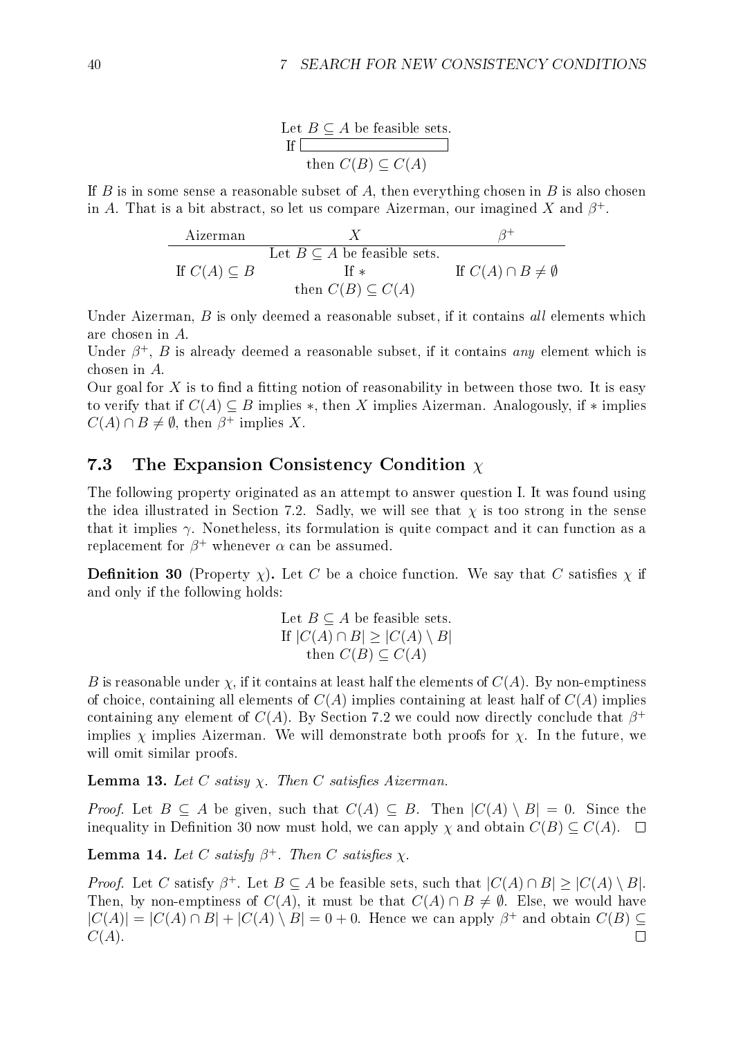Let $B \subseteq A$ be feasible sets.
If $\boxed{\phantom{xxxxxxxxxxxx}}$
then $C(B) \subseteq C(A)$

If $B$ is in some sense a reasonable subset of $A$, then everything chosen in $B$ is also chosen in $A$. That is a bit abstract, so let us compare Aizerman, our imagined $X$ and $\beta^+$.

| Aizerman | $X$ | $\beta^+$ |
|---|---|---|
| | Let $B \subseteq A$ be feasible sets. | |
| If $C(A) \subseteq B$ | If $*$ | If $C(A) \cap B \neq \emptyset$ |
| | then $C(B) \subseteq C(A)$ | |

Under Aizerman, $B$ is only deemed a reasonable subset, if it contains *all* elements which are chosen in $A$.
Under $\beta^+$, $B$ is already deemed a reasonable subset, if it contains *any* element which is chosen in $A$.
Our goal for $X$ is to find a fitting notion of reasonability in between those two. It is easy to verify that if $C(A) \subseteq B$ implies $*$, then $X$ implies Aizerman. Analogously, if $*$ implies $C(A) \cap B \neq \emptyset$, then $\beta^+$ implies $X$.

## 7.3 The Expansion Consistency Condition $\chi$

The following property originated as an attempt to answer question I. It was found using the idea illustrated in Section 7.2. Sadly, we will see that $\chi$ is too strong in the sense that it implies $\gamma$. Nonetheless, its formulation is quite compact and it can function as a replacement for $\beta^+$ whenever $\alpha$ can be assumed.

**Definition 30** (Property $\chi$)**.** Let $C$ be a choice function. We say that $C$ satisfies $\chi$ if and only if the following holds:

Let $B \subseteq A$ be feasible sets.
If $|C(A) \cap B| \geq |C(A) \setminus B|$
then $C(B) \subseteq C(A)$

$B$ is reasonable under $\chi$, if it contains at least half the elements of $C(A)$. By non-emptiness of choice, containing all elements of $C(A)$ implies containing at least half of $C(A)$ implies containing any element of $C(A)$. By Section 7.2 we could now directly conclude that $\beta^+$ implies $\chi$ implies Aizerman. We will demonstrate both proofs for $\chi$. In the future, we will omit similar proofs.

**Lemma 13.** *Let $C$ satisy $\chi$. Then $C$ satisfies Aizerman.*

*Proof.* Let $B \subseteq A$ be given, such that $C(A) \subseteq B$. Then $|C(A) \setminus B| = 0$. Since the inequality in Definition 30 now must hold, we can apply $\chi$ and obtain $C(B) \subseteq C(A)$. $\square$

**Lemma 14.** *Let $C$ satisfy $\beta^+$. Then $C$ satisfies $\chi$.*

*Proof.* Let $C$ satisfy $\beta^+$. Let $B \subseteq A$ be feasible sets, such that $|C(A) \cap B| \geq |C(A) \setminus B|$. Then, by non-emptiness of $C(A)$, it must be that $C(A) \cap B \neq \emptyset$. Else, we would have $|C(A)| = |C(A) \cap B| + |C(A) \setminus B| = 0 + 0$. Hence we can apply $\beta^+$ and obtain $C(B) \subseteq C(A)$. $\square$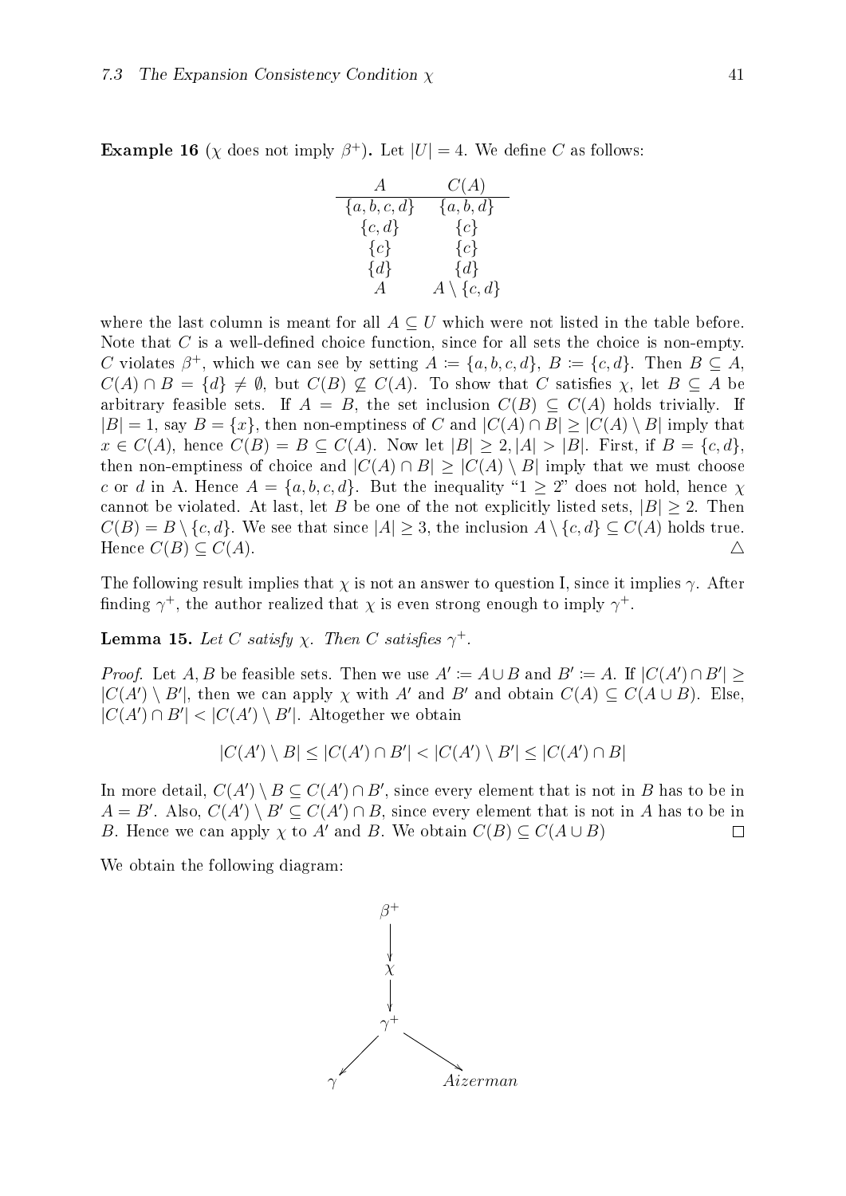**Example 16** ($\chi$ does not imply $\beta^+$)**.** Let $|U| = 4$. We define $C$ as follows:

| $A$ | $C(A)$ |
|---|---|
| $\{a,b,c,d\}$ | $\{a,b,d\}$ |
| $\{c,d\}$ | $\{c\}$ |
| $\{c\}$ | $\{c\}$ |
| $\{d\}$ | $\{d\}$ |
| $A$ | $A \setminus \{c,d\}$ |

where the last column is meant for all $A \subseteq U$ which were not listed in the table before. Note that $C$ is a well-defined choice function, since for all sets the choice is non-empty. $C$ violates $\beta^+$, which we can see by setting $A := \{a,b,c,d\}$, $B := \{c,d\}$. Then $B \subseteq A$, $C(A) \cap B = \{d\} \neq \emptyset$, but $C(B) \not\subseteq C(A)$. To show that $C$ satisfies $\chi$, let $B \subseteq A$ be arbitrary feasible sets. If $A = B$, the set inclusion $C(B) \subseteq C(A)$ holds trivially. If $|B| = 1$, say $B = \{x\}$, then non-emptiness of $C$ and $|C(A) \cap B| \geq |C(A) \setminus B|$ imply that $x \in C(A)$, hence $C(B) = B \subseteq C(A)$. Now let $|B| \geq 2, |A| > |B|$. First, if $B = \{c,d\}$, then non-emptiness of choice and $|C(A) \cap B| \geq |C(A) \setminus B|$ imply that we must choose $c$ or $d$ in A. Hence $A = \{a,b,c,d\}$. But the inequality "$1 \geq 2$" does not hold, hence $\chi$ cannot be violated. At last, let $B$ be one of the not explicitly listed sets, $|B| \geq 2$. Then $C(B) = B \setminus \{c,d\}$. We see that since $|A| \geq 3$, the inclusion $A \setminus \{c,d\} \subseteq C(A)$ holds true. Hence $C(B) \subseteq C(A)$. △

The following result implies that $\chi$ is not an answer to question I, since it implies $\gamma$. After finding $\gamma^+$, the author realized that $\chi$ is even strong enough to imply $\gamma^+$.

**Lemma 15.** *Let $C$ satisfy $\chi$. Then $C$ satisfies $\gamma^+$.*

*Proof.* Let $A, B$ be feasible sets. Then we use $A' := A \cup B$ and $B' := A$. If $|C(A') \cap B'| \geq |C(A') \setminus B'|$, then we can apply $\chi$ with $A'$ and $B'$ and obtain $C(A) \subseteq C(A \cup B)$. Else, $|C(A') \cap B'| < |C(A') \setminus B'|$. Altogether we obtain

$$|C(A') \setminus B| \leq |C(A') \cap B'| < |C(A') \setminus B'| \leq |C(A') \cap B|$$

In more detail, $C(A') \setminus B \subseteq C(A') \cap B'$, since every element that is not in $B$ has to be in $A = B'$. Also, $C(A') \setminus B' \subseteq C(A') \cap B$, since every element that is not in $A$ has to be in $B$. Hence we can apply $\chi$ to $A'$ and $B$. We obtain $C(B) \subseteq C(A \cup B)$ □

We obtain the following diagram:

$$\beta^+ \rightarrow \chi \rightarrow \gamma^+, \quad \gamma^+ \rightarrow \gamma, \quad \gamma^+ \rightarrow \text{Aizerman}$$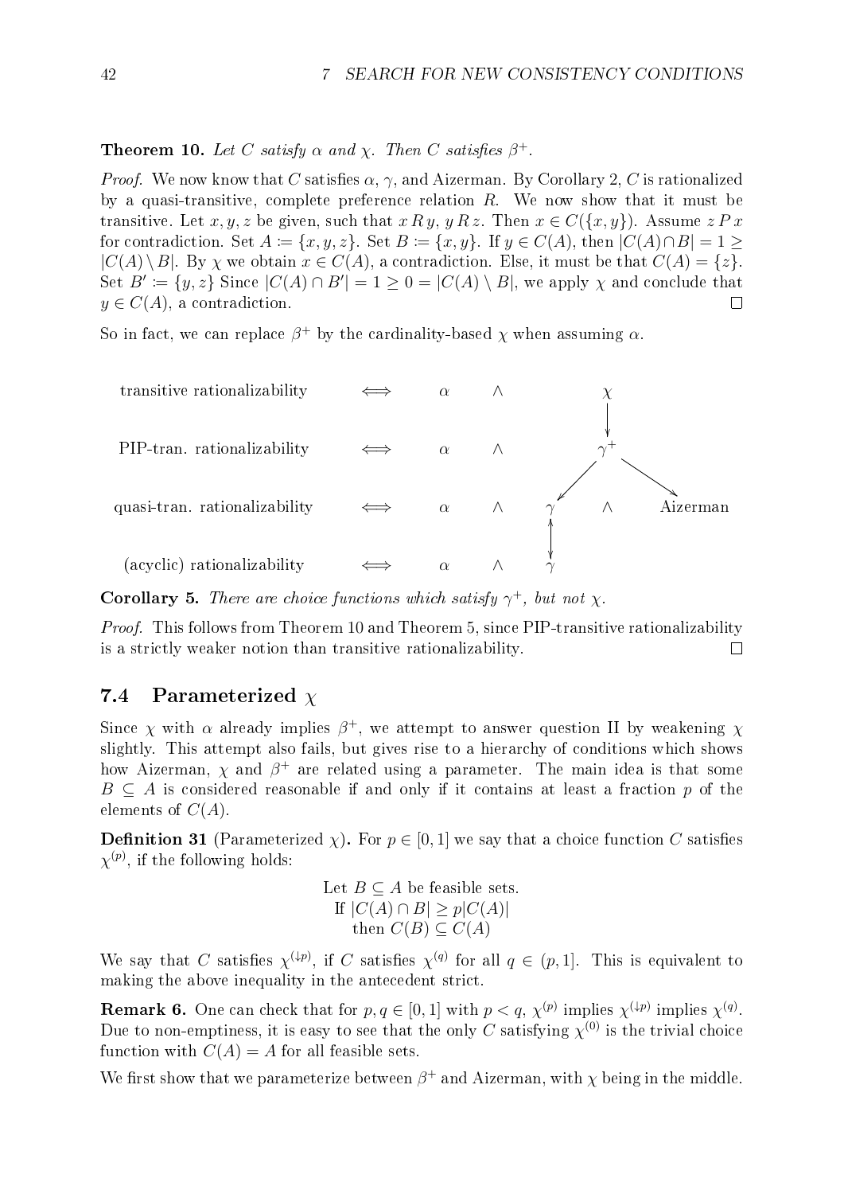**Theorem 10.** *Let $C$ satisfy $\alpha$ and $\chi$. Then $C$ satisfies $\beta^+$.*

*Proof.* We now know that $C$ satisfies $\alpha$, $\gamma$, and Aizerman. By Corollary 2, $C$ is rationalized by a quasi-transitive, complete preference relation $R$. We now show that it must be transitive. Let $x, y, z$ be given, such that $x\,R\,y$, $y\,R\,z$. Then $x \in C(\{x, y\})$. Assume $z\,P\,x$ for contradiction. Set $A \coloneqq \{x, y, z\}$. Set $B \coloneqq \{x, y\}$. If $y \in C(A)$, then $|C(A) \cap B| = 1 \geq |C(A) \setminus B|$. By $\chi$ we obtain $x \in C(A)$, a contradiction. Else, it must be that $C(A) = \{z\}$. Set $B' \coloneqq \{y, z\}$ Since $|C(A) \cap B'| = 1 \geq 0 = |C(A) \setminus B|$, we apply $\chi$ and conclude that $y \in C(A)$, a contradiction. □

So in fact, we can replace $\beta^+$ by the cardinality-based $\chi$ when assuming $\alpha$.

| | | | | | | |
|---|---|---|---|---|---|---|
| transitive rationalizability | $\iff$ | $\alpha$ | $\wedge$ | | $\chi$ | |
| | | | | | $\downarrow$ | |
| PIP-tran. rationalizability | $\iff$ | $\alpha$ | $\wedge$ | | $\gamma^+$ | |
| | | | | $\swarrow$ | | $\searrow$ |
| quasi-tran. rationalizability | $\iff$ | $\alpha$ | $\wedge$ | $\gamma$ | $\wedge$ | Aizerman |
| | | | | $\updownarrow$ | | |
| (acyclic) rationalizability | $\iff$ | $\alpha$ | $\wedge$ | $\gamma$ | | |

**Corollary 5.** *There are choice functions which satisfy $\gamma^+$, but not $\chi$.*

*Proof.* This follows from Theorem 10 and Theorem 5, since PIP-transitive rationalizability is a strictly weaker notion than transitive rationalizability. □

## 7.4 Parameterized $\chi$

Since $\chi$ with $\alpha$ already implies $\beta^+$, we attempt to answer question II by weakening $\chi$ slightly. This attempt also fails, but gives rise to a hierarchy of conditions which shows how Aizerman, $\chi$ and $\beta^+$ are related using a parameter. The main idea is that some $B \subseteq A$ is considered reasonable if and only if it contains at least a fraction $p$ of the elements of $C(A)$.

**Definition 31** (Parameterized $\chi$)**.** For $p \in [0, 1]$ we say that a choice function $C$ satisfies $\chi^{(p)}$, if the following holds:

$$\begin{gathered}\text{Let } B \subseteq A \text{ be feasible sets.}\\ \text{If } |C(A) \cap B| \geq p|C(A)|\\ \text{then } C(B) \subseteq C(A)\end{gathered}$$

We say that $C$ satisfies $\chi^{(\downarrow p)}$, if $C$ satisfies $\chi^{(q)}$ for all $q \in (p, 1]$. This is equivalent to making the above inequality in the antecedent strict.

**Remark 6.** One can check that for $p, q \in [0, 1]$ with $p < q$, $\chi^{(p)}$ implies $\chi^{(\downarrow p)}$ implies $\chi^{(q)}$. Due to non-emptiness, it is easy to see that the only $C$ satisfying $\chi^{(0)}$ is the trivial choice function with $C(A) = A$ for all feasible sets.

We first show that we parameterize between $\beta^+$ and Aizerman, with $\chi$ being in the middle.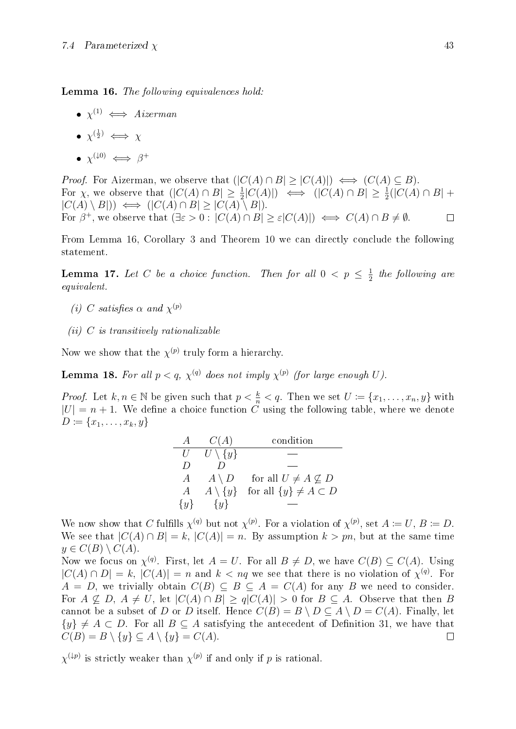**Lemma 16.** *The following equivalences hold:*

- $\chi^{(1)} \iff$ *Aizerman*
- $\chi^{(\frac{1}{2})} \iff \chi$
- $\chi^{(\downarrow 0)} \iff \beta^+$

*Proof.* For Aizerman, we observe that $(|C(A) \cap B| \geq |C(A)|) \iff (C(A) \subseteq B)$.
For $\chi$, we observe that $(|C(A) \cap B| \geq \frac{1}{2}|C(A)|) \iff (|C(A) \cap B| \geq \frac{1}{2}(|C(A) \cap B| + |C(A) \setminus B|)) \iff (|C(A) \cap B| \geq |C(A) \setminus B|)$.
For $\beta^+$, we observe that $(\exists \varepsilon > 0 : |C(A) \cap B| \geq \varepsilon |C(A)|) \iff C(A) \cap B \neq \emptyset$. $\square$

From Lemma 16, Corollary 3 and Theorem 10 we can directly conclude the following statement.

**Lemma 17.** *Let $C$ be a choice function. Then for all $0 < p \leq \frac{1}{2}$ the following are equivalent.*

*(i) $C$ satisfies $\alpha$ and $\chi^{(p)}$*

*(ii) $C$ is transitively rationalizable*

Now we show that the $\chi^{(p)}$ truly form a hierarchy.

**Lemma 18.** *For all $p < q$, $\chi^{(q)}$ does not imply $\chi^{(p)}$ (for large enough $U$).*

*Proof.* Let $k, n \in \mathbb{N}$ be given such that $p < \frac{k}{n} < q$. Then we set $U := \{x_1, \ldots, x_n, y\}$ with $|U| = n + 1$. We define a choice function $C$ using the following table, where we denote $D := \{x_1, \ldots, x_k, y\}$

| $A$ | $C(A)$ | condition |
|---|---|---|
| $U$ | $U \setminus \{y\}$ | — |
| $D$ | $D$ | — |
| $A$ | $A \setminus D$ | for all $U \neq A \not\subseteq D$ |
| $A$ | $A \setminus \{y\}$ | for all $\{y\} \neq A \subset D$ |
| $\{y\}$ | $\{y\}$ | — |

We now show that $C$ fulfills $\chi^{(q)}$ but not $\chi^{(p)}$. For a violation of $\chi^{(p)}$, set $A := U$, $B := D$. We see that $|C(A) \cap B| = k$, $|C(A)| = n$. By assumption $k > pn$, but at the same time $y \in C(B) \setminus C(A)$.
Now we focus on $\chi^{(q)}$. First, let $A = U$. For all $B \neq D$, we have $C(B) \subseteq C(A)$. Using $|C(A) \cap D| = k$, $|C(A)| = n$ and $k < nq$ we see that there is no violation of $\chi^{(q)}$. For $A = D$, we trivially obtain $C(B) \subseteq B \subseteq A = C(A)$ for any $B$ we need to consider. For $A \not\subseteq D$, $A \neq U$, let $|C(A) \cap B| \geq q|C(A)| > 0$ for $B \subseteq A$. Observe that then $B$ cannot be a subset of $D$ or $D$ itself. Hence $C(B) = B \setminus D \subseteq A \setminus D = C(A)$. Finally, let $\{y\} \neq A \subset D$. For all $B \subseteq A$ satisfying the antecedent of Definition 31, we have that $C(B) = B \setminus \{y\} \subseteq A \setminus \{y\} = C(A)$. $\square$

$\chi^{(\downarrow p)}$ is strictly weaker than $\chi^{(p)}$ if and only if $p$ is rational.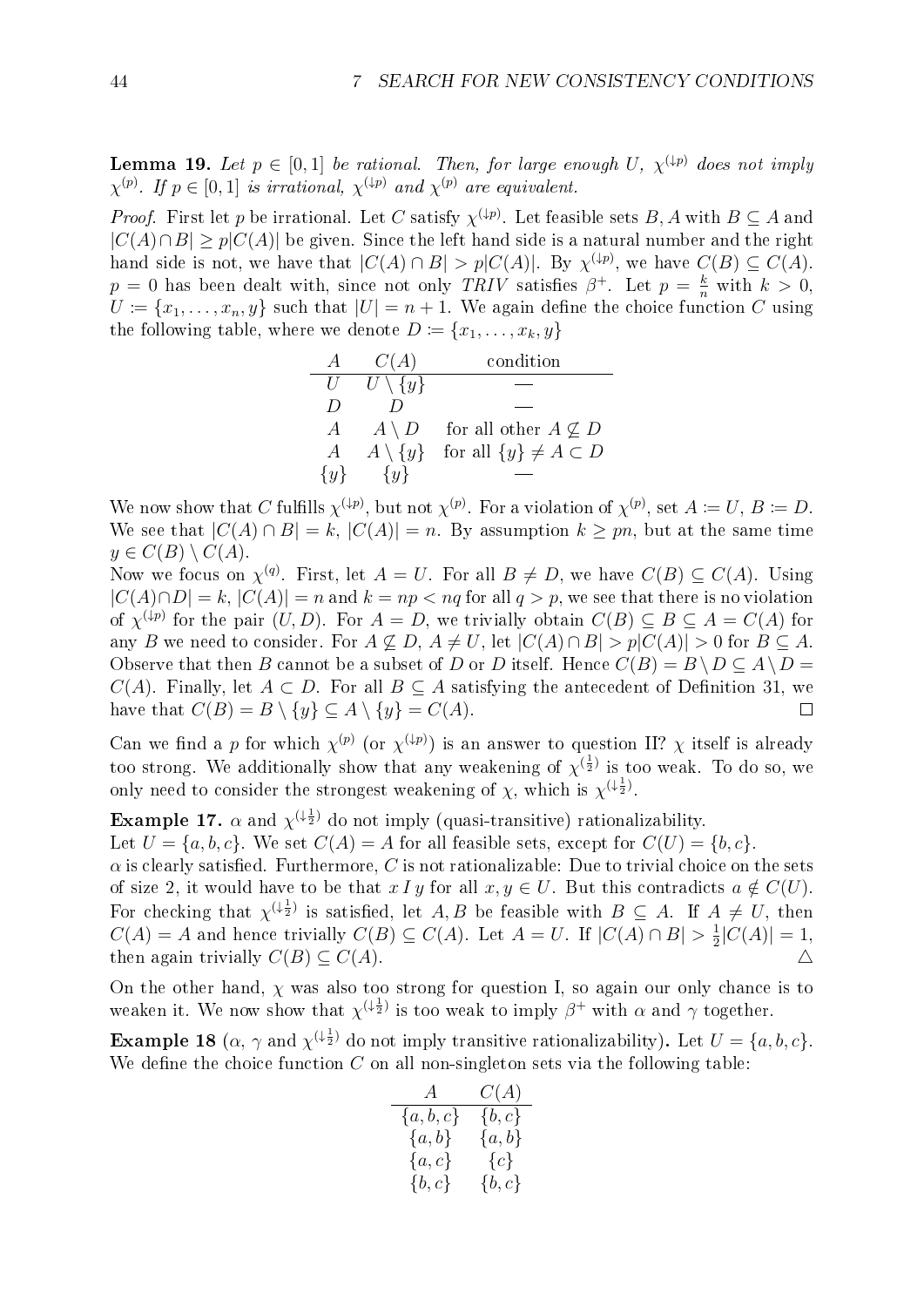**Lemma 19.** *Let $p \in [0,1]$ be rational. Then, for large enough $U$, $\chi^{(\downarrow p)}$ does not imply $\chi^{(p)}$. If $p \in [0,1]$ is irrational, $\chi^{(\downarrow p)}$ and $\chi^{(p)}$ are equivalent.*

*Proof.* First let $p$ be irrational. Let $C$ satisfy $\chi^{(\downarrow p)}$. Let feasible sets $B, A$ with $B \subseteq A$ and $|C(A) \cap B| \geq p|C(A)|$ be given. Since the left hand side is a natural number and the right hand side is not, we have that $|C(A) \cap B| > p|C(A)|$. By $\chi^{(\downarrow p)}$, we have $C(B) \subseteq C(A)$. $p = 0$ has been dealt with, since not only $TRIV$ satisfies $\beta^+$. Let $p = \frac{k}{n}$ with $k > 0$, $U := \{x_1, \ldots, x_n, y\}$ such that $|U| = n+1$. We again define the choice function $C$ using the following table, where we denote $D := \{x_1, \ldots, x_k, y\}$

| $A$ | $C(A)$ | condition |
|---|---|---|
| $U$ | $U \setminus \{y\}$ | — |
| $D$ | $D$ | — |
| $A$ | $A \setminus D$ | for all other $A \not\subseteq D$ |
| $A$ | $A \setminus \{y\}$ | for all $\{y\} \neq A \subset D$ |
| $\{y\}$ | $\{y\}$ | — |

We now show that $C$ fulfills $\chi^{(\downarrow p)}$, but not $\chi^{(p)}$. For a violation of $\chi^{(p)}$, set $A := U$, $B := D$. We see that $|C(A) \cap B| = k$, $|C(A)| = n$. By assumption $k \geq pn$, but at the same time $y \in C(B) \setminus C(A)$.

Now we focus on $\chi^{(q)}$. First, let $A = U$. For all $B \neq D$, we have $C(B) \subseteq C(A)$. Using $|C(A) \cap D| = k$, $|C(A)| = n$ and $k = np < nq$ for all $q > p$, we see that there is no violation of $\chi^{(\downarrow p)}$ for the pair $(U, D)$. For $A = D$, we trivially obtain $C(B) \subseteq B \subseteq A = C(A)$ for any $B$ we need to consider. For $A \not\subseteq D$, $A \neq U$, let $|C(A) \cap B| > p|C(A)| > 0$ for $B \subseteq A$. Observe that then $B$ cannot be a subset of $D$ or $D$ itself. Hence $C(B) = B \setminus D \subseteq A \setminus D = C(A)$. Finally, let $A \subset D$. For all $B \subseteq A$ satisfying the antecedent of Definition 31, we have that $C(B) = B \setminus \{y\} \subseteq A \setminus \{y\} = C(A)$. $\square$

Can we find a $p$ for which $\chi^{(p)}$ (or $\chi^{(\downarrow p)}$) is an answer to question II? $\chi$ itself is already too strong. We additionally show that any weakening of $\chi^{(\frac{1}{2})}$ is too weak. To do so, we only need to consider the strongest weakening of $\chi$, which is $\chi^{(\downarrow \frac{1}{2})}$.

**Example 17.** $\alpha$ and $\chi^{(\downarrow \frac{1}{2})}$ do not imply (quasi-transitive) rationalizability.

Let $U = \{a, b, c\}$. We set $C(A) = A$ for all feasible sets, except for $C(U) = \{b, c\}$.

$\alpha$ is clearly satisfied. Furthermore, $C$ is not rationalizable: Due to trivial choice on the sets of size 2, it would have to be that $x\,I\,y$ for all $x, y \in U$. But this contradicts $a \notin C(U)$. For checking that $\chi^{(\downarrow \frac{1}{2})}$ is satisfied, let $A, B$ be feasible with $B \subseteq A$. If $A \neq U$, then $C(A) = A$ and hence trivially $C(B) \subseteq C(A)$. Let $A = U$. If $|C(A) \cap B| > \frac{1}{2}|C(A)| = 1$, then again trivially $C(B) \subseteq C(A)$. $\triangle$

On the other hand, $\chi$ was also too strong for question I, so again our only chance is to weaken it. We now show that $\chi^{(\downarrow \frac{1}{2})}$ is too weak to imply $\beta^+$ with $\alpha$ and $\gamma$ together.

**Example 18** ($\alpha$, $\gamma$ and $\chi^{(\downarrow \frac{1}{2})}$ do not imply transitive rationalizability)**.** Let $U = \{a, b, c\}$. We define the choice function $C$ on all non-singleton sets via the following table:

| $A$ | $C(A)$ |
|---|---|
| $\{a, b, c\}$ | $\{b, c\}$ |
| $\{a, b\}$ | $\{a, b\}$ |
| $\{a, c\}$ | $\{c\}$ |
| $\{b, c\}$ | $\{b, c\}$ |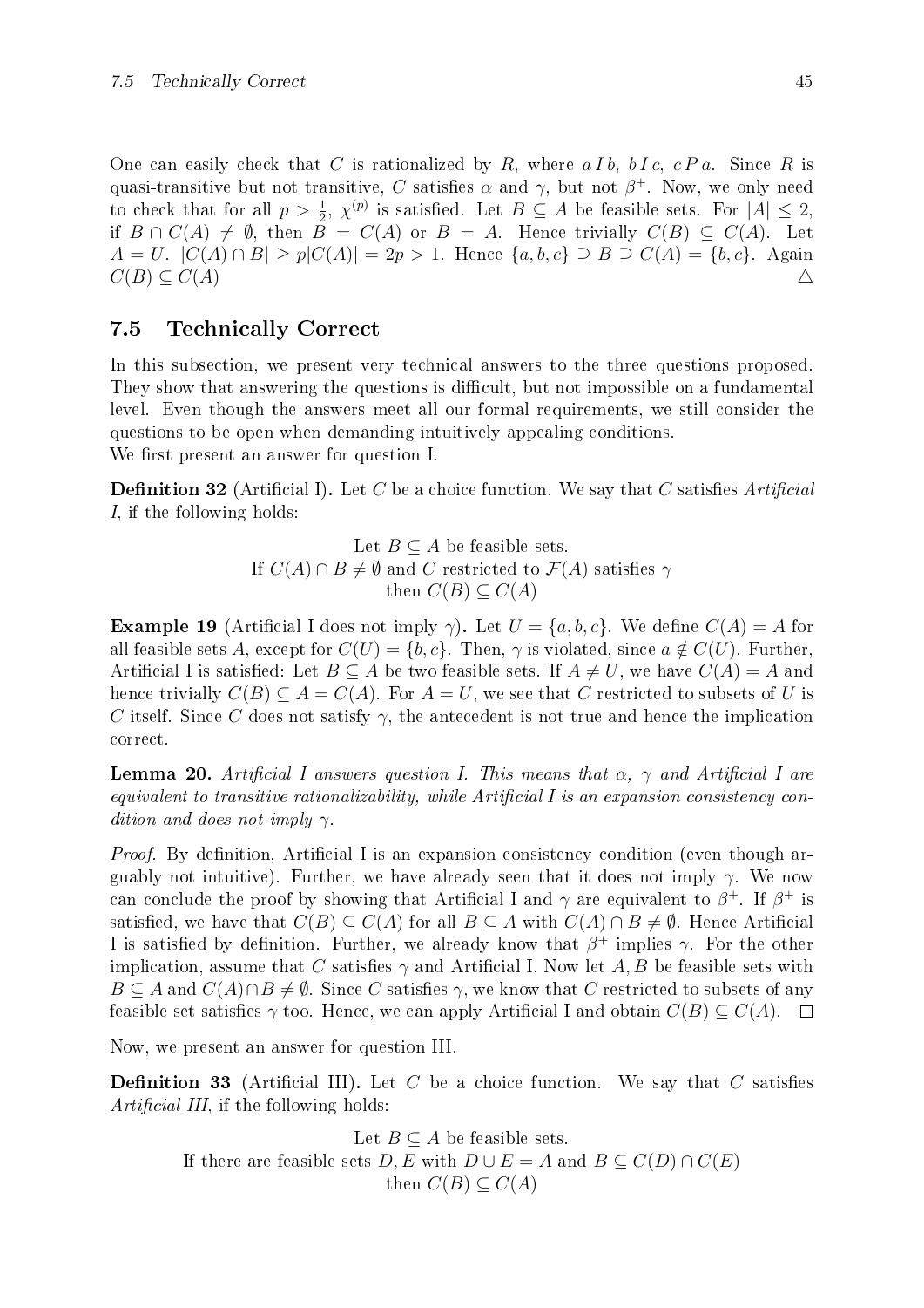One can easily check that $C$ is rationalized by $R$, where $a\,I\,b$, $b\,I\,c$, $c\,P\,a$. Since $R$ is quasi-transitive but not transitive, $C$ satisfies $\alpha$ and $\gamma$, but not $\beta^+$. Now, we only need to check that for all $p > \frac{1}{2}$, $\chi^{(p)}$ is satisfied. Let $B \subseteq A$ be feasible sets. For $|A| \leq 2$, if $B \cap C(A) \neq \emptyset$, then $B = C(A)$ or $B = A$. Hence trivially $C(B) \subseteq C(A)$. Let $A = U$. $|C(A) \cap B| \geq p|C(A)| = 2p > 1$. Hence $\{a, b, c\} \supseteq B \supseteq C(A) = \{b, c\}$. Again $C(B) \subseteq C(A)$ △

## 7.5 Technically Correct

In this subsection, we present very technical answers to the three questions proposed. They show that answering the questions is difficult, but not impossible on a fundamental level. Even though the answers meet all our formal requirements, we still consider the questions to be open when demanding intuitively appealing conditions.
We first present an answer for question I.

**Definition 32** (Artificial I)**.** Let $C$ be a choice function. We say that $C$ satisfies *Artificial I*, if the following holds:

Let $B \subseteq A$ be feasible sets.
If $C(A) \cap B \neq \emptyset$ and $C$ restricted to $\mathcal{F}(A)$ satisfies $\gamma$
then $C(B) \subseteq C(A)$

**Example 19** (Artificial I does not imply $\gamma$)**.** Let $U = \{a, b, c\}$. We define $C(A) = A$ for all feasible sets $A$, except for $C(U) = \{b, c\}$. Then, $\gamma$ is violated, since $a \notin C(U)$. Further, Artificial I is satisfied: Let $B \subseteq A$ be two feasible sets. If $A \neq U$, we have $C(A) = A$ and hence trivially $C(B) \subseteq A = C(A)$. For $A = U$, we see that $C$ restricted to subsets of $U$ is $C$ itself. Since $C$ does not satisfy $\gamma$, the antecedent is not true and hence the implication correct.

**Lemma 20.** *Artificial I answers question I. This means that $\alpha$, $\gamma$ and Artificial I are equivalent to transitive rationalizability, while Artificial I is an expansion consistency condition and does not imply $\gamma$.*

*Proof.* By definition, Artificial I is an expansion consistency condition (even though arguably not intuitive). Further, we have already seen that it does not imply $\gamma$. We now can conclude the proof by showing that Artificial I and $\gamma$ are equivalent to $\beta^+$. If $\beta^+$ is satisfied, we have that $C(B) \subseteq C(A)$ for all $B \subseteq A$ with $C(A) \cap B \neq \emptyset$. Hence Artificial I is satisfied by definition. Further, we already know that $\beta^+$ implies $\gamma$. For the other implication, assume that $C$ satisfies $\gamma$ and Artificial I. Now let $A, B$ be feasible sets with $B \subseteq A$ and $C(A) \cap B \neq \emptyset$. Since $C$ satisfies $\gamma$, we know that $C$ restricted to subsets of any feasible set satisfies $\gamma$ too. Hence, we can apply Artificial I and obtain $C(B) \subseteq C(A)$. □

Now, we present an answer for question III.

**Definition 33** (Artificial III)**.** Let $C$ be a choice function. We say that $C$ satisfies *Artificial III*, if the following holds:

Let $B \subseteq A$ be feasible sets.
If there are feasible sets $D, E$ with $D \cup E = A$ and $B \subseteq C(D) \cap C(E)$
then $C(B) \subseteq C(A)$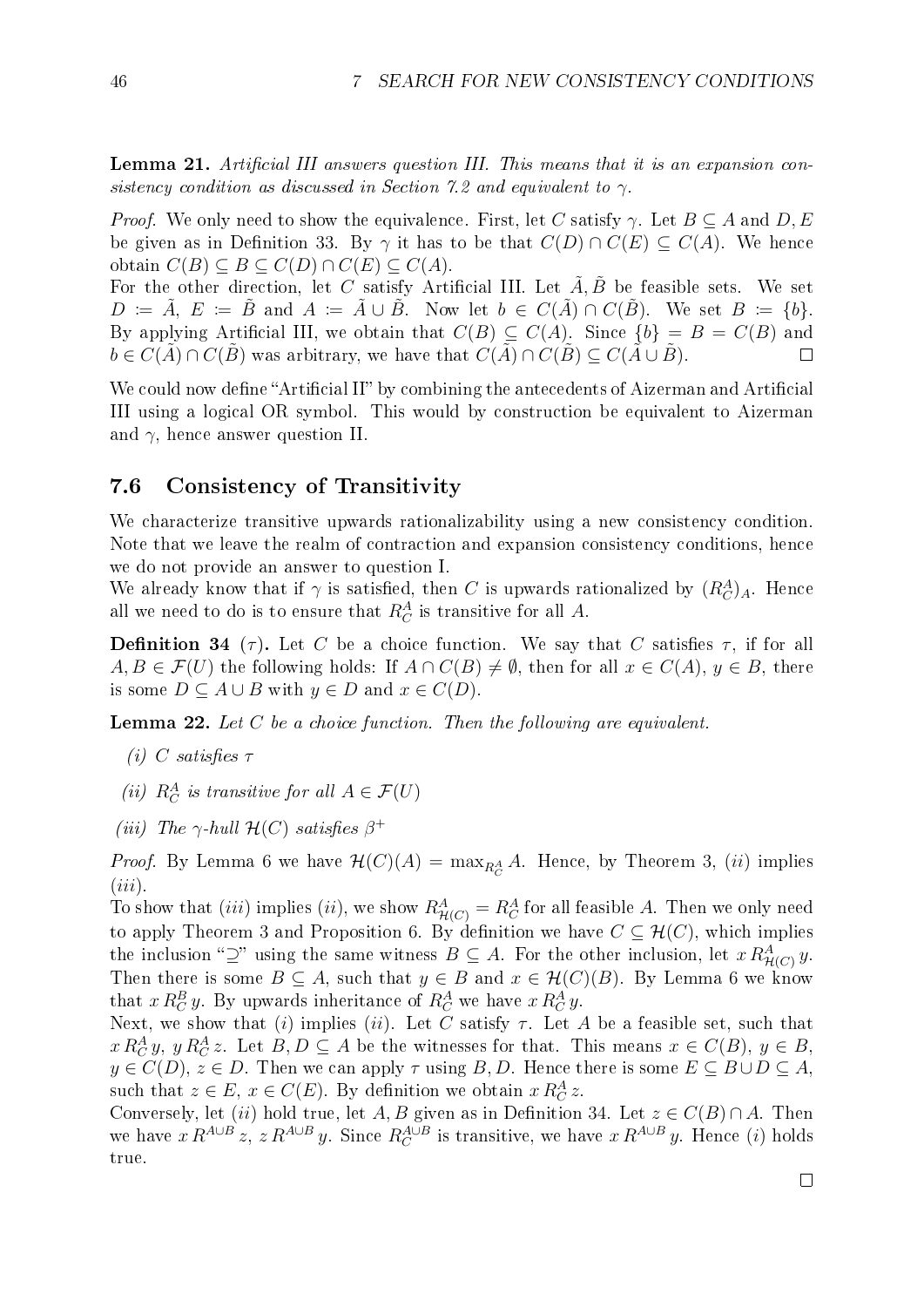**Lemma 21.** *Artificial III answers question III. This means that it is an expansion consistency condition as discussed in Section 7.2 and equivalent to $\gamma$.*

*Proof.* We only need to show the equivalence. First, let $C$ satisfy $\gamma$. Let $B \subseteq A$ and $D, E$ be given as in Definition 33. By $\gamma$ it has to be that $C(D) \cap C(E) \subseteq C(A)$. We hence obtain $C(B) \subseteq B \subseteq C(D) \cap C(E) \subseteq C(A)$.
For the other direction, let $C$ satisfy Artificial III. Let $\tilde{A}, \tilde{B}$ be feasible sets. We set $D := \tilde{A}$, $E := \tilde{B}$ and $A := \tilde{A} \cup \tilde{B}$. Now let $b \in C(\tilde{A}) \cap C(\tilde{B})$. We set $B := \{b\}$. By applying Artificial III, we obtain that $C(B) \subseteq C(A)$. Since $\{b\} = B = C(B)$ and $b \in C(\tilde{A}) \cap C(\tilde{B})$ was arbitrary, we have that $C(\tilde{A}) \cap C(\tilde{B}) \subseteq C(\tilde{A} \cup \tilde{B})$. $\square$

We could now define "Artificial II" by combining the antecedents of Aizerman and Artificial III using a logical OR symbol. This would by construction be equivalent to Aizerman and $\gamma$, hence answer question II.

## 7.6 Consistency of Transitivity

We characterize transitive upwards rationalizability using a new consistency condition. Note that we leave the realm of contraction and expansion consistency conditions, hence we do not provide an answer to question I.
We already know that if $\gamma$ is satisfied, then $C$ is upwards rationalized by $(R_C^A)_A$. Hence all we need to do is to ensure that $R_C^A$ is transitive for all $A$.

**Definition 34** ($\tau$)**.** Let $C$ be a choice function. We say that $C$ satisfies $\tau$, if for all $A, B \in \mathcal{F}(U)$ the following holds: If $A \cap C(B) \neq \emptyset$, then for all $x \in C(A)$, $y \in B$, there is some $D \subseteq A \cup B$ with $y \in D$ and $x \in C(D)$.

**Lemma 22.** *Let $C$ be a choice function. Then the following are equivalent.*

*(i) $C$ satisfies $\tau$*

*(ii) $R_C^A$ is transitive for all $A \in \mathcal{F}(U)$*

*(iii) The $\gamma$-hull $\mathcal{H}(C)$ satisfies $\beta^+$*

*Proof.* By Lemma 6 we have $\mathcal{H}(C)(A) = \max_{R_C^A} A$. Hence, by Theorem 3, $(ii)$ implies $(iii)$.
To show that $(iii)$ implies $(ii)$, we show $R_{\mathcal{H}(C)}^A = R_C^A$ for all feasible $A$. Then we only need to apply Theorem 3 and Proposition 6. By definition we have $C \subseteq \mathcal{H}(C)$, which implies the inclusion "$\supseteq$" using the same witness $B \subseteq A$. For the other inclusion, let $x \, R_{\mathcal{H}(C)}^A \, y$. Then there is some $B \subseteq A$, such that $y \in B$ and $x \in \mathcal{H}(C)(B)$. By Lemma 6 we know that $x \, R_C^B \, y$. By upwards inheritance of $R_C^A$ we have $x \, R_C^A \, y$.
Next, we show that $(i)$ implies $(ii)$. Let $C$ satisfy $\tau$. Let $A$ be a feasible set, such that $x \, R_C^A \, y$, $y \, R_C^A \, z$. Let $B, D \subseteq A$ be the witnesses for that. This means $x \in C(B)$, $y \in B$, $y \in C(D)$, $z \in D$. Then we can apply $\tau$ using $B, D$. Hence there is some $E \subseteq B \cup D \subseteq A$, such that $z \in E$, $x \in C(E)$. By definition we obtain $x \, R_C^A \, z$.
Conversely, let $(ii)$ hold true, let $A, B$ given as in Definition 34. Let $z \in C(B) \cap A$. Then we have $x \, R^{A \cup B} \, z$, $z \, R^{A \cup B} \, y$. Since $R_C^{A \cup B}$ is transitive, we have $x \, R^{A \cup B} \, y$. Hence $(i)$ holds true. $\square$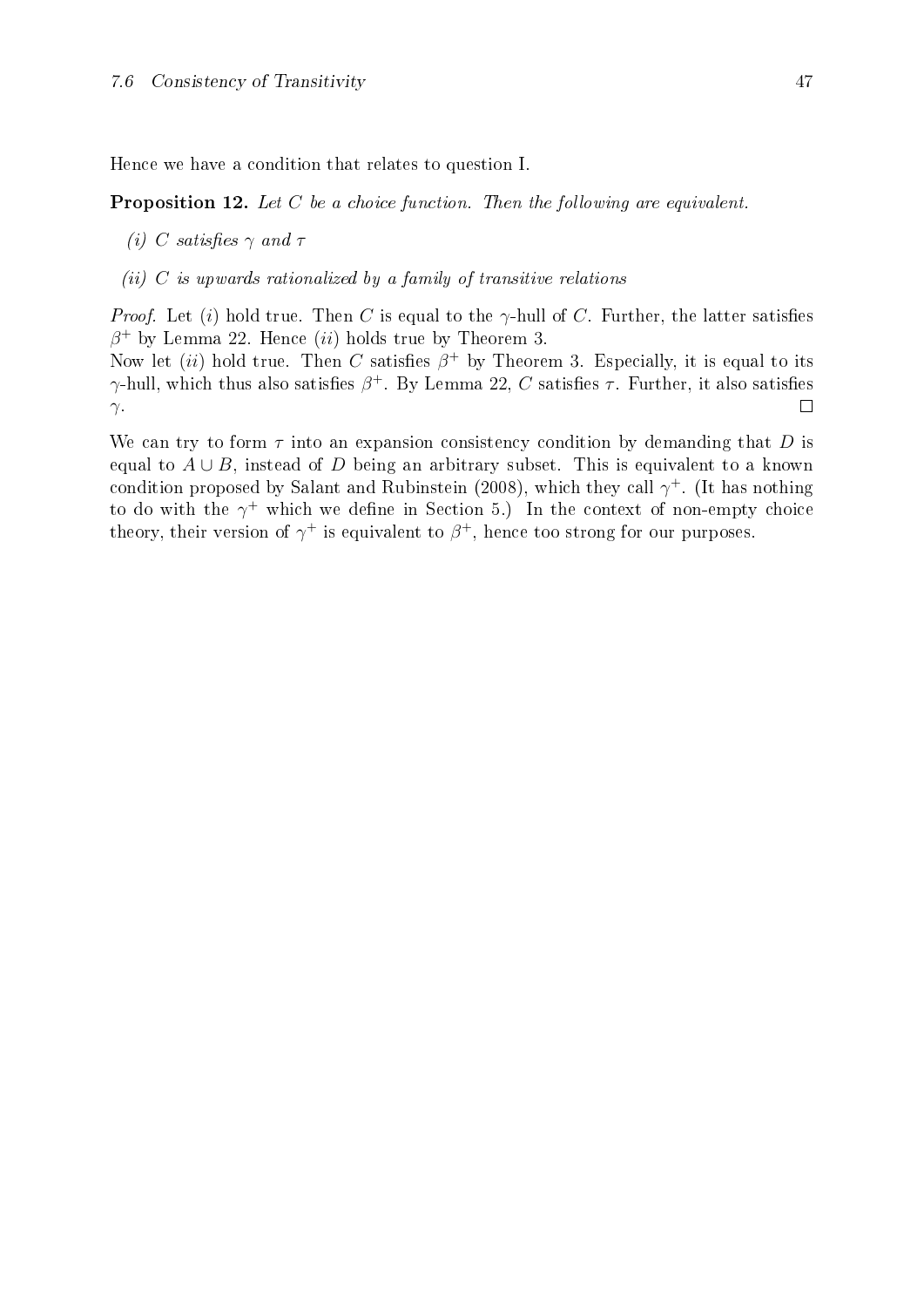Hence we have a condition that relates to question I.

**Proposition 12.** *Let $C$ be a choice function. Then the following are equivalent.*

*(i) $C$ satisfies $\gamma$ and $\tau$*

*(ii) $C$ is upwards rationalized by a family of transitive relations*

*Proof.* Let $(i)$ hold true. Then $C$ is equal to the $\gamma$-hull of $C$. Further, the latter satisfies $\beta^+$ by Lemma 22. Hence $(ii)$ holds true by Theorem 3.
Now let $(ii)$ hold true. Then $C$ satisfies $\beta^+$ by Theorem 3. Especially, it is equal to its $\gamma$-hull, which thus also satisfies $\beta^+$. By Lemma 22, $C$ satisfies $\tau$. Further, it also satisfies $\gamma$. □

We can try to form $\tau$ into an expansion consistency condition by demanding that $D$ is equal to $A \cup B$, instead of $D$ being an arbitrary subset. This is equivalent to a known condition proposed by Salant and Rubinstein (2008), which they call $\gamma^+$. (It has nothing to do with the $\gamma^+$ which we define in Section 5.) In the context of non-empty choice theory, their version of $\gamma^+$ is equivalent to $\beta^+$, hence too strong for our purposes.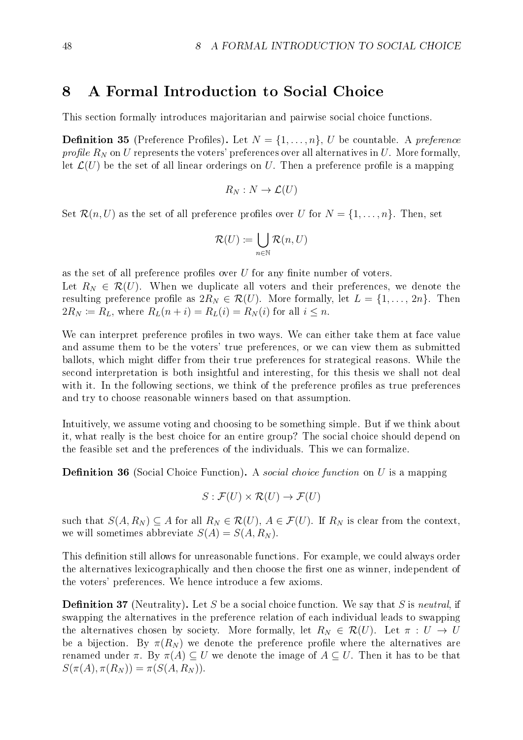# 8 A Formal Introduction to Social Choice

This section formally introduces majoritarian and pairwise social choice functions.

**Definition 35** (Preference Profiles)**.** Let $N = \{1, \ldots, n\}$, $U$ be countable. A *preference profile* $R_N$ on $U$ represents the voters' preferences over all alternatives in $U$. More formally, let $\mathcal{L}(U)$ be the set of all linear orderings on $U$. Then a preference profile is a mapping

$$R_N : N \to \mathcal{L}(U)$$

Set $\mathcal{R}(n, U)$ as the set of all preference profiles over $U$ for $N = \{1, \ldots, n\}$. Then, set

$$\mathcal{R}(U) \coloneqq \bigcup_{n \in \mathbb{N}} \mathcal{R}(n, U)$$

as the set of all preference profiles over $U$ for any finite number of voters.
Let $R_N \in \mathcal{R}(U)$. When we duplicate all voters and their preferences, we denote the resulting preference profile as $2R_N \in \mathcal{R}(U)$. More formally, let $L = \{1, \ldots, 2n\}$. Then $2R_N \coloneqq R_L$, where $R_L(n + i) = R_L(i) = R_N(i)$ for all $i \leq n$.

We can interpret preference profiles in two ways. We can either take them at face value and assume them to be the voters' true preferences, or we can view them as submitted ballots, which might differ from their true preferences for strategical reasons. While the second interpretation is both insightful and interesting, for this thesis we shall not deal with it. In the following sections, we think of the preference profiles as true preferences and try to choose reasonable winners based on that assumption.

Intuitively, we assume voting and choosing to be something simple. But if we think about it, what really is the best choice for an entire group? The social choice should depend on the feasible set and the preferences of the individuals. This we can formalize.

**Definition 36** (Social Choice Function)**.** A *social choice function* on $U$ is a mapping

$$S : \mathcal{F}(U) \times \mathcal{R}(U) \to \mathcal{F}(U)$$

such that $S(A, R_N) \subseteq A$ for all $R_N \in \mathcal{R}(U)$, $A \in \mathcal{F}(U)$. If $R_N$ is clear from the context, we will sometimes abbreviate $S(A) = S(A, R_N)$.

This definition still allows for unreasonable functions. For example, we could always order the alternatives lexicographically and then choose the first one as winner, independent of the voters' preferences. We hence introduce a few axioms.

**Definition 37** (Neutrality)**.** Let $S$ be a social choice function. We say that $S$ is *neutral*, if swapping the alternatives in the preference relation of each individual leads to swapping the alternatives chosen by society. More formally, let $R_N \in \mathcal{R}(U)$. Let $\pi : U \to U$ be a bijection. By $\pi(R_N)$ we denote the preference profile where the alternatives are renamed under $\pi$. By $\pi(A) \subseteq U$ we denote the image of $A \subseteq U$. Then it has to be that $S(\pi(A), \pi(R_N)) = \pi(S(A, R_N))$.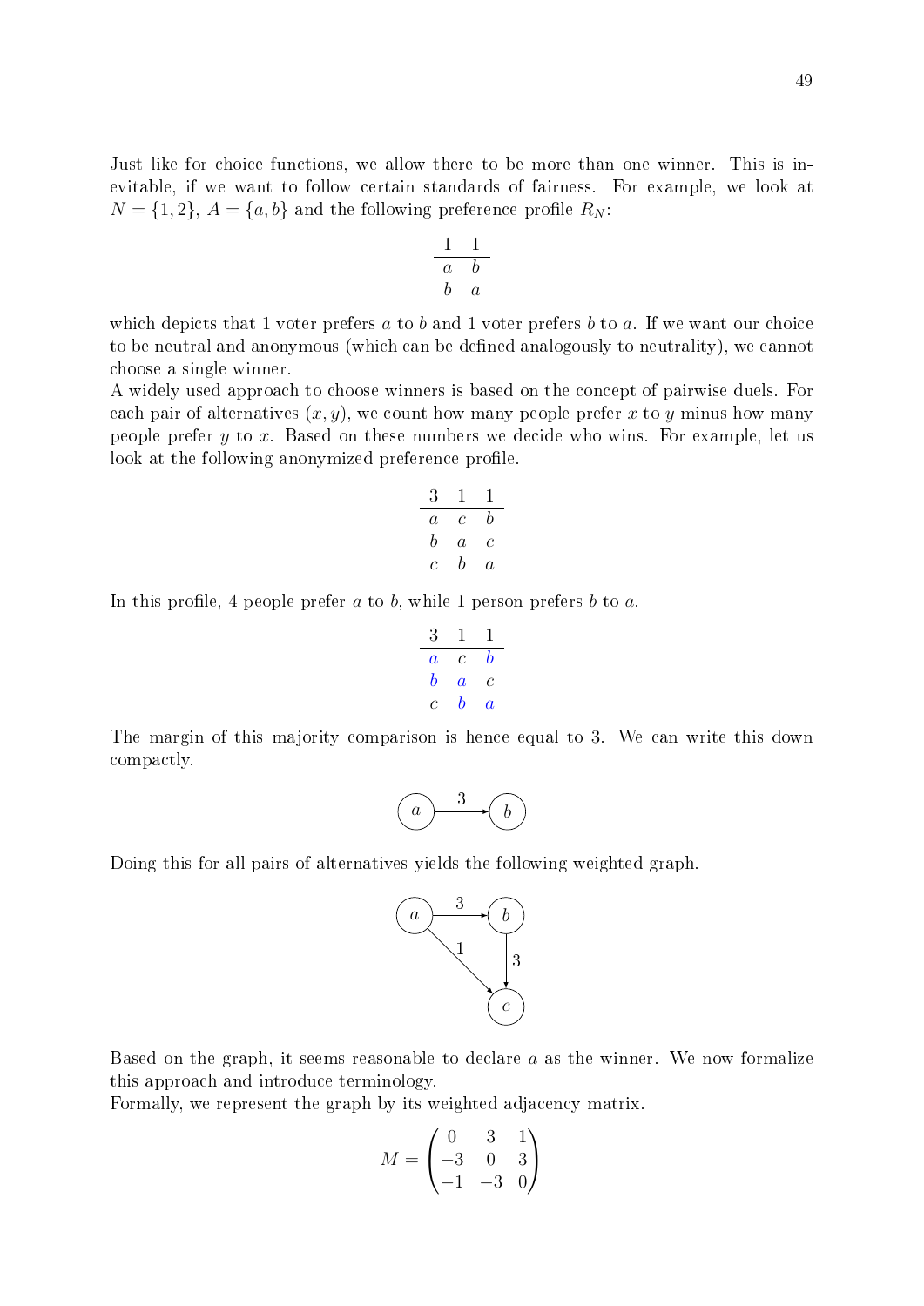Just like for choice functions, we allow there to be more than one winner. This is inevitable, if we want to follow certain standards of fairness. For example, we look at $N = \{1, 2\}$, $A = \{a, b\}$ and the following preference profile $R_N$:

| 1 | 1 |
|---|---|
| $a$ | $b$ |
| $b$ | $a$ |

which depicts that 1 voter prefers $a$ to $b$ and 1 voter prefers $b$ to $a$. If we want our choice to be neutral and anonymous (which can be defined analogously to neutrality), we cannot choose a single winner.

A widely used approach to choose winners is based on the concept of pairwise duels. For each pair of alternatives $(x, y)$, we count how many people prefer $x$ to $y$ minus how many people prefer $y$ to $x$. Based on these numbers we decide who wins. For example, let us look at the following anonymized preference profile.

| 3 | 1 | 1 |
|---|---|---|
| $a$ | $c$ | $b$ |
| $b$ | $a$ | $c$ |
| $c$ | $b$ | $a$ |

In this profile, 4 people prefer $a$ to $b$, while 1 person prefers $b$ to $a$.

| 3 | 1 | 1 |
|---|---|---|
| $a$ | $c$ | $b$ |
| $b$ | $a$ | $c$ |
| $c$ | $b$ | $a$ |

The margin of this majority comparison is hence equal to 3. We can write this down compactly.

$$a \xrightarrow{3} b$$

Doing this for all pairs of alternatives yields the following weighted graph.

$$a \xrightarrow{3} b, \quad b \xrightarrow{3} c, \quad a \xrightarrow{1} c$$

Based on the graph, it seems reasonable to declare $a$ as the winner. We now formalize this approach and introduce terminology.

Formally, we represent the graph by its weighted adjacency matrix.

$$M = \begin{pmatrix} 0 & 3 & 1 \\ -3 & 0 & 3 \\ -1 & -3 & 0 \end{pmatrix}$$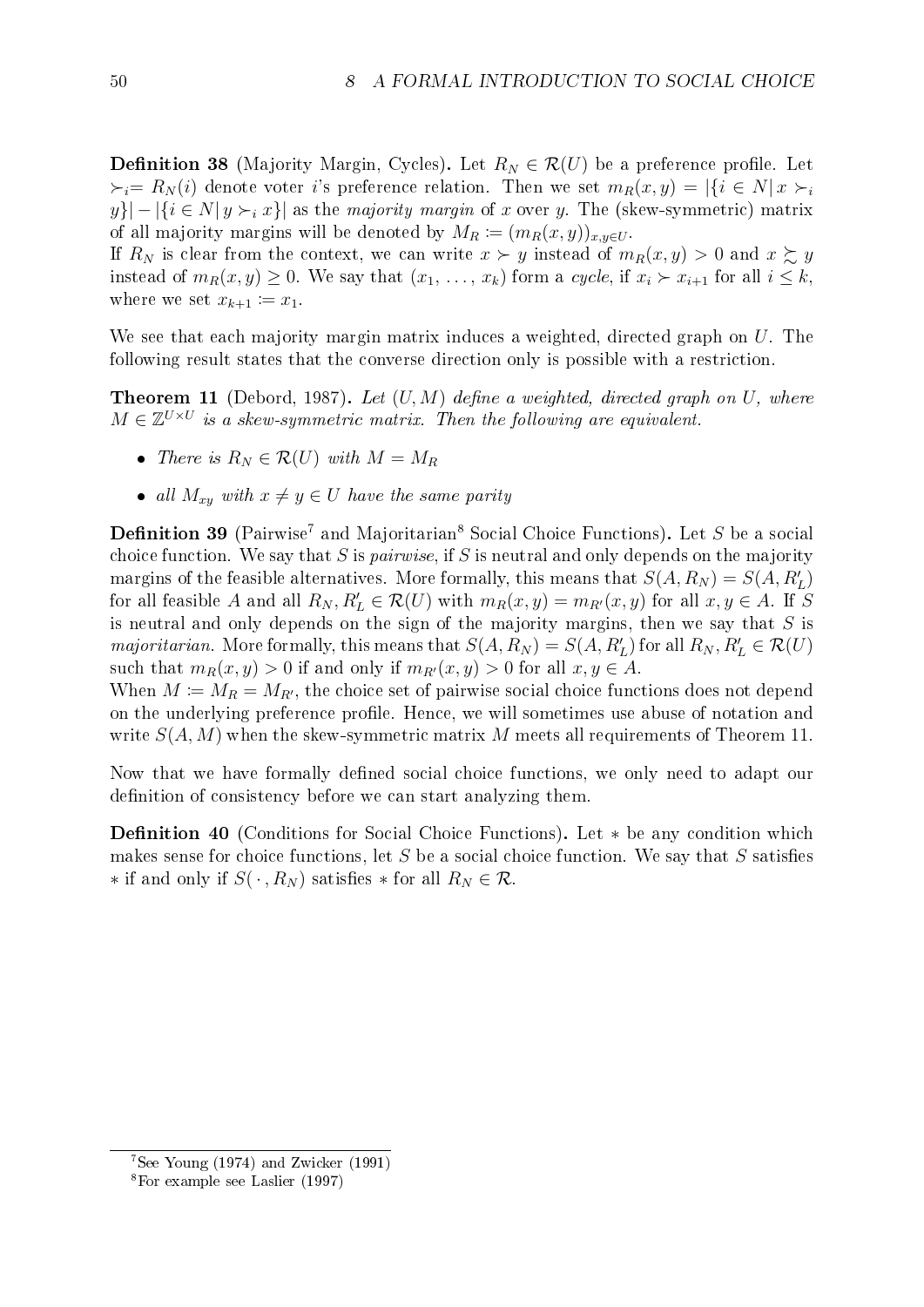**Definition 38** (Majority Margin, Cycles)**.** Let $R_N \in \mathcal{R}(U)$ be a preference profile. Let $\succ_i = R_N(i)$ denote voter $i$'s preference relation. Then we set $m_R(x, y) = |\{i \in N | \, x \succ_i y\}| - |\{i \in N | \, y \succ_i x\}|$ as the *majority margin* of $x$ over $y$. The (skew-symmetric) matrix of all majority margins will be denoted by $M_R := (m_R(x, y))_{x,y \in U}$.
If $R_N$ is clear from the context, we can write $x \succ y$ instead of $m_R(x, y) > 0$ and $x \succsim y$ instead of $m_R(x, y) \geq 0$. We say that $(x_1, \ldots, x_k)$ form a *cycle*, if $x_i \succ x_{i+1}$ for all $i \leq k$, where we set $x_{k+1} := x_1$.

We see that each majority margin matrix induces a weighted, directed graph on $U$. The following result states that the converse direction only is possible with a restriction.

**Theorem 11** (Debord, 1987)**.** *Let $(U, M)$ define a weighted, directed graph on $U$, where $M \in \mathbb{Z}^{U \times U}$ is a skew-symmetric matrix. Then the following are equivalent.*

- *There is $R_N \in \mathcal{R}(U)$ with $M = M_R$*
- *all $M_{xy}$ with $x \neq y \in U$ have the same parity*

**Definition 39** (Pairwise[7] and Majoritarian[8] Social Choice Functions)**.** Let $S$ be a social choice function. We say that $S$ is *pairwise*, if $S$ is neutral and only depends on the majority margins of the feasible alternatives. More formally, this means that $S(A, R_N) = S(A, R'_L)$ for all feasible $A$ and all $R_N, R'_L \in \mathcal{R}(U)$ with $m_R(x, y) = m_{R'}(x, y)$ for all $x, y \in A$. If $S$ is neutral and only depends on the sign of the majority margins, then we say that $S$ is *majoritarian*. More formally, this means that $S(A, R_N) = S(A, R'_L)$ for all $R_N, R'_L \in \mathcal{R}(U)$ such that $m_R(x, y) > 0$ if and only if $m_{R'}(x, y) > 0$ for all $x, y \in A$.
When $M := M_R = M_{R'}$, the choice set of pairwise social choice functions does not depend on the underlying preference profile. Hence, we will sometimes use abuse of notation and write $S(A, M)$ when the skew-symmetric matrix $M$ meets all requirements of Theorem 11.

Now that we have formally defined social choice functions, we only need to adapt our definition of consistency before we can start analyzing them.

**Definition 40** (Conditions for Social Choice Functions)**.** Let $*$ be any condition which makes sense for choice functions, let $S$ be a social choice function. We say that $S$ satisfies $*$ if and only if $S(\,\cdot\,, R_N)$ satisfies $*$ for all $R_N \in \mathcal{R}$.

---

[7] See Young (1974) and Zwicker (1991)

[8] For example see Laslier (1997)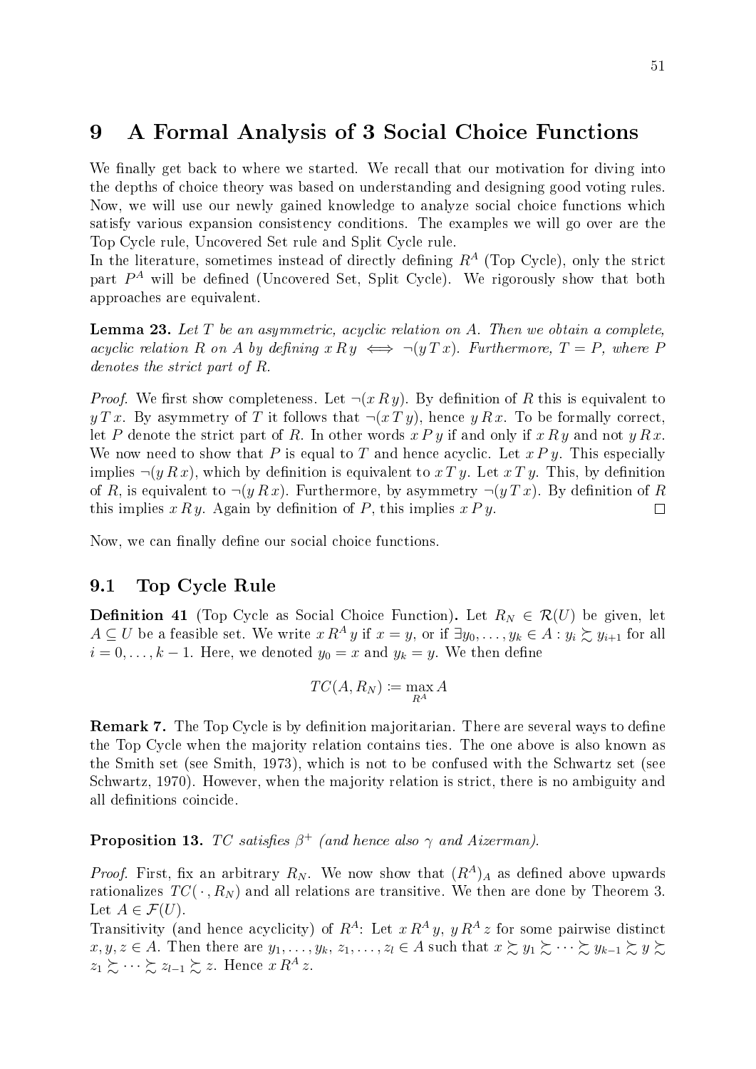# 9 A Formal Analysis of 3 Social Choice Functions

We finally get back to where we started. We recall that our motivation for diving into the depths of choice theory was based on understanding and designing good voting rules. Now, we will use our newly gained knowledge to analyze social choice functions which satisfy various expansion consistency conditions. The examples we will go over are the Top Cycle rule, Uncovered Set rule and Split Cycle rule.

In the literature, sometimes instead of directly defining $R^A$ (Top Cycle), only the strict part $P^A$ will be defined (Uncovered Set, Split Cycle). We rigorously show that both approaches are equivalent.

**Lemma 23.** *Let $T$ be an asymmetric, acyclic relation on $A$. Then we obtain a complete, acyclic relation $R$ on $A$ by defining $x\,R\,y \iff \neg(y\,T\,x)$. Furthermore, $T = P$, where $P$ denotes the strict part of $R$.*

*Proof.* We first show completeness. Let $\neg(x\,R\,y)$. By definition of $R$ this is equivalent to $y\,T\,x$. By asymmetry of $T$ it follows that $\neg(x\,T\,y)$, hence $y\,R\,x$. To be formally correct, let $P$ denote the strict part of $R$. In other words $x\,P\,y$ if and only if $x\,R\,y$ and not $y\,R\,x$. We now need to show that $P$ is equal to $T$ and hence acyclic. Let $x\,P\,y$. This especially implies $\neg(y\,R\,x)$, which by definition is equivalent to $x\,T\,y$. Let $x\,T\,y$. This, by definition of $R$, is equivalent to $\neg(y\,R\,x)$. Furthermore, by asymmetry $\neg(y\,T\,x)$. By definition of $R$ this implies $x\,R\,y$. Again by definition of $P$, this implies $x\,P\,y$. $\square$

Now, we can finally define our social choice functions.

## 9.1 Top Cycle Rule

**Definition 41** (Top Cycle as Social Choice Function)**.** Let $R_N \in \mathcal{R}(U)$ be given, let $A \subseteq U$ be a feasible set. We write $x\,R^A\,y$ if $x = y$, or if $\exists y_0, \dots, y_k \in A : y_i \succsim y_{i+1}$ for all $i = 0, \dots, k-1$. Here, we denoted $y_0 = x$ and $y_k = y$. We then define

$$TC(A, R_N) := \max_{R^A} A$$

**Remark 7.** The Top Cycle is by definition majoritarian. There are several ways to define the Top Cycle when the majority relation contains ties. The one above is also known as the Smith set (see Smith, 1973), which is not to be confused with the Schwartz set (see Schwartz, 1970). However, when the majority relation is strict, there is no ambiguity and all definitions coincide.

**Proposition 13.** *TC satisfies $\beta^+$ (and hence also $\gamma$ and Aizerman).*

*Proof.* First, fix an arbitrary $R_N$. We now show that $(R^A)_A$ as defined above upwards rationalizes $TC(\,\cdot\,, R_N)$ and all relations are transitive. We then are done by Theorem 3. Let $A \in \mathcal{F}(U)$.

Transitivity (and hence acyclicity) of $R^A$: Let $x\,R^A\,y$, $y\,R^A\,z$ for some pairwise distinct $x, y, z \in A$. Then there are $y_1, \dots, y_k, z_1, \dots, z_l \in A$ such that $x \succsim y_1 \succsim \dots \succsim y_{k-1} \succsim y \succsim z_1 \succsim \dots \succsim z_{l-1} \succsim z$. Hence $x\,R^A\,z$.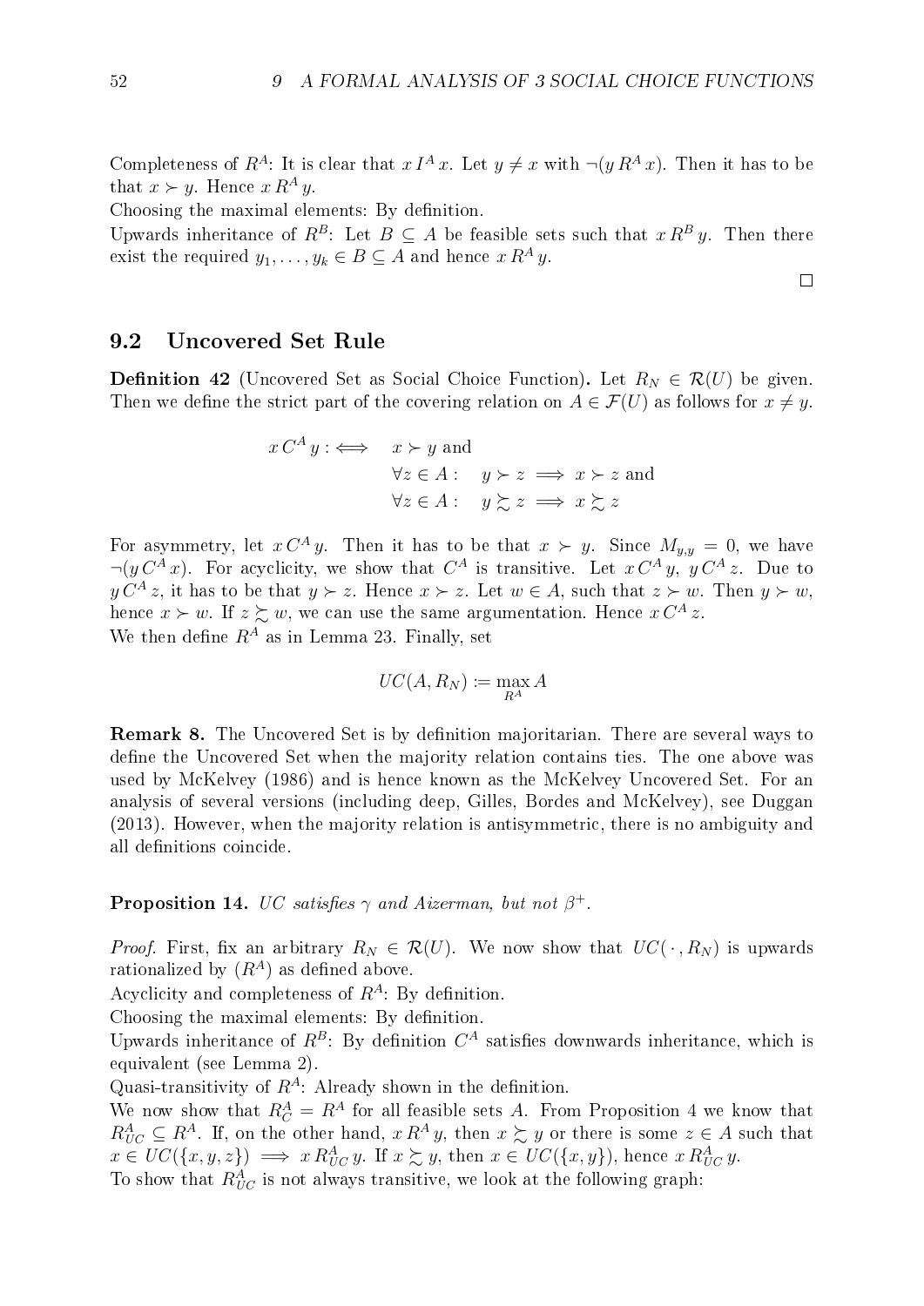Completeness of $R^A$: It is clear that $x\, I^A\, x$. Let $y \neq x$ with $\neg(y\, R^A\, x)$. Then it has to be that $x \succ y$. Hence $x\, R^A\, y$.

Choosing the maximal elements: By definition.

Upwards inheritance of $R^B$: Let $B \subseteq A$ be feasible sets such that $x\, R^B\, y$. Then there exist the required $y_1, \ldots, y_k \in B \subseteq A$ and hence $x\, R^A\, y$.

□

## 9.2 Uncovered Set Rule

**Definition 42** (Uncovered Set as Social Choice Function)**.** Let $R_N \in \mathcal{R}(U)$ be given. Then we define the strict part of the covering relation on $A \in \mathcal{F}(U)$ as follows for $x \neq y$.

$$
\begin{aligned}
x\, C^A\, y :\iff \quad & x \succ y \text{ and} \\
& \forall z \in A: \quad y \succ z \implies x \succ z \text{ and} \\
& \forall z \in A: \quad y \succsim z \implies x \succsim z
\end{aligned}
$$

For asymmetry, let $x\, C^A\, y$. Then it has to be that $x \succ y$. Since $M_{y,y} = 0$, we have $\neg(y\, C^A\, x)$. For acyclicity, we show that $C^A$ is transitive. Let $x\, C^A\, y$, $y\, C^A\, z$. Due to $y\, C^A\, z$, it has to be that $y \succ z$. Hence $x \succ z$. Let $w \in A$, such that $z \succ w$. Then $y \succ w$, hence $x \succ w$. If $z \succsim w$, we can use the same argumentation. Hence $x\, C^A\, z$.

We then define $R^A$ as in Lemma 23. Finally, set

$$
UC(A, R_N) := \max_{R^A} A
$$

**Remark 8.** The Uncovered Set is by definition majoritarian. There are several ways to define the Uncovered Set when the majority relation contains ties. The one above was used by McKelvey (1986) and is hence known as the McKelvey Uncovered Set. For an analysis of several versions (including deep, Gilles, Bordes and McKelvey), see Duggan (2013). However, when the majority relation is antisymmetric, there is no ambiguity and all definitions coincide.

**Proposition 14.** *UC satisfies $\gamma$ and Aizerman, but not $\beta^+$.*

*Proof.* First, fix an arbitrary $R_N \in \mathcal{R}(U)$. We now show that $UC(\,\cdot\,, R_N)$ is upwards rationalized by $(R^A)$ as defined above.

Acyclicity and completeness of $R^A$: By definition.

Choosing the maximal elements: By definition.

Upwards inheritance of $R^B$: By definition $C^A$ satisfies downwards inheritance, which is equivalent (see Lemma 2).

Quasi-transitivity of $R^A$: Already shown in the definition.

We now show that $R_C^A = R^A$ for all feasible sets $A$. From Proposition 4 we know that $R_{UC}^A \subseteq R^A$. If, on the other hand, $x\, R^A\, y$, then $x \succsim y$ or there is some $z \in A$ such that $x \in UC(\{x, y, z\}) \implies x\, R_{UC}^A\, y$. If $x \succsim y$, then $x \in UC(\{x, y\})$, hence $x\, R_{UC}^A\, y$.

To show that $R_{UC}^A$ is not always transitive, we look at the following graph: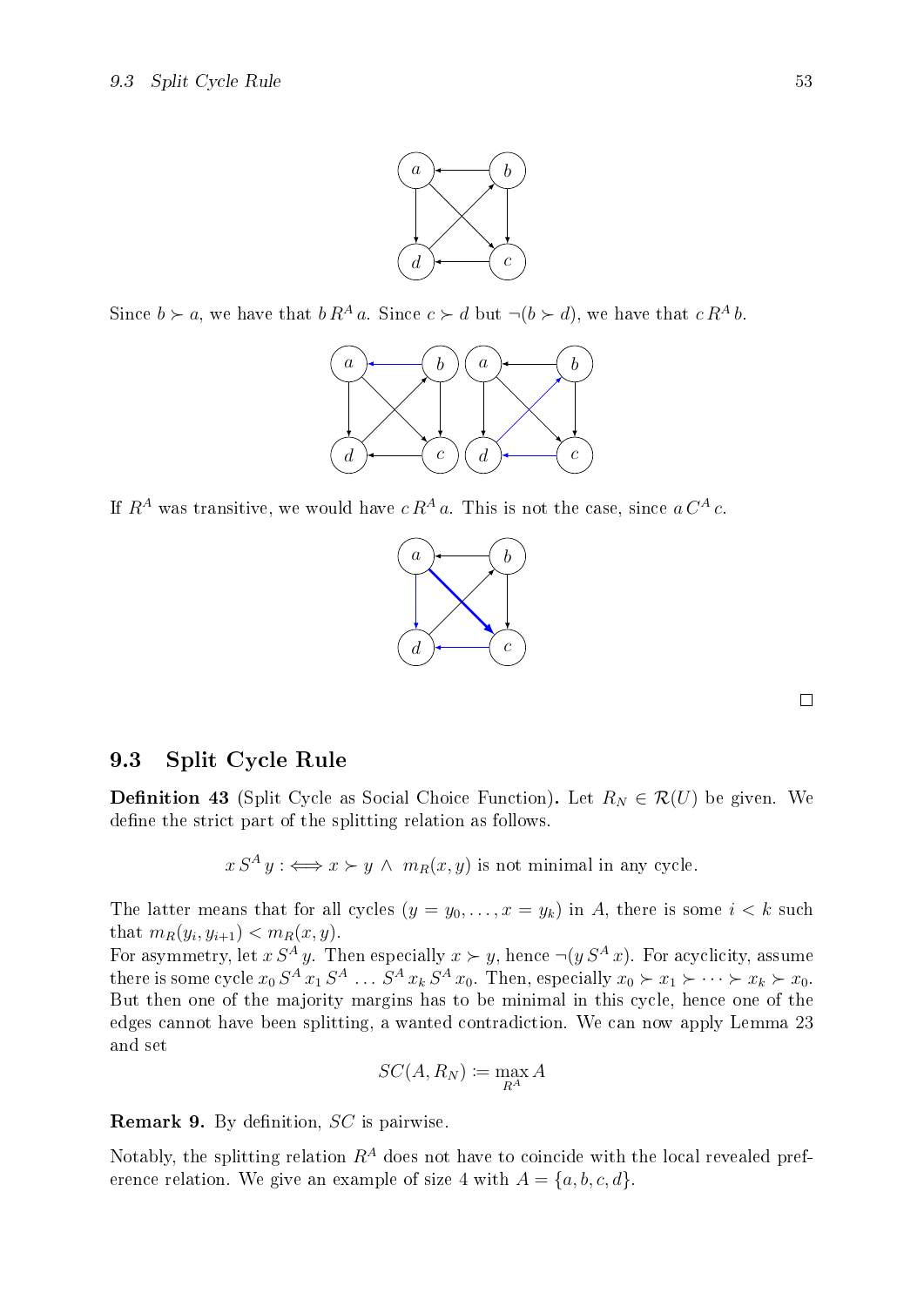Since $b \succ a$, we have that $b \, R^A \, a$. Since $c \succ d$ but $\neg(b \succ d)$, we have that $c \, R^A \, b$.

If $R^A$ was transitive, we would have $c \, R^A \, a$. This is not the case, since $a \, C^A \, c$.

□

## 9.3 Split Cycle Rule

**Definition 43** (Split Cycle as Social Choice Function)**.** Let $R_N \in \mathcal{R}(U)$ be given. We define the strict part of the splitting relation as follows.

$$x \, S^A \, y :\Longleftrightarrow x \succ y \, \wedge \, m_R(x, y) \text{ is not minimal in any cycle.}$$

The latter means that for all cycles $(y = y_0, \ldots, x = y_k)$ in $A$, there is some $i < k$ such that $m_R(y_i, y_{i+1}) < m_R(x, y)$.
For asymmetry, let $x \, S^A \, y$. Then especially $x \succ y$, hence $\neg(y \, S^A \, x)$. For acyclicity, assume there is some cycle $x_0 \, S^A \, x_1 \, S^A \, \ldots \, S^A \, x_k \, S^A \, x_0$. Then, especially $x_0 \succ x_1 \succ \cdots \succ x_k \succ x_0$. But then one of the majority margins has to be minimal in this cycle, hence one of the edges cannot have been splitting, a wanted contradiction. We can now apply Lemma 23 and set

$$SC(A, R_N) := \max_{R^A} A$$

**Remark 9.** By definition, $SC$ is pairwise.

Notably, the splitting relation $R^A$ does not have to coincide with the local revealed preference relation. We give an example of size 4 with $A = \{a, b, c, d\}$.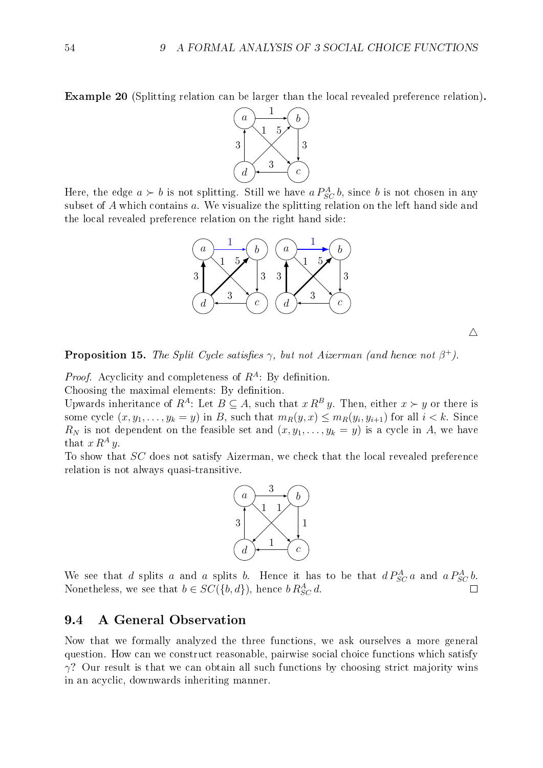**Example 20** (Splitting relation can be larger than the local revealed preference relation)**.**

Here, the edge $a \succ b$ is not splitting. Still we have $a \, P^A_{SC} \, b$, since $b$ is not chosen in any subset of $A$ which contains $a$. We visualize the splitting relation on the left hand side and the local revealed preference relation on the right hand side:

△

**Proposition 15.** *The Split Cycle satisfies $\gamma$, but not Aizerman (and hence not $\beta^+$).*

*Proof.* Acyclicity and completeness of $R^A$: By definition.
Choosing the maximal elements: By definition.
Upwards inheritance of $R^A$: Let $B \subseteq A$, such that $x \, R^B \, y$. Then, either $x \succ y$ or there is some cycle $(x, y_1, \ldots, y_k = y)$ in $B$, such that $m_R(y, x) \leq m_R(y_i, y_{i+1})$ for all $i < k$. Since $R_N$ is not dependent on the feasible set and $(x, y_1, \ldots, y_k = y)$ is a cycle in $A$, we have that $x \, R^A \, y$.
To show that $SC$ does not satisfy Aizerman, we check that the local revealed preference relation is not always quasi-transitive.

We see that $d$ splits $a$ and $a$ splits $b$. Hence it has to be that $d \, P^A_{SC} \, a$ and $a \, P^A_{SC} \, b$. Nonetheless, we see that $b \in SC(\{b, d\})$, hence $b \, R^A_{SC} \, d$. □

## 9.4 A General Observation

Now that we formally analyzed the three functions, we ask ourselves a more general question. How can we construct reasonable, pairwise social choice functions which satisfy $\gamma$? Our result is that we can obtain all such functions by choosing strict majority wins in an acyclic, downwards inheriting manner.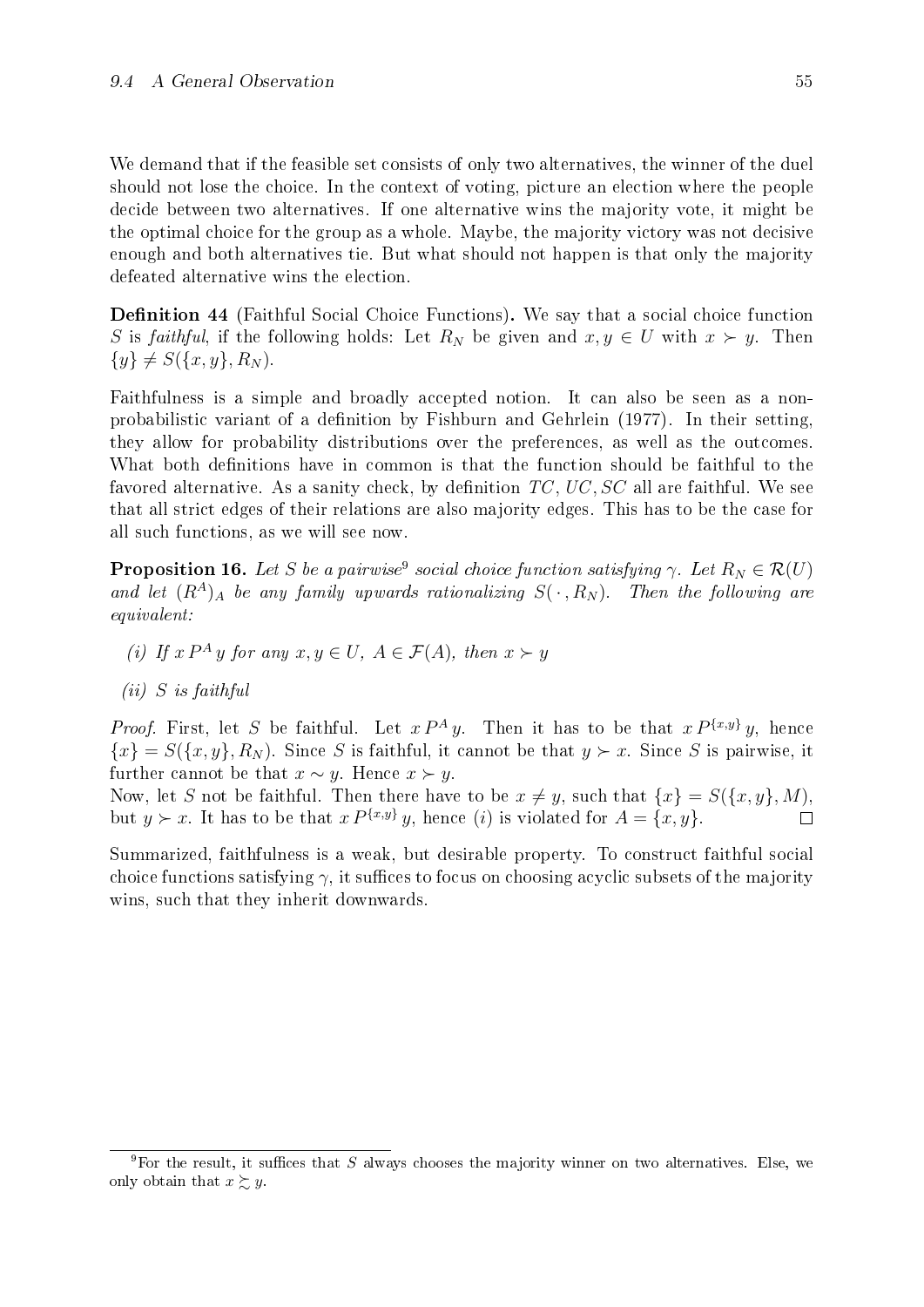We demand that if the feasible set consists of only two alternatives, the winner of the duel should not lose the choice. In the context of voting, picture an election where the people decide between two alternatives. If one alternative wins the majority vote, it might be the optimal choice for the group as a whole. Maybe, the majority victory was not decisive enough and both alternatives tie. But what should not happen is that only the majority defeated alternative wins the election.

**Definition 44** (Faithful Social Choice Functions)**.** We say that a social choice function $S$ is *faithful*, if the following holds: Let $R_N$ be given and $x, y \in U$ with $x \succ y$. Then $\{y\} \neq S(\{x, y\}, R_N)$.

Faithfulness is a simple and broadly accepted notion. It can also be seen as a non-probabilistic variant of a definition by Fishburn and Gehrlein (1977). In their setting, they allow for probability distributions over the preferences, as well as the outcomes. What both definitions have in common is that the function should be faithful to the favored alternative. As a sanity check, by definition $TC, UC, SC$ all are faithful. We see that all strict edges of their relations are also majority edges. This has to be the case for all such functions, as we will see now.

**Proposition 16.** *Let $S$ be a pairwise*[9] *social choice function satisfying $\gamma$. Let $R_N \in \mathcal{R}(U)$ and let $(R^A)_A$ be any family upwards rationalizing $S(\cdot, R_N)$. Then the following are equivalent:*

- *(i) If $x\, P^A\, y$ for any $x, y \in U$, $A \in \mathcal{F}(A)$, then $x \succ y$*
- *(ii) $S$ is faithful*

*Proof.* First, let $S$ be faithful. Let $x\, P^A\, y$. Then it has to be that $x\, P^{\{x,y\}}\, y$, hence $\{x\} = S(\{x, y\}, R_N)$. Since $S$ is faithful, it cannot be that $y \succ x$. Since $S$ is pairwise, it further cannot be that $x \sim y$. Hence $x \succ y$.

Now, let $S$ not be faithful. Then there have to be $x \neq y$, such that $\{x\} = S(\{x, y\}, M)$, but $y \succ x$. It has to be that $x\, P^{\{x,y\}}\, y$, hence $(i)$ is violated for $A = \{x, y\}$. $\square$

Summarized, faithfulness is a weak, but desirable property. To construct faithful social choice functions satisfying $\gamma$, it suffices to focus on choosing acyclic subsets of the majority wins, such that they inherit downwards.

[9] For the result, it suffices that $S$ always chooses the majority winner on two alternatives. Else, we only obtain that $x \succsim y$.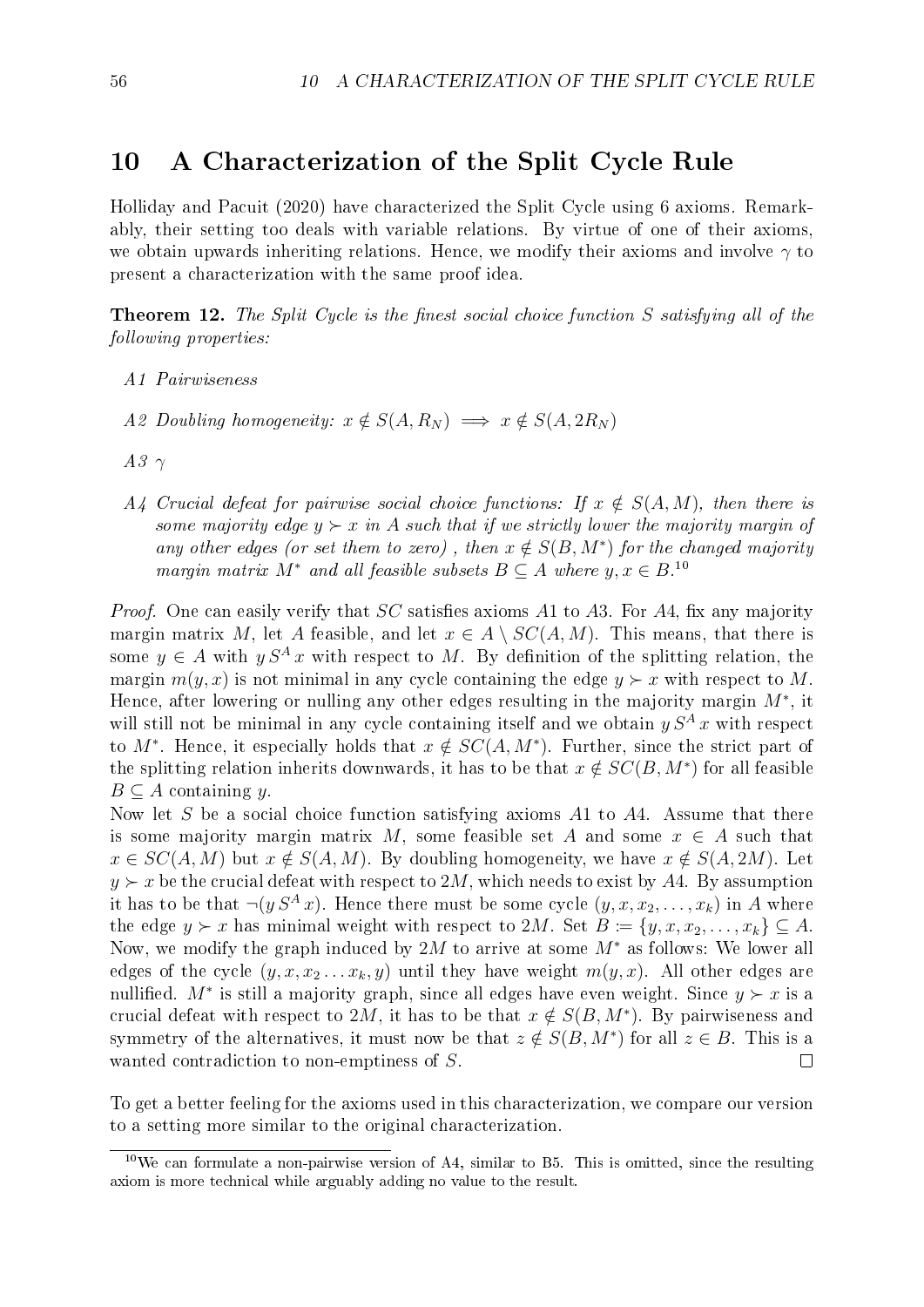## 10 A Characterization of the Split Cycle Rule

Holliday and Pacuit (2020) have characterized the Split Cycle using 6 axioms. Remarkably, their setting too deals with variable relations. By virtue of one of their axioms, we obtain upwards inheriting relations. Hence, we modify their axioms and involve $\gamma$ to present a characterization with the same proof idea.

**Theorem 12.** *The Split Cycle is the finest social choice function $S$ satisfying all of the following properties:*

- *A1 Pairwiseness*
- *A2 Doubling homogeneity: $x \notin S(A, R_N) \implies x \notin S(A, 2R_N)$*
- *A3 $\gamma$*
- *A4 Crucial defeat for pairwise social choice functions: If $x \notin S(A, M)$, then there is some majority edge $y \succ x$ in $A$ such that if we strictly lower the majority margin of any other edges (or set them to zero) , then $x \notin S(B, M^*)$ for the changed majority margin matrix $M^*$ and all feasible subsets $B \subseteq A$ where $y, x \in B$.*[10]

*Proof.* One can easily verify that $SC$ satisfies axioms $A1$ to $A3$. For $A4$, fix any majority margin matrix $M$, let $A$ feasible, and let $x \in A \setminus SC(A, M)$. This means, that there is some $y \in A$ with $y\, S^A\, x$ with respect to $M$. By definition of the splitting relation, the margin $m(y, x)$ is not minimal in any cycle containing the edge $y \succ x$ with respect to $M$. Hence, after lowering or nulling any other edges resulting in the majority margin $M^*$, it will still not be minimal in any cycle containing itself and we obtain $y\, S^A\, x$ with respect to $M^*$. Hence, it especially holds that $x \notin SC(A, M^*)$. Further, since the strict part of the splitting relation inherits downwards, it has to be that $x \notin SC(B, M^*)$ for all feasible $B \subseteq A$ containing $y$.

Now let $S$ be a social choice function satisfying axioms $A1$ to $A4$. Assume that there is some majority margin matrix $M$, some feasible set $A$ and some $x \in A$ such that $x \in SC(A, M)$ but $x \notin S(A, M)$. By doubling homogeneity, we have $x \notin S(A, 2M)$. Let $y \succ x$ be the crucial defeat with respect to $2M$, which needs to exist by $A4$. By assumption it has to be that $\neg(y\, S^A\, x)$. Hence there must be some cycle $(y, x, x_2, \ldots, x_k)$ in $A$ where the edge $y \succ x$ has minimal weight with respect to $2M$. Set $B := \{y, x, x_2, \ldots, x_k\} \subseteq A$. Now, we modify the graph induced by $2M$ to arrive at some $M^*$ as follows: We lower all edges of the cycle $(y, x, x_2 \ldots x_k, y)$ until they have weight $m(y, x)$. All other edges are nullified. $M^*$ is still a majority graph, since all edges have even weight. Since $y \succ x$ is a crucial defeat with respect to $2M$, it has to be that $x \notin S(B, M^*)$. By pairwiseness and symmetry of the alternatives, it must now be that $z \notin S(B, M^*)$ for all $z \in B$. This is a wanted contradiction to non-emptiness of $S$. $\square$

To get a better feeling for the axioms used in this characterization, we compare our version to a setting more similar to the original characterization.

[10] We can formulate a non-pairwise version of A4, similar to B5. This is omitted, since the resulting axiom is more technical while arguably adding no value to the result.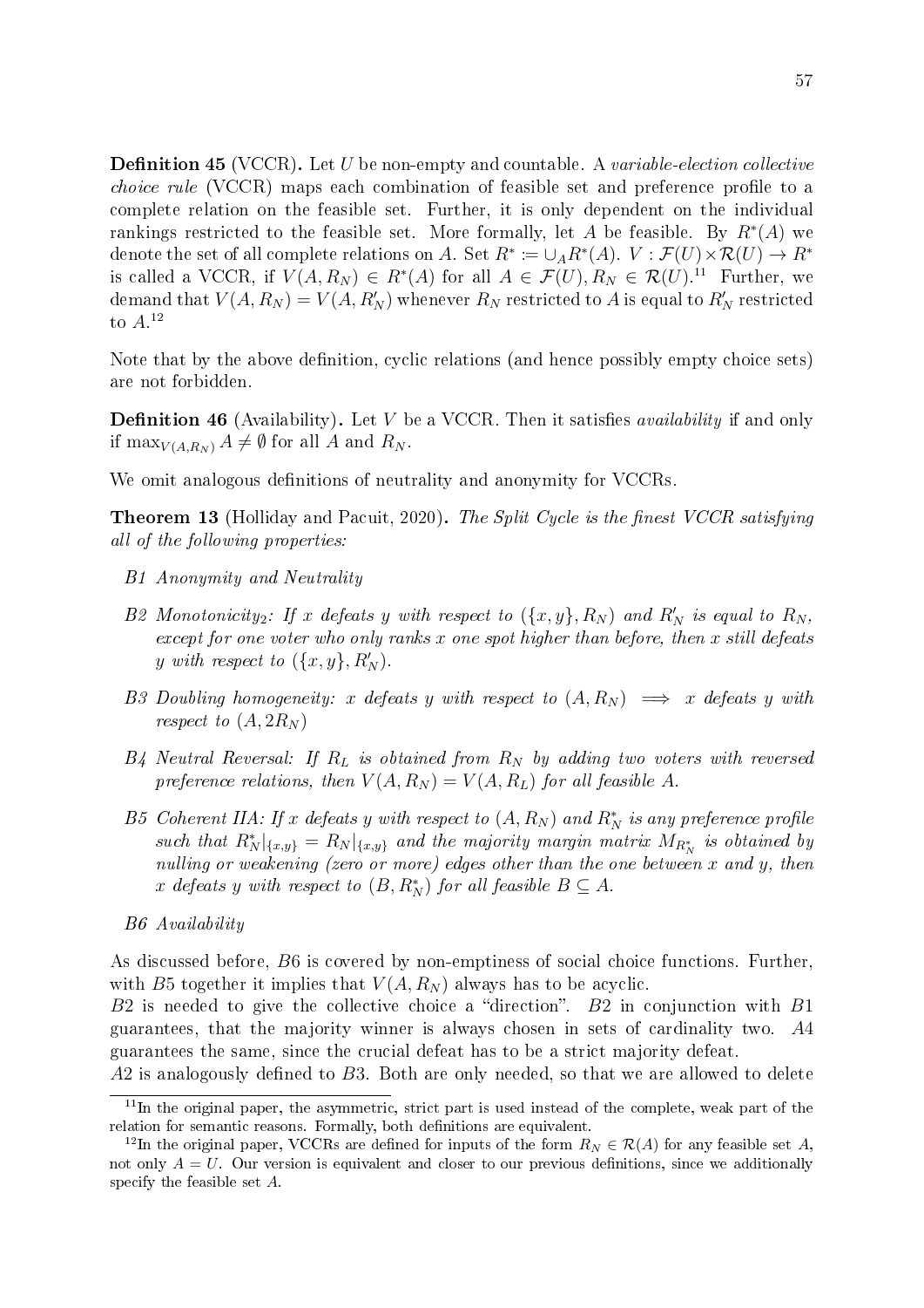**Definition 45** (VCCR)**.** Let $U$ be non-empty and countable. A *variable-election collective choice rule* (VCCR) maps each combination of feasible set and preference profile to a complete relation on the feasible set. Further, it is only dependent on the individual rankings restricted to the feasible set. More formally, let $A$ be feasible. By $R^*(A)$ we denote the set of all complete relations on $A$. Set $R^* := \cup_A R^*(A)$. $V : \mathcal{F}(U) \times \mathcal{R}(U) \to R^*$ is called a VCCR, if $V(A, R_N) \in R^*(A)$ for all $A \in \mathcal{F}(U), R_N \in \mathcal{R}(U)$.[11] Further, we demand that $V(A, R_N) = V(A, R'_N)$ whenever $R_N$ restricted to $A$ is equal to $R'_N$ restricted to $A$.[12]

Note that by the above definition, cyclic relations (and hence possibly empty choice sets) are not forbidden.

**Definition 46** (Availability)**.** Let $V$ be a VCCR. Then it satisfies *availability* if and only if $\max_{V(A,R_N)} A \neq \emptyset$ for all $A$ and $R_N$.

We omit analogous definitions of neutrality and anonymity for VCCRs.

**Theorem 13** (Holliday and Pacuit, 2020)**.** *The Split Cycle is the finest VCCR satisfying all of the following properties:*

- *B1 Anonymity and Neutrality*
- *B2 Monotonicity$_2$: If $x$ defeats $y$ with respect to $(\{x, y\}, R_N)$ and $R'_N$ is equal to $R_N$, except for one voter who only ranks $x$ one spot higher than before, then $x$ still defeats $y$ with respect to $(\{x, y\}, R'_N)$.*
- *B3 Doubling homogeneity: $x$ defeats $y$ with respect to $(A, R_N) \implies x$ defeats $y$ with respect to $(A, 2R_N)$*
- *B4 Neutral Reversal: If $R_L$ is obtained from $R_N$ by adding two voters with reversed preference relations, then $V(A, R_N) = V(A, R_L)$ for all feasible $A$.*
- *B5 Coherent IIA: If $x$ defeats $y$ with respect to $(A, R_N)$ and $R^*_N$ is any preference profile such that $R^*_N|_{\{x,y\}} = R_N|_{\{x,y\}}$ and the majority margin matrix $M_{R^*_N}$ is obtained by nulling or weakening (zero or more) edges other than the one between $x$ and $y$, then $x$ defeats $y$ with respect to $(B, R^*_N)$ for all feasible $B \subseteq A$.*
- *B6 Availability*

As discussed before, $B6$ is covered by non-emptiness of social choice functions. Further, with $B5$ together it implies that $V(A, R_N)$ always has to be acyclic.
$B2$ is needed to give the collective choice a "direction". $B2$ in conjunction with $B1$ guarantees, that the majority winner is always chosen in sets of cardinality two. $A4$ guarantees the same, since the crucial defeat has to be a strict majority defeat.
$A2$ is analogously defined to $B3$. Both are only needed, so that we are allowed to delete

[11] In the original paper, the asymmetric, strict part is used instead of the complete, weak part of the relation for semantic reasons. Formally, both definitions are equivalent.

[12] In the original paper, VCCRs are defined for inputs of the form $R_N \in \mathcal{R}(A)$ for any feasible set $A$, not only $A = U$. Our version is equivalent and closer to our previous definitions, since we additionally specify the feasible set $A$.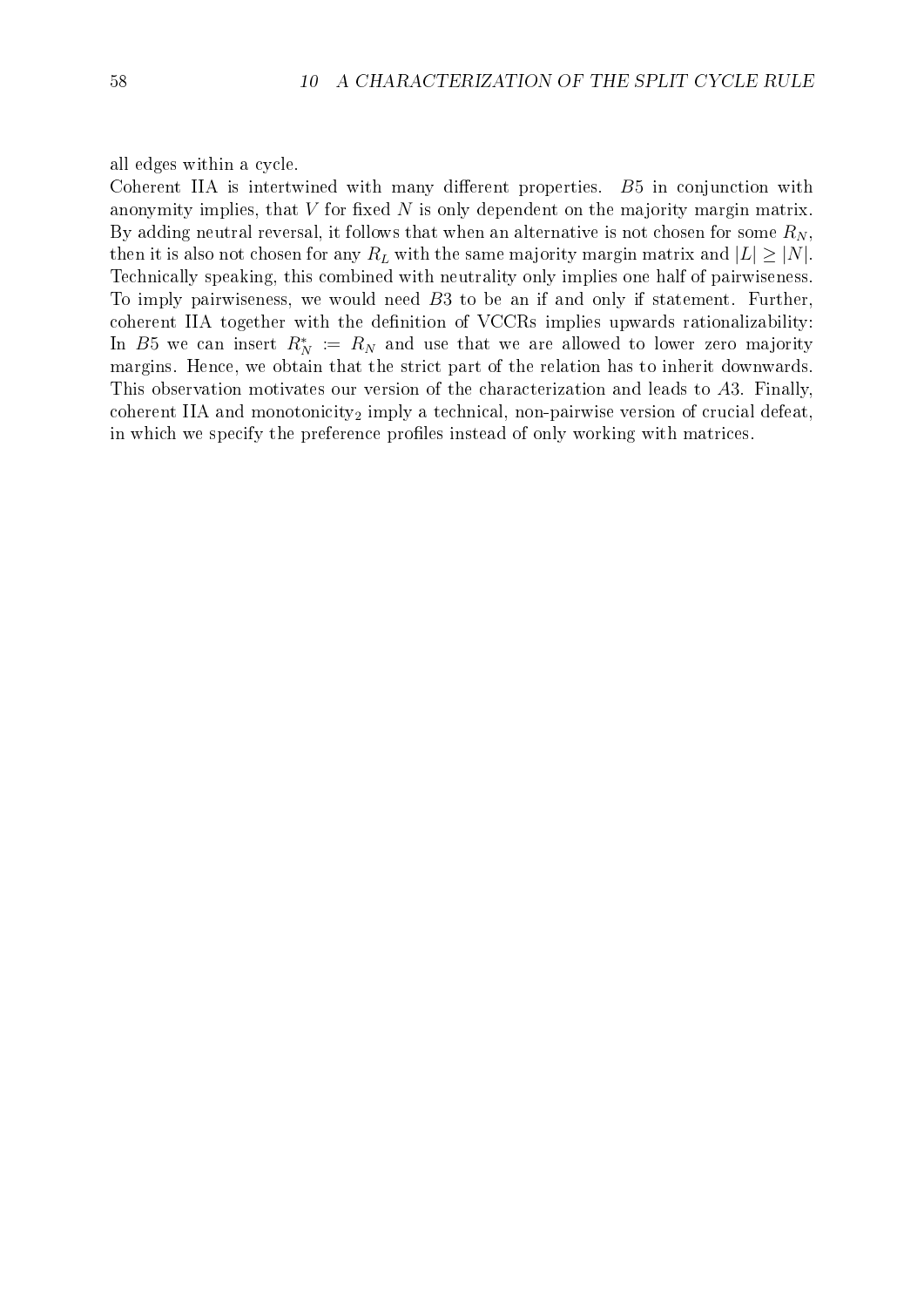all edges within a cycle.

Coherent IIA is intertwined with many different properties. $B5$ in conjunction with anonymity implies, that $V$ for fixed $N$ is only dependent on the majority margin matrix. By adding neutral reversal, it follows that when an alternative is not chosen for some $R_N$, then it is also not chosen for any $R_L$ with the same majority margin matrix and $|L| \geq |N|$. Technically speaking, this combined with neutrality only implies one half of pairwiseness. To imply pairwiseness, we would need $B3$ to be an if and only if statement. Further, coherent IIA together with the definition of VCCRs implies upwards rationalizability: In $B5$ we can insert $R_N^* := R_N$ and use that we are allowed to lower zero majority margins. Hence, we obtain that the strict part of the relation has to inherit downwards. This observation motivates our version of the characterization and leads to $A3$. Finally, coherent IIA and monotonicity$_2$ imply a technical, non-pairwise version of crucial defeat, in which we specify the preference profiles instead of only working with matrices.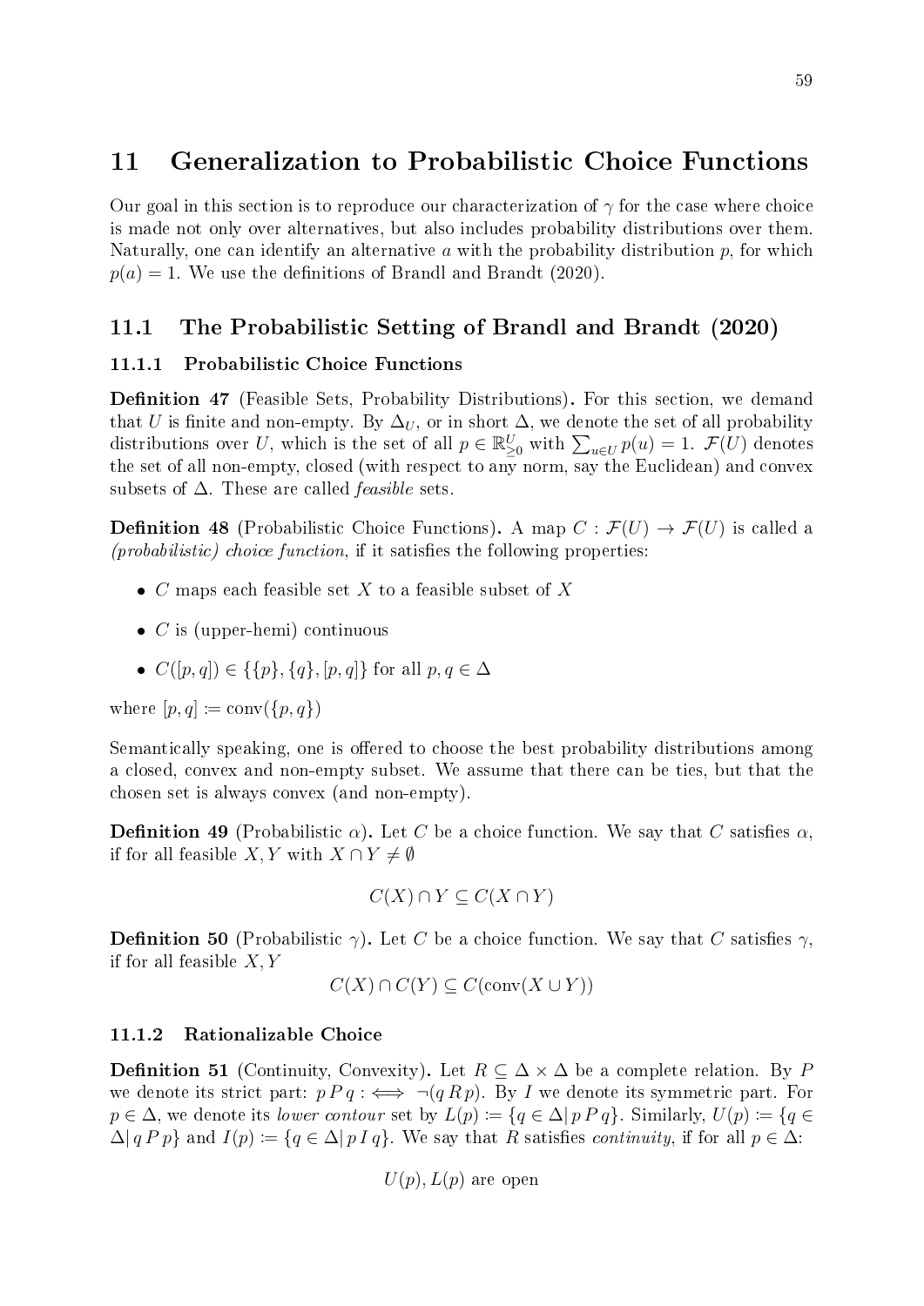# 11 Generalization to Probabilistic Choice Functions

Our goal in this section is to reproduce our characterization of $\gamma$ for the case where choice is made not only over alternatives, but also includes probability distributions over them. Naturally, one can identify an alternative $a$ with the probability distribution $p$, for which $p(a) = 1$. We use the definitions of Brandl and Brandt (2020).

## 11.1 The Probabilistic Setting of Brandl and Brandt (2020)

### 11.1.1 Probabilistic Choice Functions

**Definition 47** (Feasible Sets, Probability Distributions)**.** For this section, we demand that $U$ is finite and non-empty. By $\Delta_U$, or in short $\Delta$, we denote the set of all probability distributions over $U$, which is the set of all $p \in \mathbb{R}^U_{\geq 0}$ with $\sum_{u \in U} p(u) = 1$. $\mathcal{F}(U)$ denotes the set of all non-empty, closed (with respect to any norm, say the Euclidean) and convex subsets of $\Delta$. These are called *feasible* sets.

**Definition 48** (Probabilistic Choice Functions)**.** A map $C : \mathcal{F}(U) \to \mathcal{F}(U)$ is called a *(probabilistic) choice function*, if it satisfies the following properties:

- $C$ maps each feasible set $X$ to a feasible subset of $X$
- $C$ is (upper-hemi) continuous
- $C([p,q]) \in \{\{p\}, \{q\}, [p,q]\}$ for all $p, q \in \Delta$

where $[p,q] := \text{conv}(\{p,q\})$

Semantically speaking, one is offered to choose the best probability distributions among a closed, convex and non-empty subset. We assume that there can be ties, but that the chosen set is always convex (and non-empty).

**Definition 49** (Probabilistic $\alpha$)**.** Let $C$ be a choice function. We say that $C$ satisfies $\alpha$, if for all feasible $X, Y$ with $X \cap Y \neq \emptyset$

$$C(X) \cap Y \subseteq C(X \cap Y)$$

**Definition 50** (Probabilistic $\gamma$)**.** Let $C$ be a choice function. We say that $C$ satisfies $\gamma$, if for all feasible $X, Y$

$$C(X) \cap C(Y) \subseteq C(\text{conv}(X \cup Y))$$

### 11.1.2 Rationalizable Choice

**Definition 51** (Continuity, Convexity)**.** Let $R \subseteq \Delta \times \Delta$ be a complete relation. By $P$ we denote its strict part: $p\,P\,q :\iff \neg(q\,R\,p)$. By $I$ we denote its symmetric part. For $p \in \Delta$, we denote its *lower contour* set by $L(p) := \{q \in \Delta |\, p\,P\,q\}$. Similarly, $U(p) := \{q \in \Delta |\, q\,P\,p\}$ and $I(p) := \{q \in \Delta |\, p\,I\,q\}$. We say that $R$ satisfies *continuity*, if for all $p \in \Delta$:

$$U(p), L(p) \text{ are open}$$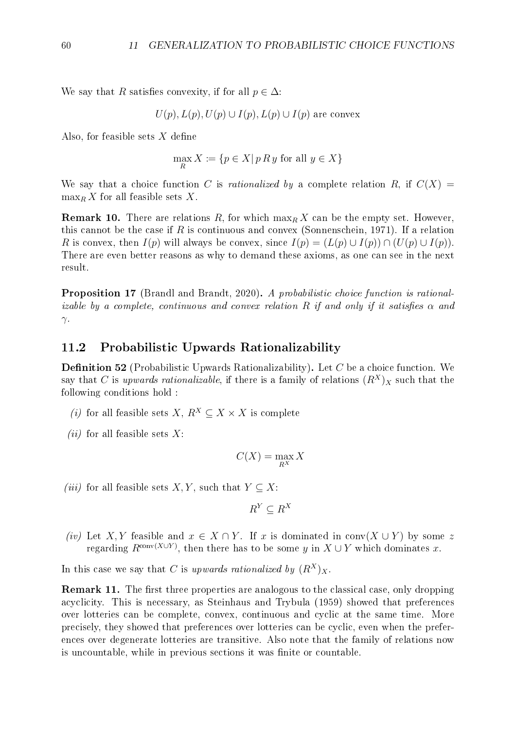We say that $R$ satisfies convexity, if for all $p \in \Delta$:

$$U(p), L(p), U(p) \cup I(p), L(p) \cup I(p) \text{ are convex}$$

Also, for feasible sets $X$ define

$$\max_R X := \{p \in X \,|\, p \, R \, y \text{ for all } y \in X\}$$

We say that a choice function $C$ is *rationalized by* a complete relation $R$, if $C(X) = \max_R X$ for all feasible sets $X$.

**Remark 10.** There are relations $R$, for which $\max_R X$ can be the empty set. However, this cannot be the case if $R$ is continuous and convex (Sonnenschein, 1971). If a relation $R$ is convex, then $I(p)$ will always be convex, since $I(p) = (L(p) \cup I(p)) \cap (U(p) \cup I(p))$. There are even better reasons as why to demand these axioms, as one can see in the next result.

**Proposition 17** (Brandl and Brandt, 2020)**.** *A probabilistic choice function is rationalizable by a complete, continuous and convex relation $R$ if and only if it satisfies $\alpha$ and $\gamma$.*

## 11.2 Probabilistic Upwards Rationalizability

**Definition 52** (Probabilistic Upwards Rationalizability)**.** Let $C$ be a choice function. We say that $C$ is *upwards rationalizable*, if there is a family of relations $(R^X)_X$ such that the following conditions hold :

*(i)* for all feasible sets $X$, $R^X \subseteq X \times X$ is complete

*(ii)* for all feasible sets $X$:

$$C(X) = \max_{R^X} X$$

*(iii)* for all feasible sets $X, Y$, such that $Y \subseteq X$:

$$R^Y \subseteq R^X$$

*(iv)* Let $X, Y$ feasible and $x \in X \cap Y$. If $x$ is dominated in $\text{conv}(X \cup Y)$ by some $z$ regarding $R^{\text{conv}(X \cup Y)}$, then there has to be some $y$ in $X \cup Y$ which dominates $x$.

In this case we say that $C$ is *upwards rationalized by* $(R^X)_X$.

**Remark 11.** The first three properties are analogous to the classical case, only dropping acyclicity. This is necessary, as Steinhaus and Trybula (1959) showed that preferences over lotteries can be complete, convex, continuous and cyclic at the same time. More precisely, they showed that preferences over lotteries can be cyclic, even when the preferences over degenerate lotteries are transitive. Also note that the family of relations now is uncountable, while in previous sections it was finite or countable.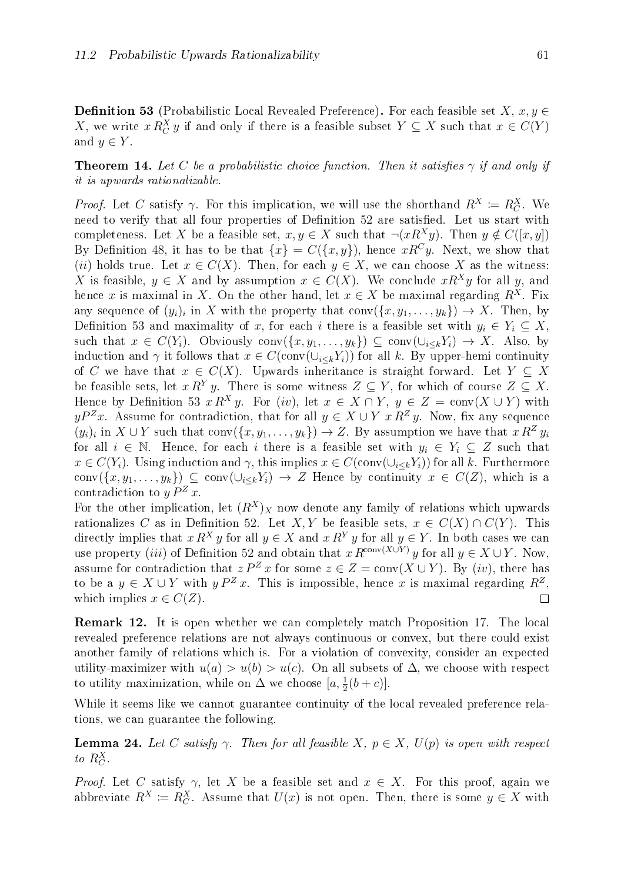**Definition 53** (Probabilistic Local Revealed Preference)**.** For each feasible set $X$, $x, y \in X$, we write $x\, R^X_C\, y$ if and only if there is a feasible subset $Y \subseteq X$ such that $x \in C(Y)$ and $y \in Y$.

**Theorem 14.** *Let $C$ be a probabilistic choice function. Then it satisfies $\gamma$ if and only if it is upwards rationalizable.*

*Proof.* Let $C$ satisfy $\gamma$. For this implication, we will use the shorthand $R^X \coloneqq R^X_C$. We need to verify that all four properties of Definition 52 are satisfied. Let us start with completeness. Let $X$ be a feasible set, $x, y \in X$ such that $\neg(xR^X y)$. Then $y \notin C([x, y])$ By Definition 48, it has to be that $\{x\} = C(\{x, y\})$, hence $xR^C y$. Next, we show that $(ii)$ holds true. Let $x \in C(X)$. Then, for each $y \in X$, we can choose $X$ as the witness: $X$ is feasible, $y \in X$ and by assumption $x \in C(X)$. We conclude $xR^X y$ for all $y$, and hence $x$ is maximal in $X$. On the other hand, let $x \in X$ be maximal regarding $R^X$. Fix any sequence of $(y_i)_i$ in $X$ with the property that $\operatorname{conv}(\{x, y_1, \dots, y_k\}) \to X$. Then, by Definition 53 and maximality of $x$, for each $i$ there is a feasible set with $y_i \in Y_i \subseteq X$, such that $x \in C(Y_i)$. Obviously $\operatorname{conv}(\{x, y_1, \dots, y_k\}) \subseteq \operatorname{conv}(\cup_{i \le k} Y_i) \to X$. Also, by induction and $\gamma$ it follows that $x \in C(\operatorname{conv}(\cup_{i \le k} Y_i))$ for all $k$. By upper-hemi continuity of $C$ we have that $x \in C(X)$. Upwards inheritance is straight forward. Let $Y \subseteq X$ be feasible sets, let $x\, R^Y\, y$. There is some witness $Z \subseteq Y$, for which of course $Z \subseteq X$. Hence by Definition 53 $x\, R^X\, y$. For $(iv)$, let $x \in X \cap Y$, $y \in Z = \operatorname{conv}(X \cup Y)$ with $yP^Z x$. Assume for contradiction, that for all $y \in X \cup Y$ $x\, R^Z\, y$. Now, fix any sequence $(y_i)_i$ in $X \cup Y$ such that $\operatorname{conv}(\{x, y_1, \dots, y_k\}) \to Z$. By assumption we have that $x\, R^Z\, y_i$ for all $i \in \mathbb{N}$. Hence, for each $i$ there is a feasible set with $y_i \in Y_i \subseteq Z$ such that $x \in C(Y_i)$. Using induction and $\gamma$, this implies $x \in C(\operatorname{conv}(\cup_{i \le k} Y_i))$ for all $k$. Furthermore $\operatorname{conv}(\{x, y_1, \dots, y_k\}) \subseteq \operatorname{conv}(\cup_{i \le k} Y_i) \to Z$ Hence by continuity $x \in C(Z)$, which is a contradiction to $y\, P^Z\, x$.

For the other implication, let $(R^X)_X$ now denote any family of relations which upwards rationalizes $C$ as in Definition 52. Let $X, Y$ be feasible sets, $x \in C(X) \cap C(Y)$. This directly implies that $x\, R^X\, y$ for all $y \in X$ and $x\, R^Y\, y$ for all $y \in Y$. In both cases we can use property $(iii)$ of Definition 52 and obtain that $x\, R^{\operatorname{conv}(X \cup Y)}\, y$ for all $y \in X \cup Y$. Now, assume for contradiction that $z\, P^Z\, x$ for some $z \in Z = \operatorname{conv}(X \cup Y)$. By $(iv)$, there has to be a $y \in X \cup Y$ with $y\, P^Z\, x$. This is impossible, hence $x$ is maximal regarding $R^Z$, which implies $x \in C(Z)$. $\square$

**Remark 12.** It is open whether we can completely match Proposition 17. The local revealed preference relations are not always continuous or convex, but there could exist another family of relations which is. For a violation of convexity, consider an expected utility-maximizer with $u(a) > u(b) > u(c)$. On all subsets of $\Delta$, we choose with respect to utility maximization, while on $\Delta$ we choose $[a, \frac{1}{2}(b + c)]$.

While it seems like we cannot guarantee continuity of the local revealed preference relations, we can guarantee the following.

**Lemma 24.** *Let $C$ satisfy $\gamma$. Then for all feasible $X$, $p \in X$, $U(p)$ is open with respect to $R^X_C$.*

*Proof.* Let $C$ satisfy $\gamma$, let $X$ be a feasible set and $x \in X$. For this proof, again we abbreviate $R^X \coloneqq R^X_C$. Assume that $U(x)$ is not open. Then, there is some $y \in X$ with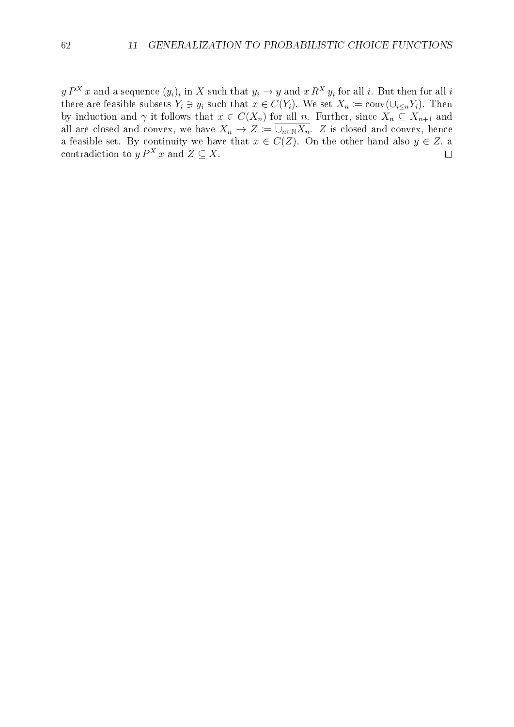$y \, P^X \, x$ and a sequence $(y_i)_i$ in $X$ such that $y_i \to y$ and $x \, R^X \, y_i$ for all $i$. But then for all $i$ there are feasible subsets $Y_i \ni y_i$ such that $x \in C(Y_i)$. We set $X_n := \text{conv}(\cup_{i \leq n} Y_i)$. Then by induction and $\gamma$ it follows that $x \in C(X_n)$ for all $n$. Further, since $X_n \subseteq X_{n+1}$ and all are closed and convex, we have $X_n \to Z := \overline{\cup_{n \in \mathbb{N}} X_n}$. $Z$ is closed and convex, hence a feasible set. By continuity we have that $x \in C(Z)$. On the other hand also $y \in Z$, a contradiction to $y \, P^X \, x$ and $Z \subseteq X$. $\square$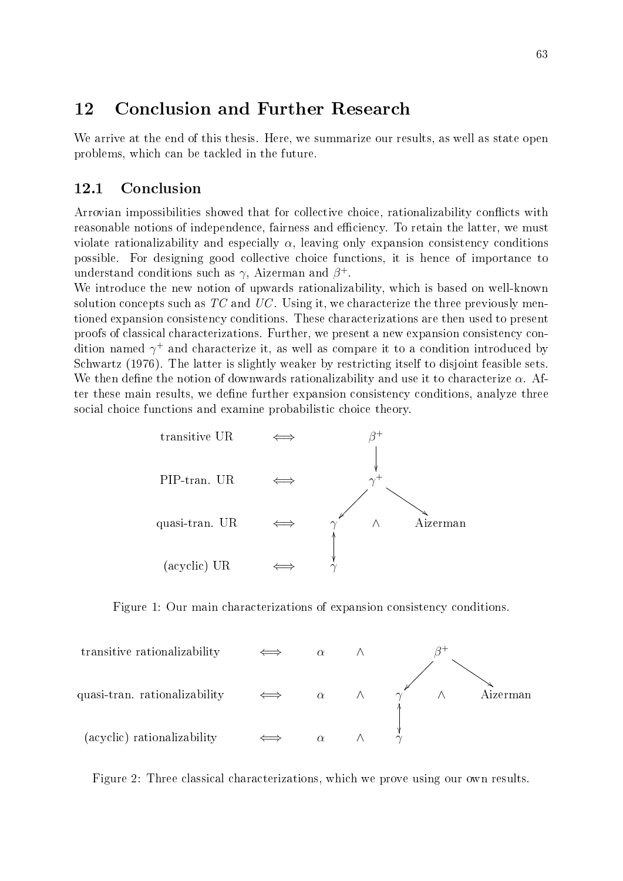# 12 Conclusion and Further Research

We arrive at the end of this thesis. Here, we summarize our results, as well as state open problems, which can be tackled in the future.

## 12.1 Conclusion

Arrovian impossibilities showed that for collective choice, rationalizability conflicts with reasonable notions of independence, fairness and efficiency. To retain the latter, we must violate rationalizability and especially $\alpha$, leaving only expansion consistency conditions possible. For designing good collective choice functions, it is hence of importance to understand conditions such as $\gamma$, Aizerman and $\beta^+$.

We introduce the new notion of upwards rationalizability, which is based on well-known solution concepts such as $TC$ and $UC$. Using it, we characterize the three previously mentioned expansion consistency conditions. These characterizations are then used to present proofs of classical characterizations. Further, we present a new expansion consistency condition named $\gamma^+$ and characterize it, as well as compare it to a condition introduced by Schwartz (1976). The latter is slightly weaker by restricting itself to disjoint feasible sets. We then define the notion of downwards rationalizability and use it to characterize $\alpha$. After these main results, we define further expansion consistency conditions, analyze three social choice functions and examine probabilistic choice theory.

| | | |
|---|---|---|
| transitive UR | $\iff$ | $\beta^+$ |
| PIP-tran. UR | $\iff$ | $\gamma^+$ |
| quasi-tran. UR | $\iff$ | $\gamma \wedge$ Aizerman |
| (acyclic) UR | $\iff$ | $\gamma$ |

Figure 1: Our main characterizations of expansion consistency conditions.

| | | |
|---|---|---|
| transitive rationalizability | $\iff$ | $\alpha \wedge \beta^+$ |
| quasi-tran. rationalizability | $\iff$ | $\alpha \wedge \gamma \wedge$ Aizerman |
| (acyclic) rationalizability | $\iff$ | $\alpha \wedge \gamma$ |

Figure 2: Three classical characterizations, which we prove using our own results.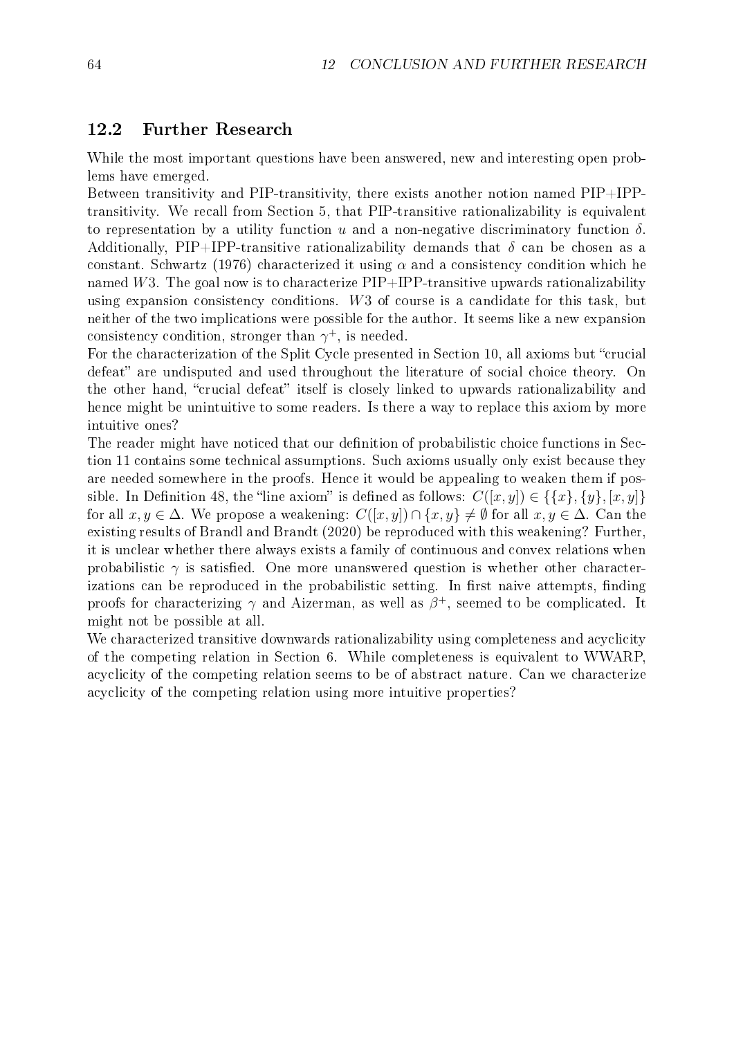## 12.2 Further Research

While the most important questions have been answered, new and interesting open problems have emerged.

Between transitivity and PIP-transitivity, there exists another notion named PIP+IPP-transitivity. We recall from Section 5, that PIP-transitive rationalizability is equivalent to representation by a utility function $u$ and a non-negative discriminatory function $\delta$. Additionally, PIP+IPP-transitive rationalizability demands that $\delta$ can be chosen as a constant. Schwartz (1976) characterized it using $\alpha$ and a consistency condition which he named $W3$. The goal now is to characterize PIP+IPP-transitive upwards rationalizability using expansion consistency conditions. $W3$ of course is a candidate for this task, but neither of the two implications were possible for the author. It seems like a new expansion consistency condition, stronger than $\gamma^+$, is needed.

For the characterization of the Split Cycle presented in Section 10, all axioms but "crucial defeat" are undisputed and used throughout the literature of social choice theory. On the other hand, "crucial defeat" itself is closely linked to upwards rationalizability and hence might be unintuitive to some readers. Is there a way to replace this axiom by more intuitive ones?

The reader might have noticed that our definition of probabilistic choice functions in Section 11 contains some technical assumptions. Such axioms usually only exist because they are needed somewhere in the proofs. Hence it would be appealing to weaken them if possible. In Definition 48, the "line axiom" is defined as follows: $C([x, y]) \in \{\{x\}, \{y\}, [x, y]\}$ for all $x, y \in \Delta$. We propose a weakening: $C([x, y]) \cap \{x, y\} \neq \emptyset$ for all $x, y \in \Delta$. Can the existing results of Brandl and Brandt (2020) be reproduced with this weakening? Further, it is unclear whether there always exists a family of continuous and convex relations when probabilistic $\gamma$ is satisfied. One more unanswered question is whether other characterizations can be reproduced in the probabilistic setting. In first naive attempts, finding proofs for characterizing $\gamma$ and Aizerman, as well as $\beta^+$, seemed to be complicated. It might not be possible at all.

We characterized transitive downwards rationalizability using completeness and acyclicity of the competing relation in Section 6. While completeness is equivalent to WWARP, acyclicity of the competing relation seems to be of abstract nature. Can we characterize acyclicity of the competing relation using more intuitive properties?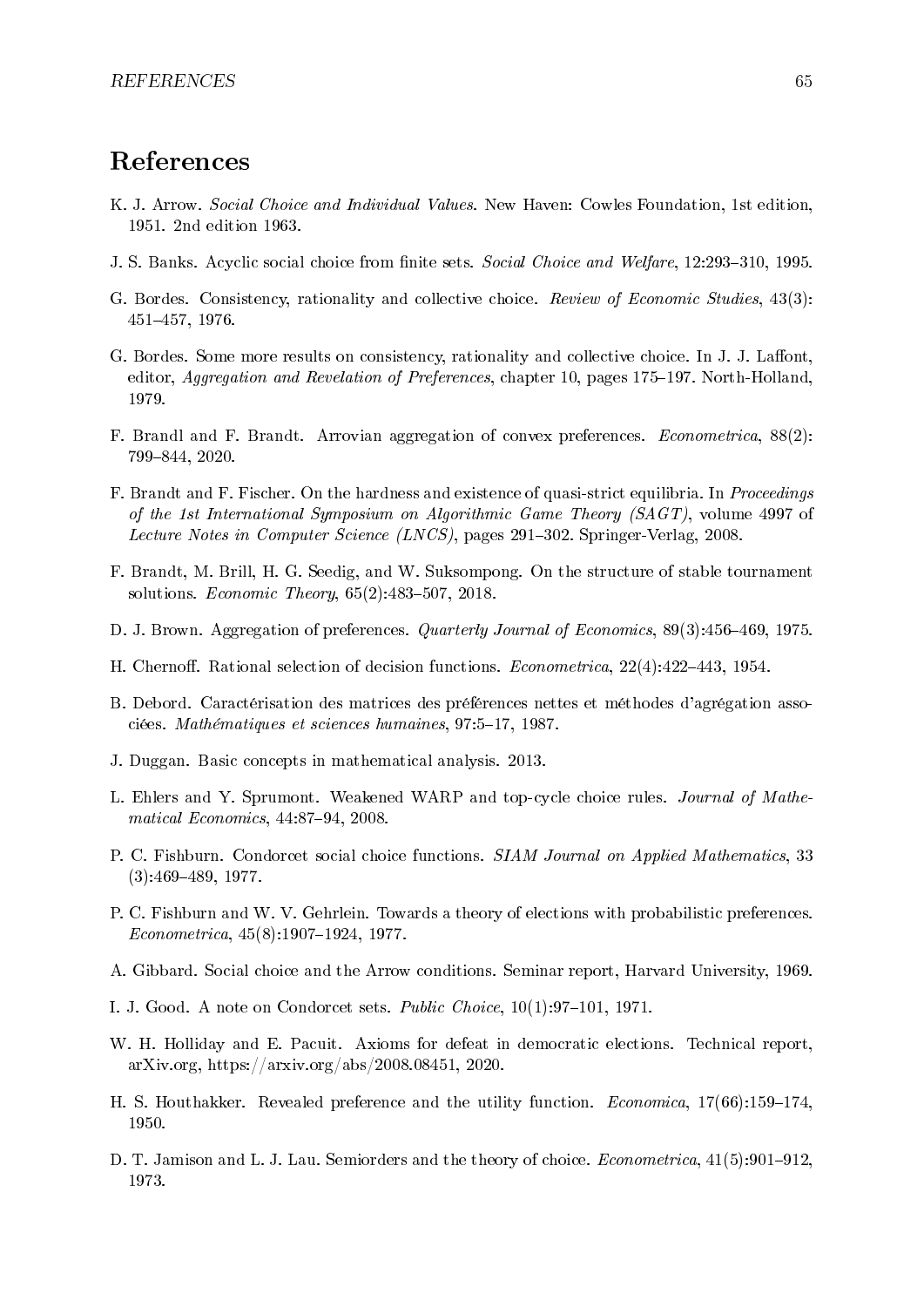# References

K. J. Arrow. *Social Choice and Individual Values*. New Haven: Cowles Foundation, 1st edition, 1951. 2nd edition 1963.

J. S. Banks. Acyclic social choice from finite sets. *Social Choice and Welfare*, 12:293–310, 1995.

G. Bordes. Consistency, rationality and collective choice. *Review of Economic Studies*, 43(3): 451–457, 1976.

G. Bordes. Some more results on consistency, rationality and collective choice. In J. J. Laffont, editor, *Aggregation and Revelation of Preferences*, chapter 10, pages 175–197. North-Holland, 1979.

F. Brandl and F. Brandt. Arrovian aggregation of convex preferences. *Econometrica*, 88(2): 799–844, 2020.

F. Brandt and F. Fischer. On the hardness and existence of quasi-strict equilibria. In *Proceedings of the 1st International Symposium on Algorithmic Game Theory (SAGT)*, volume 4997 of *Lecture Notes in Computer Science (LNCS)*, pages 291–302. Springer-Verlag, 2008.

F. Brandt, M. Brill, H. G. Seedig, and W. Suksompong. On the structure of stable tournament solutions. *Economic Theory*, 65(2):483–507, 2018.

D. J. Brown. Aggregation of preferences. *Quarterly Journal of Economics*, 89(3):456–469, 1975.

H. Chernoff. Rational selection of decision functions. *Econometrica*, 22(4):422–443, 1954.

B. Debord. Caractérisation des matrices des préférences nettes et méthodes d'agrégation associées. *Mathématiques et sciences humaines*, 97:5–17, 1987.

J. Duggan. Basic concepts in mathematical analysis. 2013.

L. Ehlers and Y. Sprumont. Weakened WARP and top-cycle choice rules. *Journal of Mathematical Economics*, 44:87–94, 2008.

P. C. Fishburn. Condorcet social choice functions. *SIAM Journal on Applied Mathematics*, 33 (3):469–489, 1977.

P. C. Fishburn and W. V. Gehrlein. Towards a theory of elections with probabilistic preferences. *Econometrica*, 45(8):1907–1924, 1977.

A. Gibbard. Social choice and the Arrow conditions. Seminar report, Harvard University, 1969.

I. J. Good. A note on Condorcet sets. *Public Choice*, 10(1):97–101, 1971.

W. H. Holliday and E. Pacuit. Axioms for defeat in democratic elections. Technical report, arXiv.org, https://arxiv.org/abs/2008.08451, 2020.

H. S. Houthakker. Revealed preference and the utility function. *Economica*, 17(66):159–174, 1950.

D. T. Jamison and L. J. Lau. Semiorders and the theory of choice. *Econometrica*, 41(5):901–912, 1973.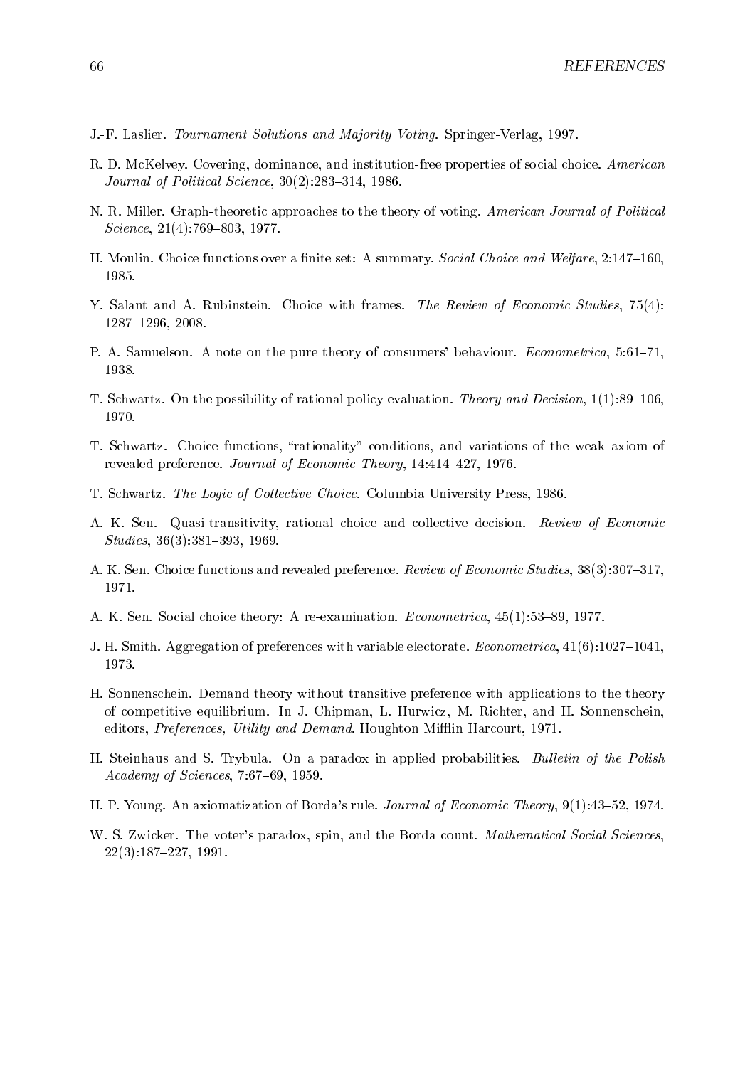J.-F. Laslier. *Tournament Solutions and Majority Voting*. Springer-Verlag, 1997.

R. D. McKelvey. Covering, dominance, and institution-free properties of social choice. *American Journal of Political Science*, 30(2):283–314, 1986.

N. R. Miller. Graph-theoretic approaches to the theory of voting. *American Journal of Political Science*, 21(4):769–803, 1977.

H. Moulin. Choice functions over a finite set: A summary. *Social Choice and Welfare*, 2:147–160, 1985.

Y. Salant and A. Rubinstein. Choice with frames. *The Review of Economic Studies*, 75(4): 1287–1296, 2008.

P. A. Samuelson. A note on the pure theory of consumers' behaviour. *Econometrica*, 5:61–71, 1938.

T. Schwartz. On the possibility of rational policy evaluation. *Theory and Decision*, 1(1):89–106, 1970.

T. Schwartz. Choice functions, "rationality" conditions, and variations of the weak axiom of revealed preference. *Journal of Economic Theory*, 14:414–427, 1976.

T. Schwartz. *The Logic of Collective Choice*. Columbia University Press, 1986.

A. K. Sen. Quasi-transitivity, rational choice and collective decision. *Review of Economic Studies*, 36(3):381–393, 1969.

A. K. Sen. Choice functions and revealed preference. *Review of Economic Studies*, 38(3):307–317, 1971.

A. K. Sen. Social choice theory: A re-examination. *Econometrica*, 45(1):53–89, 1977.

J. H. Smith. Aggregation of preferences with variable electorate. *Econometrica*, 41(6):1027–1041, 1973.

H. Sonnenschein. Demand theory without transitive preference with applications to the theory of competitive equilibrium. In J. Chipman, L. Hurwicz, M. Richter, and H. Sonnenschein, editors, *Preferences, Utility and Demand*. Houghton Mifflin Harcourt, 1971.

H. Steinhaus and S. Trybula. On a paradox in applied probabilities. *Bulletin of the Polish Academy of Sciences*, 7:67–69, 1959.

H. P. Young. An axiomatization of Borda's rule. *Journal of Economic Theory*, 9(1):43–52, 1974.

W. S. Zwicker. The voter's paradox, spin, and the Borda count. *Mathematical Social Sciences*, 22(3):187–227, 1991.